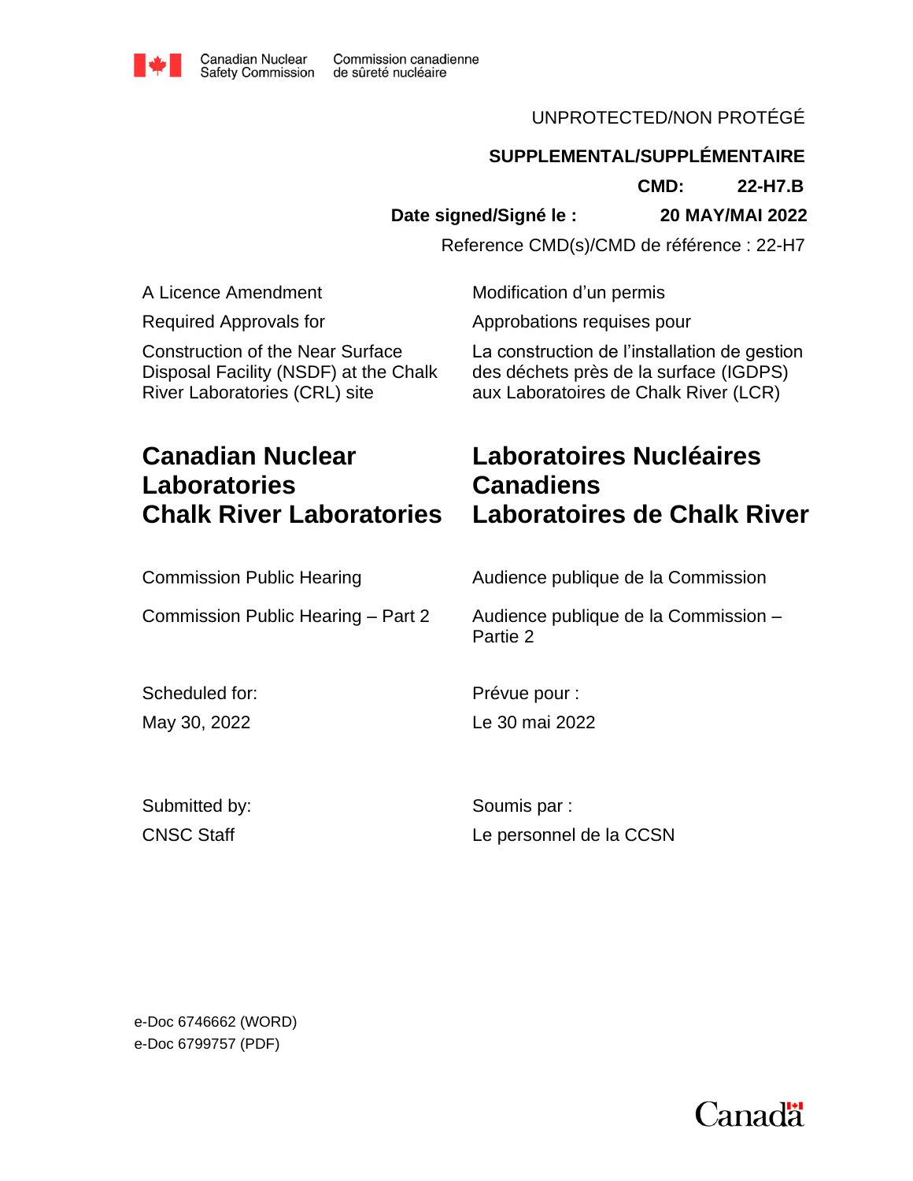Canadian Nuclear Safety Commission — Commission canadienne de sûreté nucléaire

UNPROTECTED/NON PROTÉGÉ

**SUPPLEMENTAL/SUPPLÉMENTAIRE**

**CMD: 22-H7.B**

**Date signed/Signé le : 20 MAY/MAI 2022**

Reference CMD(s)/CMD de référence : 22-H7

A Licence Amendment

Required Approvals for

Construction of the Near Surface Disposal Facility (NSDF) at the Chalk River Laboratories (CRL) site

Modification d'un permis

Approbations requises pour

La construction de l'installation de gestion des déchets près de la surface (IGDPS) aux Laboratoires de Chalk River (LCR)

# Canadian Nuclear Laboratories Chalk River Laboratories

# Laboratoires Nucléaires Canadiens Laboratoires de Chalk River

Commission Public Hearing

Commission Public Hearing – Part 2

Audience publique de la Commission

Audience publique de la Commission – Partie 2

Scheduled for:

May 30, 2022

Prévue pour :

Le 30 mai 2022

Submitted by:

CNSC Staff

Soumis par :

Le personnel de la CCSN

e-Doc 6746662 (WORD)

e-Doc 6799757 (PDF)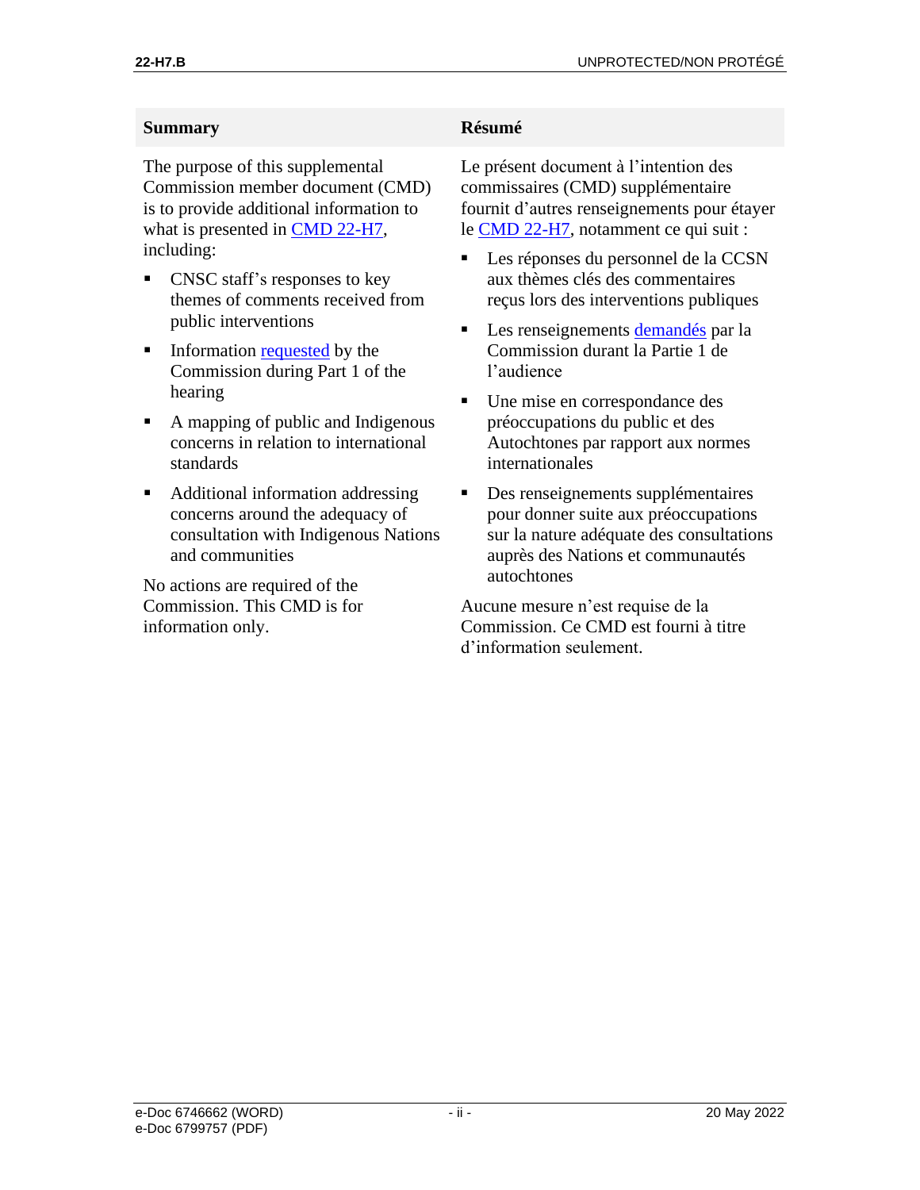## Summary

The purpose of this supplemental Commission member document (CMD) is to provide additional information to what is presented in CMD 22-H7, including:

- CNSC staff's responses to key themes of comments received from public interventions
- Information requested by the Commission during Part 1 of the hearing
- A mapping of public and Indigenous concerns in relation to international standards
- Additional information addressing concerns around the adequacy of consultation with Indigenous Nations and communities

No actions are required of the Commission. This CMD is for information only.

## Résumé

Le présent document à l'intention des commissaires (CMD) supplémentaire fournit d'autres renseignements pour étayer le CMD 22-H7, notamment ce qui suit :

- Les réponses du personnel de la CCSN aux thèmes clés des commentaires reçus lors des interventions publiques
- Les renseignements demandés par la Commission durant la Partie 1 de l'audience
- Une mise en correspondance des préoccupations du public et des Autochtones par rapport aux normes internationales
- Des renseignements supplémentaires pour donner suite aux préoccupations sur la nature adéquate des consultations auprès des Nations et communautés autochtones

Aucune mesure n'est requise de la Commission. Ce CMD est fourni à titre d'information seulement.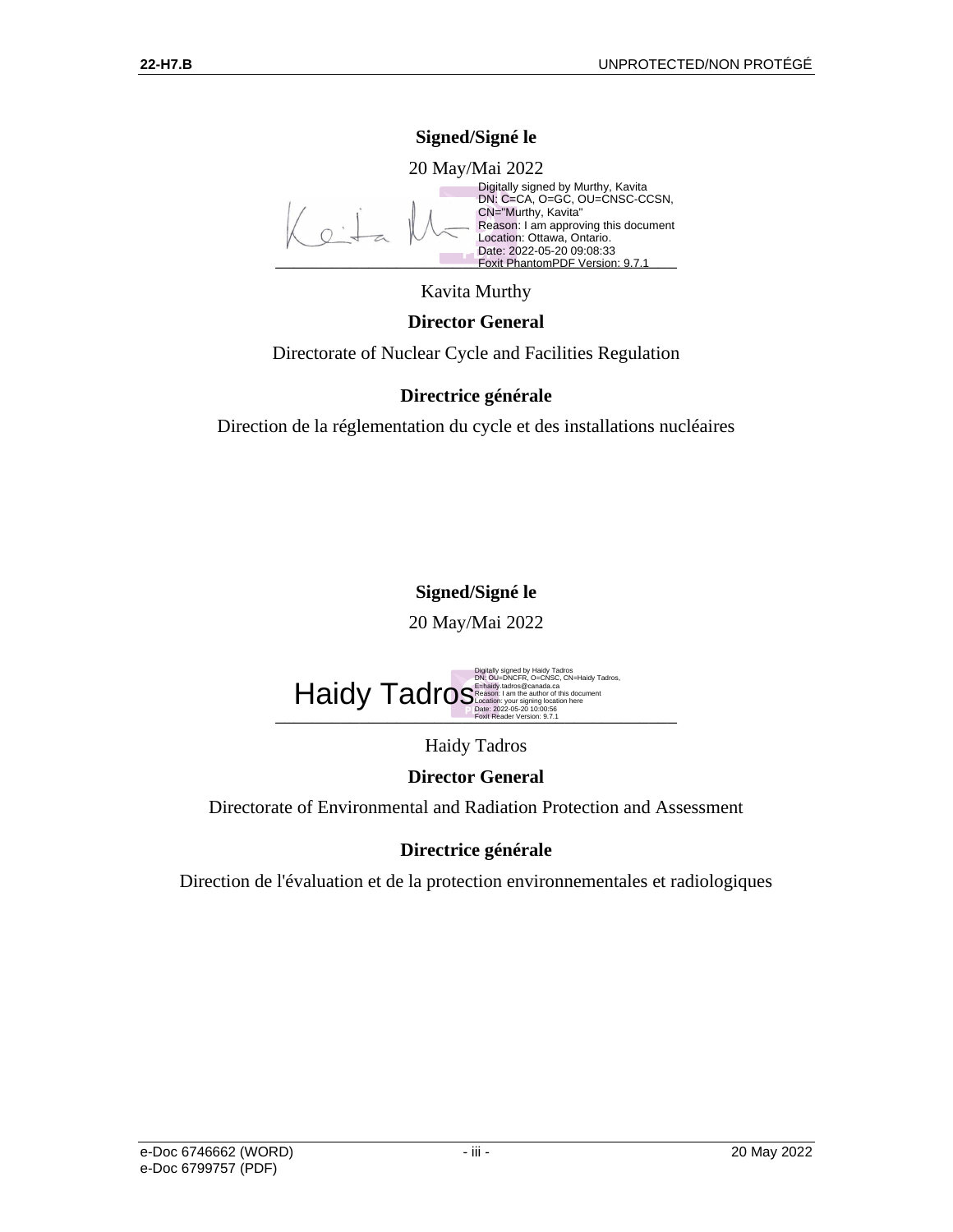**Signed/Signé le**

20 May/Mai 2022

Digitally signed by Murthy, Kavita
DN: C=CA, O=GC, OU=CNSC-CCSN, CN="Murthy, Kavita"
Reason: I am approving this document
Location: Ottawa, Ontario.
Date: 2022-05-20 09:08:33
Foxit PhantomPDF Version: 9.7.1

Kavita Murthy

**Director General**

Directorate of Nuclear Cycle and Facilities Regulation

**Directrice générale**

Direction de la réglementation du cycle et des installations nucléaires

**Signed/Signé le**

20 May/Mai 2022

Haidy Tadros

Digitally signed by Haidy Tadros
DN: OU=DNCFR, O=CNSC, CN=Haidy Tadros, E=haidy.tadros@canada.ca
Reason: I am the author of this document
Location: your signing location here
Date: 2022-05-20 10:00:56
Foxit Reader Version: 9.7.1

Haidy Tadros

**Director General**

Directorate of Environmental and Radiation Protection and Assessment

**Directrice générale**

Direction de l'évaluation et de la protection environnementales et radiologiques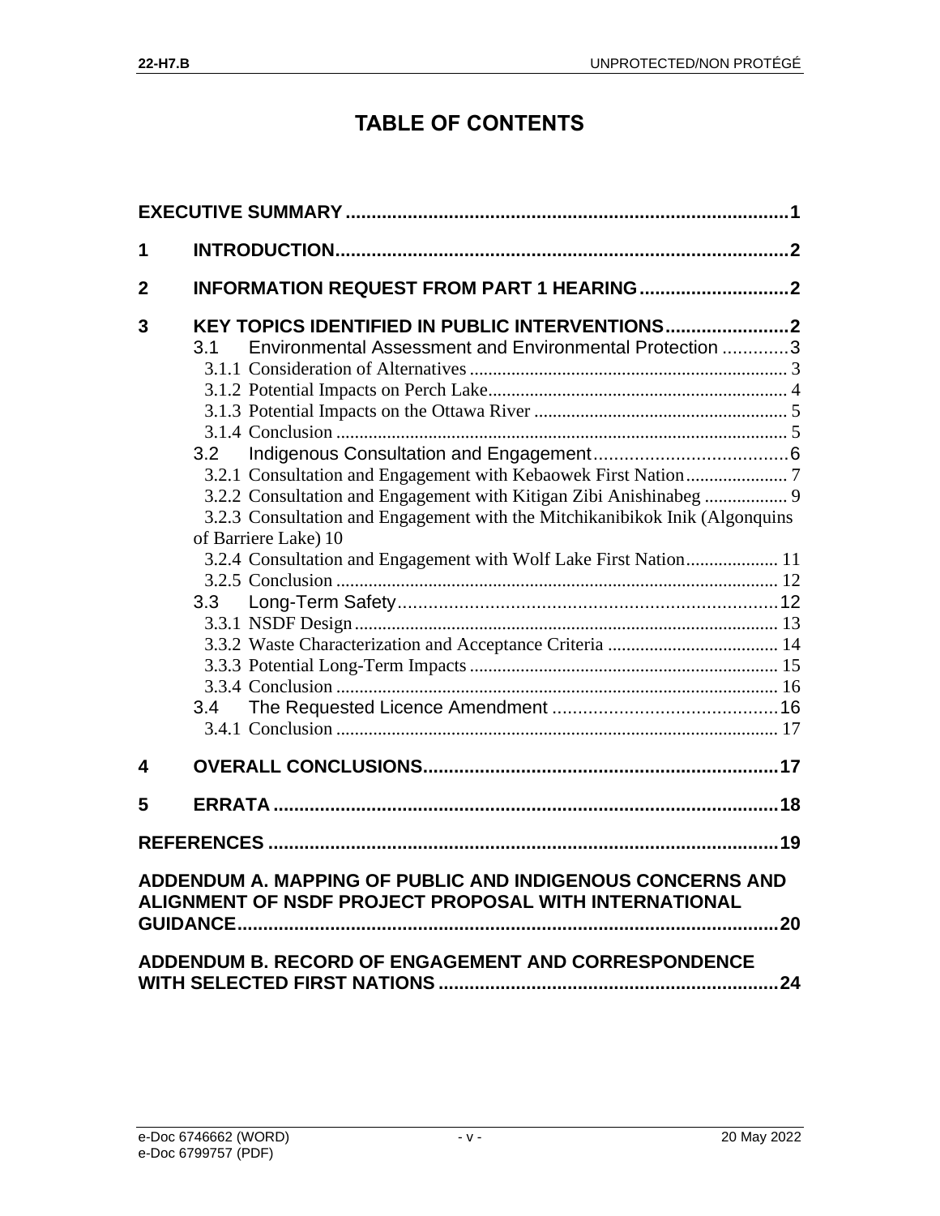# TABLE OF CONTENTS

**EXECUTIVE SUMMARY** ....................................................................................... 1

**1 INTRODUCTION** ....................................................................................... 2

**2 INFORMATION REQUEST FROM PART 1 HEARING** ............................. 2

**3 KEY TOPICS IDENTIFIED IN PUBLIC INTERVENTIONS** ........................ 2

- 3.1 Environmental Assessment and Environmental Protection ............. 3
  - 3.1.1 Consideration of Alternatives ..................................................................... 3
  - 3.1.2 Potential Impacts on Perch Lake ................................................................. 4
  - 3.1.3 Potential Impacts on the Ottawa River ....................................................... 5
  - 3.1.4 Conclusion ................................................................................................. 5
- 3.2 Indigenous Consultation and Engagement ...................................... 6
  - 3.2.1 Consultation and Engagement with Kebaowek First Nation ...................... 7
  - 3.2.2 Consultation and Engagement with Kitigan Zibi Anishinabeg .................. 9
  - 3.2.3 Consultation and Engagement with the Mitchikanibikok Inik (Algonquins of Barriere Lake) 10
  - 3.2.4 Consultation and Engagement with Wolf Lake First Nation .................... 11
  - 3.2.5 Conclusion ............................................................................................... 12
- 3.3 Long-Term Safety .......................................................................... 12
  - 3.3.1 NSDF Design ........................................................................................... 13
  - 3.3.2 Waste Characterization and Acceptance Criteria ..................................... 14
  - 3.3.3 Potential Long-Term Impacts ................................................................... 15
  - 3.3.4 Conclusion ............................................................................................... 16
- 3.4 The Requested Licence Amendment ............................................ 16
  - 3.4.1 Conclusion ............................................................................................... 17

**4 OVERALL CONCLUSIONS** ..................................................................... 17

**5 ERRATA** ................................................................................................... 18

**REFERENCES** ............................................................................................... 19

**ADDENDUM A. MAPPING OF PUBLIC AND INDIGENOUS CONCERNS AND ALIGNMENT OF NSDF PROJECT PROPOSAL WITH INTERNATIONAL GUIDANCE** ..................................................................................................... 20

**ADDENDUM B. RECORD OF ENGAGEMENT AND CORRESPONDENCE WITH SELECTED FIRST NATIONS** .................................................................. 24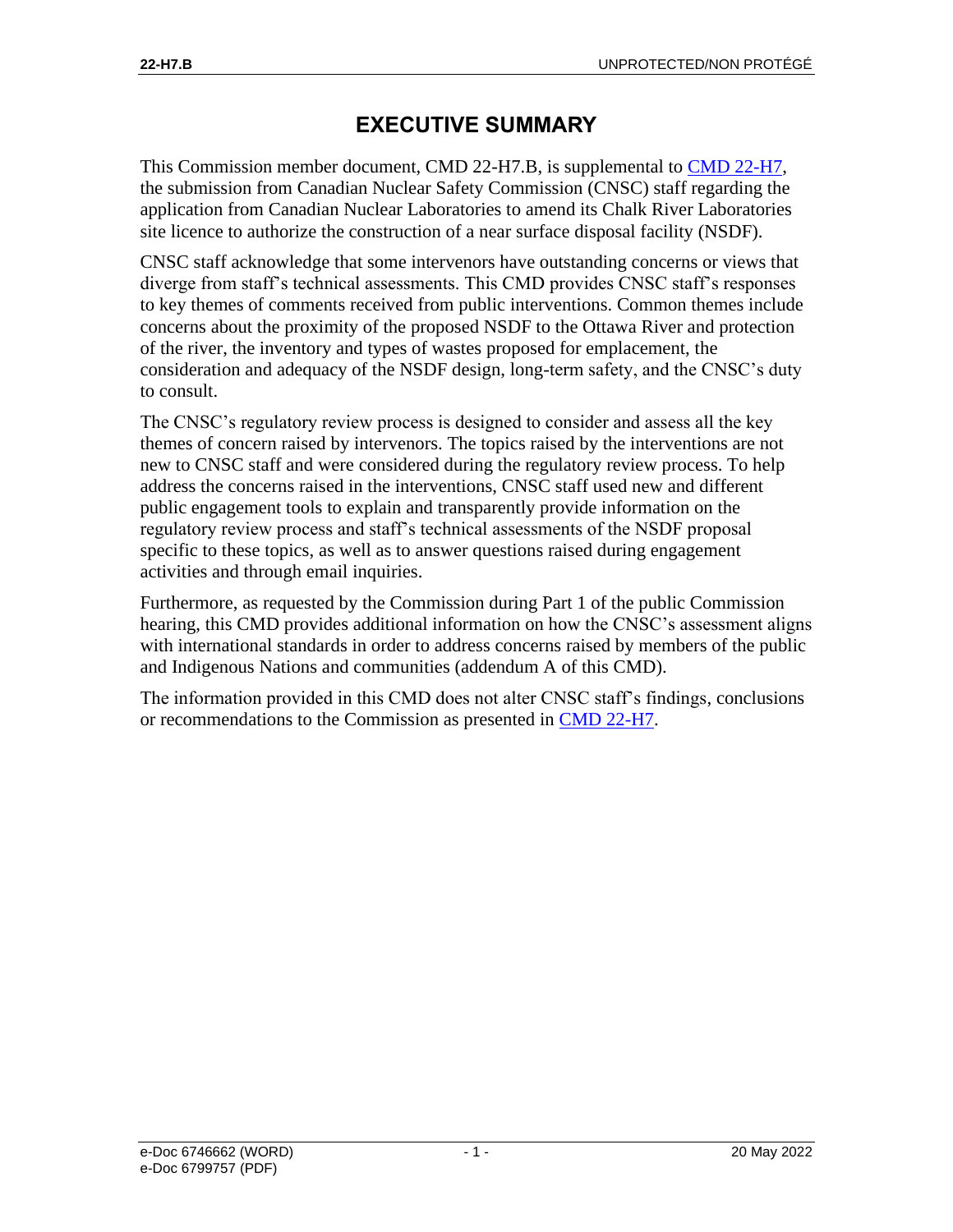# EXECUTIVE SUMMARY

This Commission member document, CMD 22-H7.B, is supplemental to CMD 22-H7, the submission from Canadian Nuclear Safety Commission (CNSC) staff regarding the application from Canadian Nuclear Laboratories to amend its Chalk River Laboratories site licence to authorize the construction of a near surface disposal facility (NSDF).

CNSC staff acknowledge that some intervenors have outstanding concerns or views that diverge from staff's technical assessments. This CMD provides CNSC staff's responses to key themes of comments received from public interventions. Common themes include concerns about the proximity of the proposed NSDF to the Ottawa River and protection of the river, the inventory and types of wastes proposed for emplacement, the consideration and adequacy of the NSDF design, long-term safety, and the CNSC's duty to consult.

The CNSC's regulatory review process is designed to consider and assess all the key themes of concern raised by intervenors. The topics raised by the interventions are not new to CNSC staff and were considered during the regulatory review process. To help address the concerns raised in the interventions, CNSC staff used new and different public engagement tools to explain and transparently provide information on the regulatory review process and staff's technical assessments of the NSDF proposal specific to these topics, as well as to answer questions raised during engagement activities and through email inquiries.

Furthermore, as requested by the Commission during Part 1 of the public Commission hearing, this CMD provides additional information on how the CNSC's assessment aligns with international standards in order to address concerns raised by members of the public and Indigenous Nations and communities (addendum A of this CMD).

The information provided in this CMD does not alter CNSC staff's findings, conclusions or recommendations to the Commission as presented in CMD 22-H7.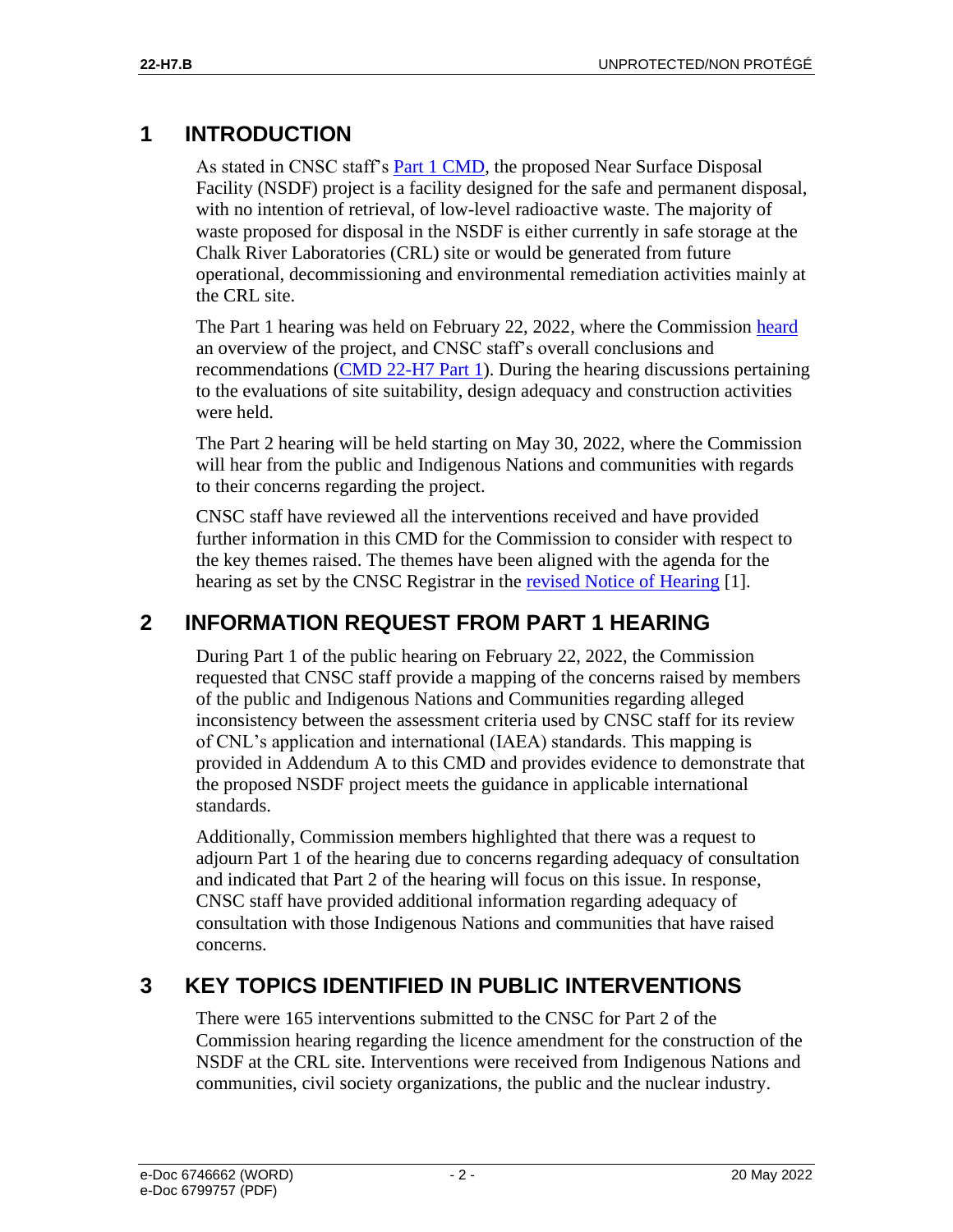# 1 INTRODUCTION

As stated in CNSC staff's Part 1 CMD, the proposed Near Surface Disposal Facility (NSDF) project is a facility designed for the safe and permanent disposal, with no intention of retrieval, of low-level radioactive waste. The majority of waste proposed for disposal in the NSDF is either currently in safe storage at the Chalk River Laboratories (CRL) site or would be generated from future operational, decommissioning and environmental remediation activities mainly at the CRL site.

The Part 1 hearing was held on February 22, 2022, where the Commission heard an overview of the project, and CNSC staff's overall conclusions and recommendations (CMD 22-H7 Part 1). During the hearing discussions pertaining to the evaluations of site suitability, design adequacy and construction activities were held.

The Part 2 hearing will be held starting on May 30, 2022, where the Commission will hear from the public and Indigenous Nations and communities with regards to their concerns regarding the project.

CNSC staff have reviewed all the interventions received and have provided further information in this CMD for the Commission to consider with respect to the key themes raised. The themes have been aligned with the agenda for the hearing as set by the CNSC Registrar in the revised Notice of Hearing [1].

# 2 INFORMATION REQUEST FROM PART 1 HEARING

During Part 1 of the public hearing on February 22, 2022, the Commission requested that CNSC staff provide a mapping of the concerns raised by members of the public and Indigenous Nations and Communities regarding alleged inconsistency between the assessment criteria used by CNSC staff for its review of CNL's application and international (IAEA) standards. This mapping is provided in Addendum A to this CMD and provides evidence to demonstrate that the proposed NSDF project meets the guidance in applicable international standards.

Additionally, Commission members highlighted that there was a request to adjourn Part 1 of the hearing due to concerns regarding adequacy of consultation and indicated that Part 2 of the hearing will focus on this issue. In response, CNSC staff have provided additional information regarding adequacy of consultation with those Indigenous Nations and communities that have raised concerns.

# 3 KEY TOPICS IDENTIFIED IN PUBLIC INTERVENTIONS

There were 165 interventions submitted to the CNSC for Part 2 of the Commission hearing regarding the licence amendment for the construction of the NSDF at the CRL site. Interventions were received from Indigenous Nations and communities, civil society organizations, the public and the nuclear industry.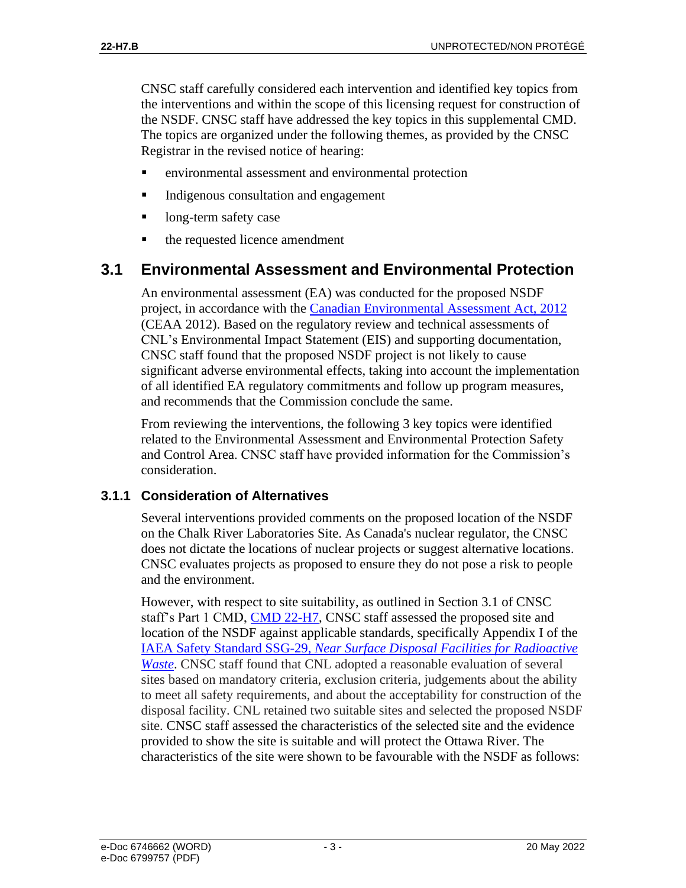CNSC staff carefully considered each intervention and identified key topics from the interventions and within the scope of this licensing request for construction of the NSDF. CNSC staff have addressed the key topics in this supplemental CMD. The topics are organized under the following themes, as provided by the CNSC Registrar in the revised notice of hearing:

- environmental assessment and environmental protection
- Indigenous consultation and engagement
- long-term safety case
- the requested licence amendment

## 3.1 Environmental Assessment and Environmental Protection

An environmental assessment (EA) was conducted for the proposed NSDF project, in accordance with the Canadian Environmental Assessment Act, 2012 (CEAA 2012). Based on the regulatory review and technical assessments of CNL's Environmental Impact Statement (EIS) and supporting documentation, CNSC staff found that the proposed NSDF project is not likely to cause significant adverse environmental effects, taking into account the implementation of all identified EA regulatory commitments and follow up program measures, and recommends that the Commission conclude the same.

From reviewing the interventions, the following 3 key topics were identified related to the Environmental Assessment and Environmental Protection Safety and Control Area. CNSC staff have provided information for the Commission's consideration.

### 3.1.1 Consideration of Alternatives

Several interventions provided comments on the proposed location of the NSDF on the Chalk River Laboratories Site. As Canada's nuclear regulator, the CNSC does not dictate the locations of nuclear projects or suggest alternative locations. CNSC evaluates projects as proposed to ensure they do not pose a risk to people and the environment.

However, with respect to site suitability, as outlined in Section 3.1 of CNSC staff's Part 1 CMD, CMD 22-H7, CNSC staff assessed the proposed site and location of the NSDF against applicable standards, specifically Appendix I of the IAEA Safety Standard SSG-29, *Near Surface Disposal Facilities for Radioactive Waste*. CNSC staff found that CNL adopted a reasonable evaluation of several sites based on mandatory criteria, exclusion criteria, judgements about the ability to meet all safety requirements, and about the acceptability for construction of the disposal facility. CNL retained two suitable sites and selected the proposed NSDF site. CNSC staff assessed the characteristics of the selected site and the evidence provided to show the site is suitable and will protect the Ottawa River. The characteristics of the site were shown to be favourable with the NSDF as follows: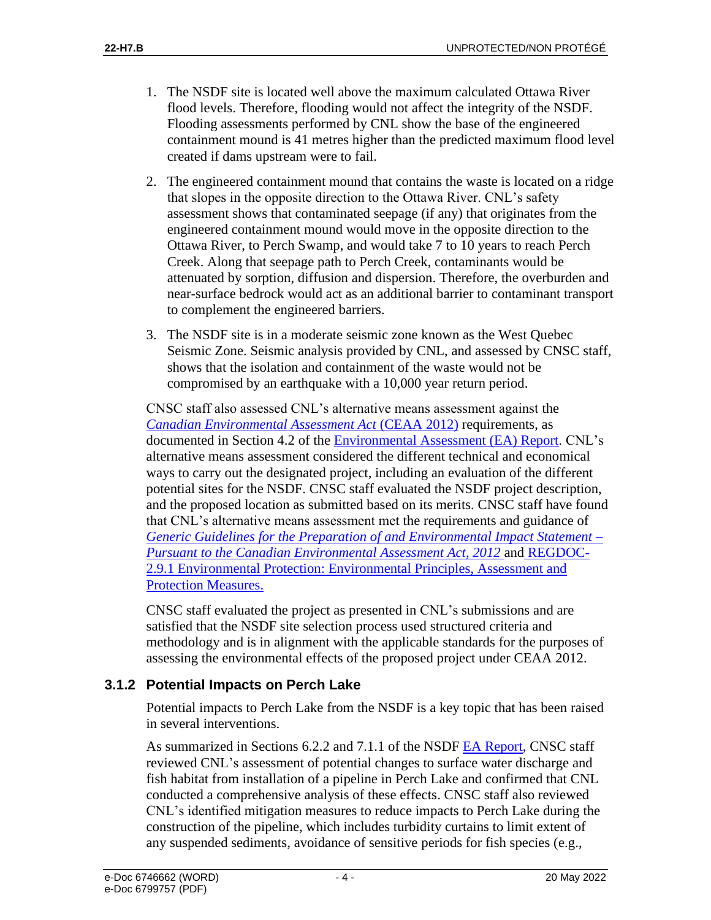1. The NSDF site is located well above the maximum calculated Ottawa River flood levels. Therefore, flooding would not affect the integrity of the NSDF. Flooding assessments performed by CNL show the base of the engineered containment mound is 41 metres higher than the predicted maximum flood level created if dams upstream were to fail.

2. The engineered containment mound that contains the waste is located on a ridge that slopes in the opposite direction to the Ottawa River. CNL's safety assessment shows that contaminated seepage (if any) that originates from the engineered containment mound would move in the opposite direction to the Ottawa River, to Perch Swamp, and would take 7 to 10 years to reach Perch Creek. Along that seepage path to Perch Creek, contaminants would be attenuated by sorption, diffusion and dispersion. Therefore, the overburden and near-surface bedrock would act as an additional barrier to contaminant transport to complement the engineered barriers.

3. The NSDF site is in a moderate seismic zone known as the West Quebec Seismic Zone. Seismic analysis provided by CNL, and assessed by CNSC staff, shows that the isolation and containment of the waste would not be compromised by an earthquake with a 10,000 year return period.

CNSC staff also assessed CNL's alternative means assessment against the *Canadian Environmental Assessment Act* (CEAA 2012) requirements, as documented in Section 4.2 of the Environmental Assessment (EA) Report. CNL's alternative means assessment considered the different technical and economical ways to carry out the designated project, including an evaluation of the different potential sites for the NSDF. CNSC staff evaluated the NSDF project description, and the proposed location as submitted based on its merits. CNSC staff have found that CNL's alternative means assessment met the requirements and guidance of *Generic Guidelines for the Preparation of and Environmental Impact Statement – Pursuant to the Canadian Environmental Assessment Act, 2012* and REGDOC-2.9.1 Environmental Protection: Environmental Principles, Assessment and Protection Measures.

CNSC staff evaluated the project as presented in CNL's submissions and are satisfied that the NSDF site selection process used structured criteria and methodology and is in alignment with the applicable standards for the purposes of assessing the environmental effects of the proposed project under CEAA 2012.

### 3.1.2 Potential Impacts on Perch Lake

Potential impacts to Perch Lake from the NSDF is a key topic that has been raised in several interventions.

As summarized in Sections 6.2.2 and 7.1.1 of the NSDF EA Report, CNSC staff reviewed CNL's assessment of potential changes to surface water discharge and fish habitat from installation of a pipeline in Perch Lake and confirmed that CNL conducted a comprehensive analysis of these effects. CNSC staff also reviewed CNL's identified mitigation measures to reduce impacts to Perch Lake during the construction of the pipeline, which includes turbidity curtains to limit extent of any suspended sediments, avoidance of sensitive periods for fish species (e.g.,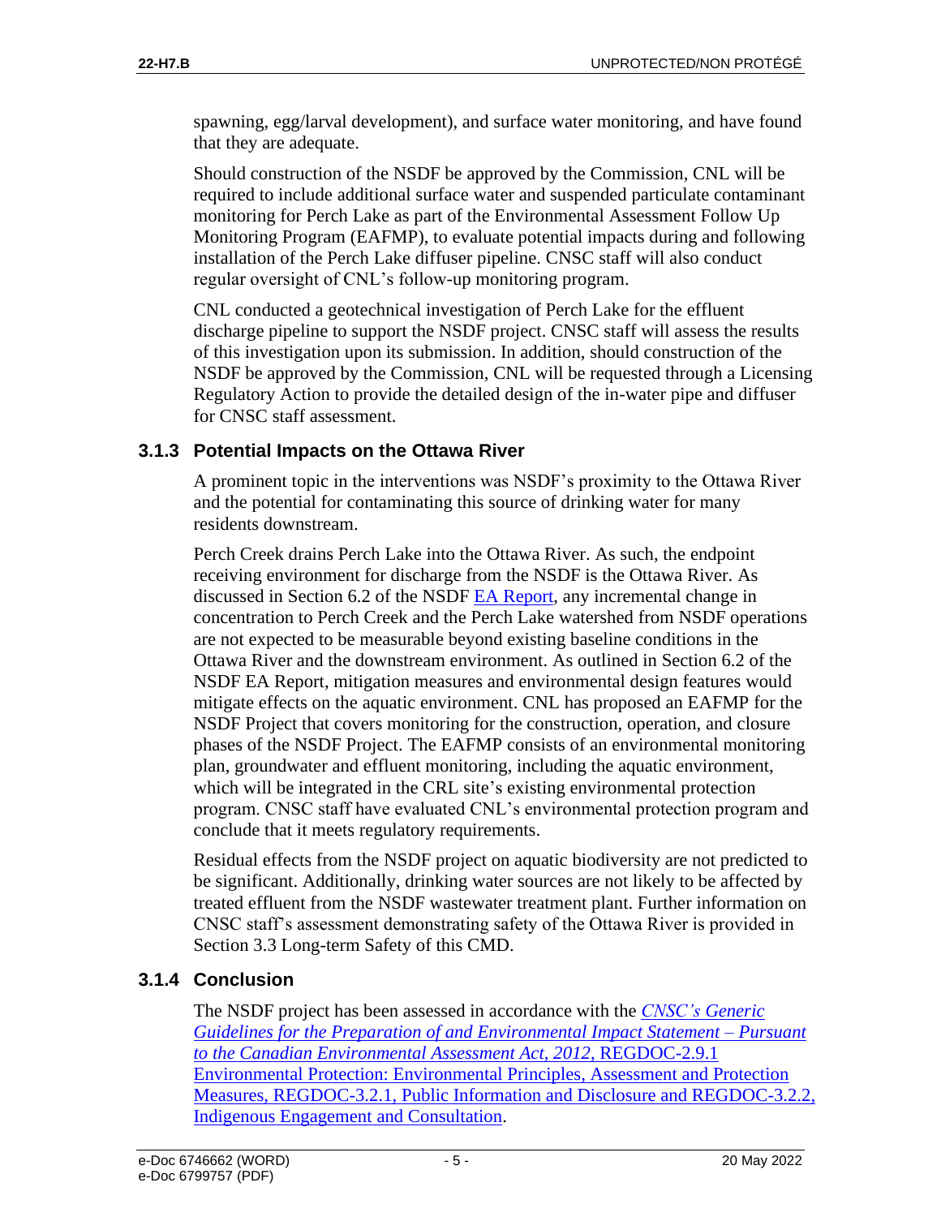spawning, egg/larval development), and surface water monitoring, and have found that they are adequate.

Should construction of the NSDF be approved by the Commission, CNL will be required to include additional surface water and suspended particulate contaminant monitoring for Perch Lake as part of the Environmental Assessment Follow Up Monitoring Program (EAFMP), to evaluate potential impacts during and following installation of the Perch Lake diffuser pipeline. CNSC staff will also conduct regular oversight of CNL's follow-up monitoring program.

CNL conducted a geotechnical investigation of Perch Lake for the effluent discharge pipeline to support the NSDF project. CNSC staff will assess the results of this investigation upon its submission. In addition, should construction of the NSDF be approved by the Commission, CNL will be requested through a Licensing Regulatory Action to provide the detailed design of the in-water pipe and diffuser for CNSC staff assessment.

### 3.1.3 Potential Impacts on the Ottawa River

A prominent topic in the interventions was NSDF's proximity to the Ottawa River and the potential for contaminating this source of drinking water for many residents downstream.

Perch Creek drains Perch Lake into the Ottawa River. As such, the endpoint receiving environment for discharge from the NSDF is the Ottawa River. As discussed in Section 6.2 of the NSDF EA Report, any incremental change in concentration to Perch Creek and the Perch Lake watershed from NSDF operations are not expected to be measurable beyond existing baseline conditions in the Ottawa River and the downstream environment. As outlined in Section 6.2 of the NSDF EA Report, mitigation measures and environmental design features would mitigate effects on the aquatic environment. CNL has proposed an EAFMP for the NSDF Project that covers monitoring for the construction, operation, and closure phases of the NSDF Project. The EAFMP consists of an environmental monitoring plan, groundwater and effluent monitoring, including the aquatic environment, which will be integrated in the CRL site's existing environmental protection program. CNSC staff have evaluated CNL's environmental protection program and conclude that it meets regulatory requirements.

Residual effects from the NSDF project on aquatic biodiversity are not predicted to be significant. Additionally, drinking water sources are not likely to be affected by treated effluent from the NSDF wastewater treatment plant. Further information on CNSC staff's assessment demonstrating safety of the Ottawa River is provided in Section 3.3 Long-term Safety of this CMD.

### 3.1.4 Conclusion

The NSDF project has been assessed in accordance with the *CNSC's Generic Guidelines for the Preparation of and Environmental Impact Statement – Pursuant to the Canadian Environmental Assessment Act, 2012*, REGDOC-2.9.1 Environmental Protection: Environmental Principles, Assessment and Protection Measures, REGDOC-3.2.1, Public Information and Disclosure and REGDOC-3.2.2, Indigenous Engagement and Consultation.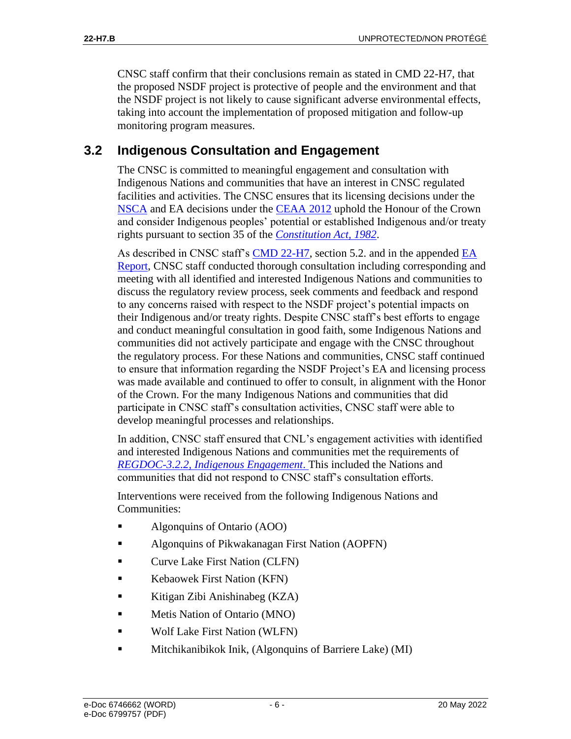CNSC staff confirm that their conclusions remain as stated in CMD 22-H7, that the proposed NSDF project is protective of people and the environment and that the NSDF project is not likely to cause significant adverse environmental effects, taking into account the implementation of proposed mitigation and follow-up monitoring program measures.

## 3.2 Indigenous Consultation and Engagement

The CNSC is committed to meaningful engagement and consultation with Indigenous Nations and communities that have an interest in CNSC regulated facilities and activities. The CNSC ensures that its licensing decisions under the NSCA and EA decisions under the CEAA 2012 uphold the Honour of the Crown and consider Indigenous peoples' potential or established Indigenous and/or treaty rights pursuant to section 35 of the *Constitution Act, 1982*.

As described in CNSC staff's CMD 22-H7, section 5.2. and in the appended EA Report, CNSC staff conducted thorough consultation including corresponding and meeting with all identified and interested Indigenous Nations and communities to discuss the regulatory review process, seek comments and feedback and respond to any concerns raised with respect to the NSDF project's potential impacts on their Indigenous and/or treaty rights. Despite CNSC staff's best efforts to engage and conduct meaningful consultation in good faith, some Indigenous Nations and communities did not actively participate and engage with the CNSC throughout the regulatory process. For these Nations and communities, CNSC staff continued to ensure that information regarding the NSDF Project's EA and licensing process was made available and continued to offer to consult, in alignment with the Honor of the Crown. For the many Indigenous Nations and communities that did participate in CNSC staff's consultation activities, CNSC staff were able to develop meaningful processes and relationships.

In addition, CNSC staff ensured that CNL's engagement activities with identified and interested Indigenous Nations and communities met the requirements of *REGDOC-3.2.2, Indigenous Engagement*. This included the Nations and communities that did not respond to CNSC staff's consultation efforts.

Interventions were received from the following Indigenous Nations and Communities:

- Algonquins of Ontario (AOO)
- Algonquins of Pikwakanagan First Nation (AOPFN)
- Curve Lake First Nation (CLFN)
- Kebaowek First Nation (KFN)
- Kitigan Zibi Anishinabeg (KZA)
- Metis Nation of Ontario (MNO)
- Wolf Lake First Nation (WLFN)
- Mitchikanibikok Inik, (Algonquins of Barriere Lake) (MI)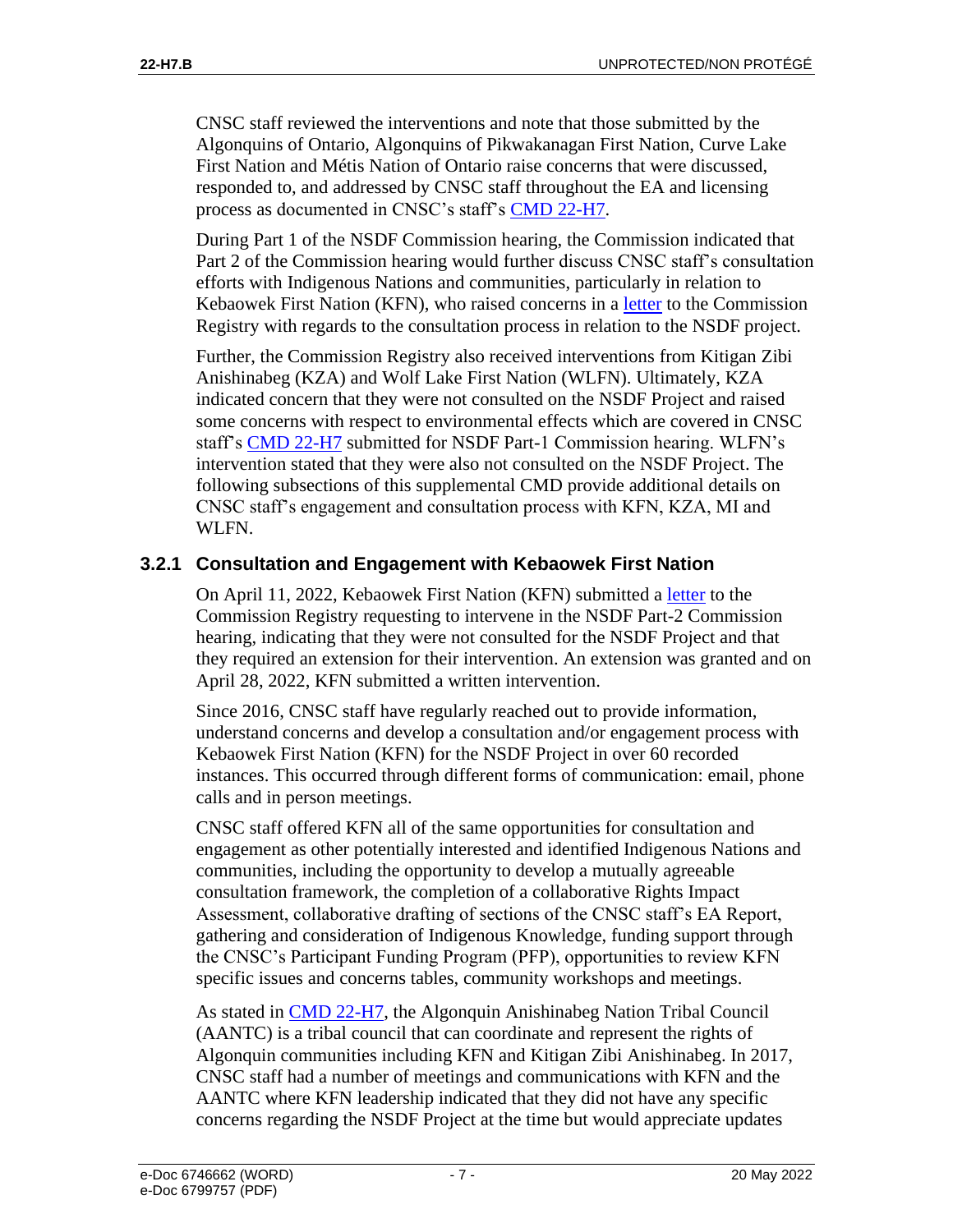CNSC staff reviewed the interventions and note that those submitted by the Algonquins of Ontario, Algonquins of Pikwakanagan First Nation, Curve Lake First Nation and Métis Nation of Ontario raise concerns that were discussed, responded to, and addressed by CNSC staff throughout the EA and licensing process as documented in CNSC's staff's CMD 22-H7.

During Part 1 of the NSDF Commission hearing, the Commission indicated that Part 2 of the Commission hearing would further discuss CNSC staff's consultation efforts with Indigenous Nations and communities, particularly in relation to Kebaowek First Nation (KFN), who raised concerns in a letter to the Commission Registry with regards to the consultation process in relation to the NSDF project.

Further, the Commission Registry also received interventions from Kitigan Zibi Anishinabeg (KZA) and Wolf Lake First Nation (WLFN). Ultimately, KZA indicated concern that they were not consulted on the NSDF Project and raised some concerns with respect to environmental effects which are covered in CNSC staff's CMD 22-H7 submitted for NSDF Part-1 Commission hearing. WLFN's intervention stated that they were also not consulted on the NSDF Project. The following subsections of this supplemental CMD provide additional details on CNSC staff's engagement and consultation process with KFN, KZA, MI and WLFN.

### 3.2.1 Consultation and Engagement with Kebaowek First Nation

On April 11, 2022, Kebaowek First Nation (KFN) submitted a letter to the Commission Registry requesting to intervene in the NSDF Part-2 Commission hearing, indicating that they were not consulted for the NSDF Project and that they required an extension for their intervention. An extension was granted and on April 28, 2022, KFN submitted a written intervention.

Since 2016, CNSC staff have regularly reached out to provide information, understand concerns and develop a consultation and/or engagement process with Kebaowek First Nation (KFN) for the NSDF Project in over 60 recorded instances. This occurred through different forms of communication: email, phone calls and in person meetings.

CNSC staff offered KFN all of the same opportunities for consultation and engagement as other potentially interested and identified Indigenous Nations and communities, including the opportunity to develop a mutually agreeable consultation framework, the completion of a collaborative Rights Impact Assessment, collaborative drafting of sections of the CNSC staff's EA Report, gathering and consideration of Indigenous Knowledge, funding support through the CNSC's Participant Funding Program (PFP), opportunities to review KFN specific issues and concerns tables, community workshops and meetings.

As stated in CMD 22-H7, the Algonquin Anishinabeg Nation Tribal Council (AANTC) is a tribal council that can coordinate and represent the rights of Algonquin communities including KFN and Kitigan Zibi Anishinabeg. In 2017, CNSC staff had a number of meetings and communications with KFN and the AANTC where KFN leadership indicated that they did not have any specific concerns regarding the NSDF Project at the time but would appreciate updates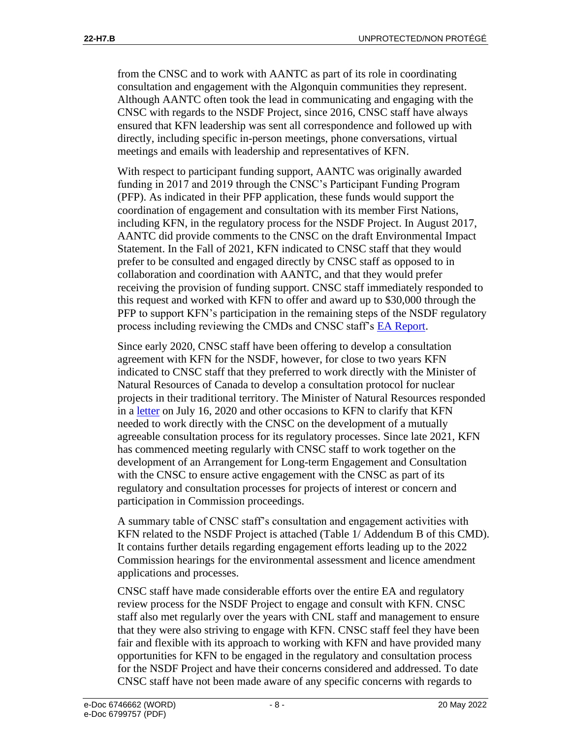from the CNSC and to work with AANTC as part of its role in coordinating consultation and engagement with the Algonquin communities they represent. Although AANTC often took the lead in communicating and engaging with the CNSC with regards to the NSDF Project, since 2016, CNSC staff have always ensured that KFN leadership was sent all correspondence and followed up with directly, including specific in-person meetings, phone conversations, virtual meetings and emails with leadership and representatives of KFN.

With respect to participant funding support, AANTC was originally awarded funding in 2017 and 2019 through the CNSC's Participant Funding Program (PFP). As indicated in their PFP application, these funds would support the coordination of engagement and consultation with its member First Nations, including KFN, in the regulatory process for the NSDF Project. In August 2017, AANTC did provide comments to the CNSC on the draft Environmental Impact Statement. In the Fall of 2021, KFN indicated to CNSC staff that they would prefer to be consulted and engaged directly by CNSC staff as opposed to in collaboration and coordination with AANTC, and that they would prefer receiving the provision of funding support. CNSC staff immediately responded to this request and worked with KFN to offer and award up to $30,000 through the PFP to support KFN's participation in the remaining steps of the NSDF regulatory process including reviewing the CMDs and CNSC staff's EA Report.

Since early 2020, CNSC staff have been offering to develop a consultation agreement with KFN for the NSDF, however, for close to two years KFN indicated to CNSC staff that they preferred to work directly with the Minister of Natural Resources of Canada to develop a consultation protocol for nuclear projects in their traditional territory. The Minister of Natural Resources responded in a letter on July 16, 2020 and other occasions to KFN to clarify that KFN needed to work directly with the CNSC on the development of a mutually agreeable consultation process for its regulatory processes. Since late 2021, KFN has commenced meeting regularly with CNSC staff to work together on the development of an Arrangement for Long-term Engagement and Consultation with the CNSC to ensure active engagement with the CNSC as part of its regulatory and consultation processes for projects of interest or concern and participation in Commission proceedings.

A summary table of CNSC staff's consultation and engagement activities with KFN related to the NSDF Project is attached (Table 1/ Addendum B of this CMD). It contains further details regarding engagement efforts leading up to the 2022 Commission hearings for the environmental assessment and licence amendment applications and processes.

CNSC staff have made considerable efforts over the entire EA and regulatory review process for the NSDF Project to engage and consult with KFN. CNSC staff also met regularly over the years with CNL staff and management to ensure that they were also striving to engage with KFN. CNSC staff feel they have been fair and flexible with its approach to working with KFN and have provided many opportunities for KFN to be engaged in the regulatory and consultation process for the NSDF Project and have their concerns considered and addressed. To date CNSC staff have not been made aware of any specific concerns with regards to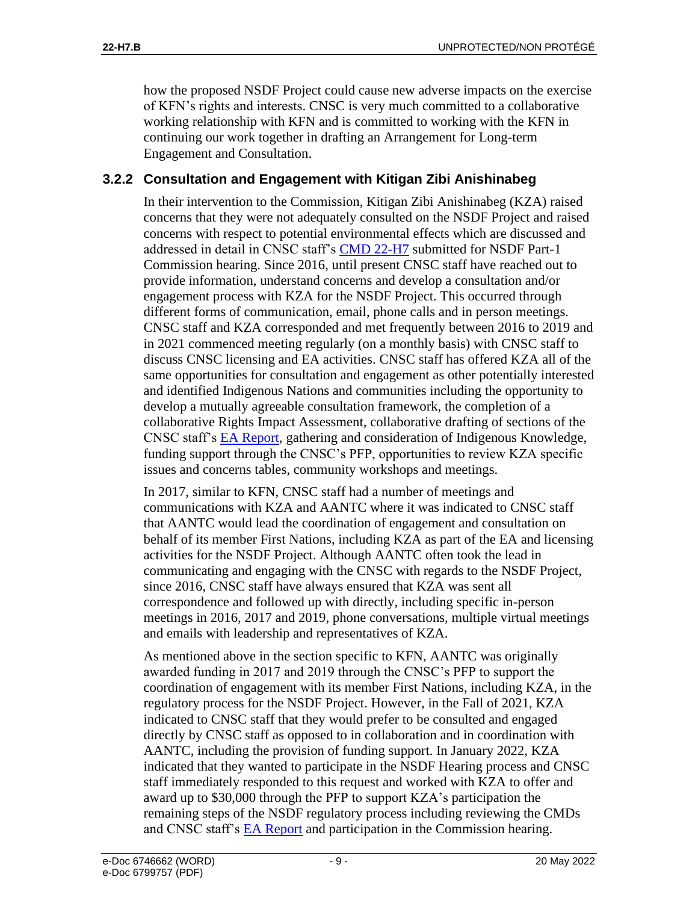how the proposed NSDF Project could cause new adverse impacts on the exercise of KFN's rights and interests. CNSC is very much committed to a collaborative working relationship with KFN and is committed to working with the KFN in continuing our work together in drafting an Arrangement for Long-term Engagement and Consultation.

### 3.2.2 Consultation and Engagement with Kitigan Zibi Anishinabeg

In their intervention to the Commission, Kitigan Zibi Anishinabeg (KZA) raised concerns that they were not adequately consulted on the NSDF Project and raised concerns with respect to potential environmental effects which are discussed and addressed in detail in CNSC staff's CMD 22-H7 submitted for NSDF Part-1 Commission hearing. Since 2016, until present CNSC staff have reached out to provide information, understand concerns and develop a consultation and/or engagement process with KZA for the NSDF Project. This occurred through different forms of communication, email, phone calls and in person meetings. CNSC staff and KZA corresponded and met frequently between 2016 to 2019 and in 2021 commenced meeting regularly (on a monthly basis) with CNSC staff to discuss CNSC licensing and EA activities. CNSC staff has offered KZA all of the same opportunities for consultation and engagement as other potentially interested and identified Indigenous Nations and communities including the opportunity to develop a mutually agreeable consultation framework, the completion of a collaborative Rights Impact Assessment, collaborative drafting of sections of the CNSC staff's EA Report, gathering and consideration of Indigenous Knowledge, funding support through the CNSC's PFP, opportunities to review KZA specific issues and concerns tables, community workshops and meetings.

In 2017, similar to KFN, CNSC staff had a number of meetings and communications with KZA and AANTC where it was indicated to CNSC staff that AANTC would lead the coordination of engagement and consultation on behalf of its member First Nations, including KZA as part of the EA and licensing activities for the NSDF Project. Although AANTC often took the lead in communicating and engaging with the CNSC with regards to the NSDF Project, since 2016, CNSC staff have always ensured that KZA was sent all correspondence and followed up with directly, including specific in-person meetings in 2016, 2017 and 2019, phone conversations, multiple virtual meetings and emails with leadership and representatives of KZA.

As mentioned above in the section specific to KFN, AANTC was originally awarded funding in 2017 and 2019 through the CNSC's PFP to support the coordination of engagement with its member First Nations, including KZA, in the regulatory process for the NSDF Project. However, in the Fall of 2021, KZA indicated to CNSC staff that they would prefer to be consulted and engaged directly by CNSC staff as opposed to in collaboration and in coordination with AANTC, including the provision of funding support. In January 2022, KZA indicated that they wanted to participate in the NSDF Hearing process and CNSC staff immediately responded to this request and worked with KZA to offer and award up to $30,000 through the PFP to support KZA's participation the remaining steps of the NSDF regulatory process including reviewing the CMDs and CNSC staff's EA Report and participation in the Commission hearing.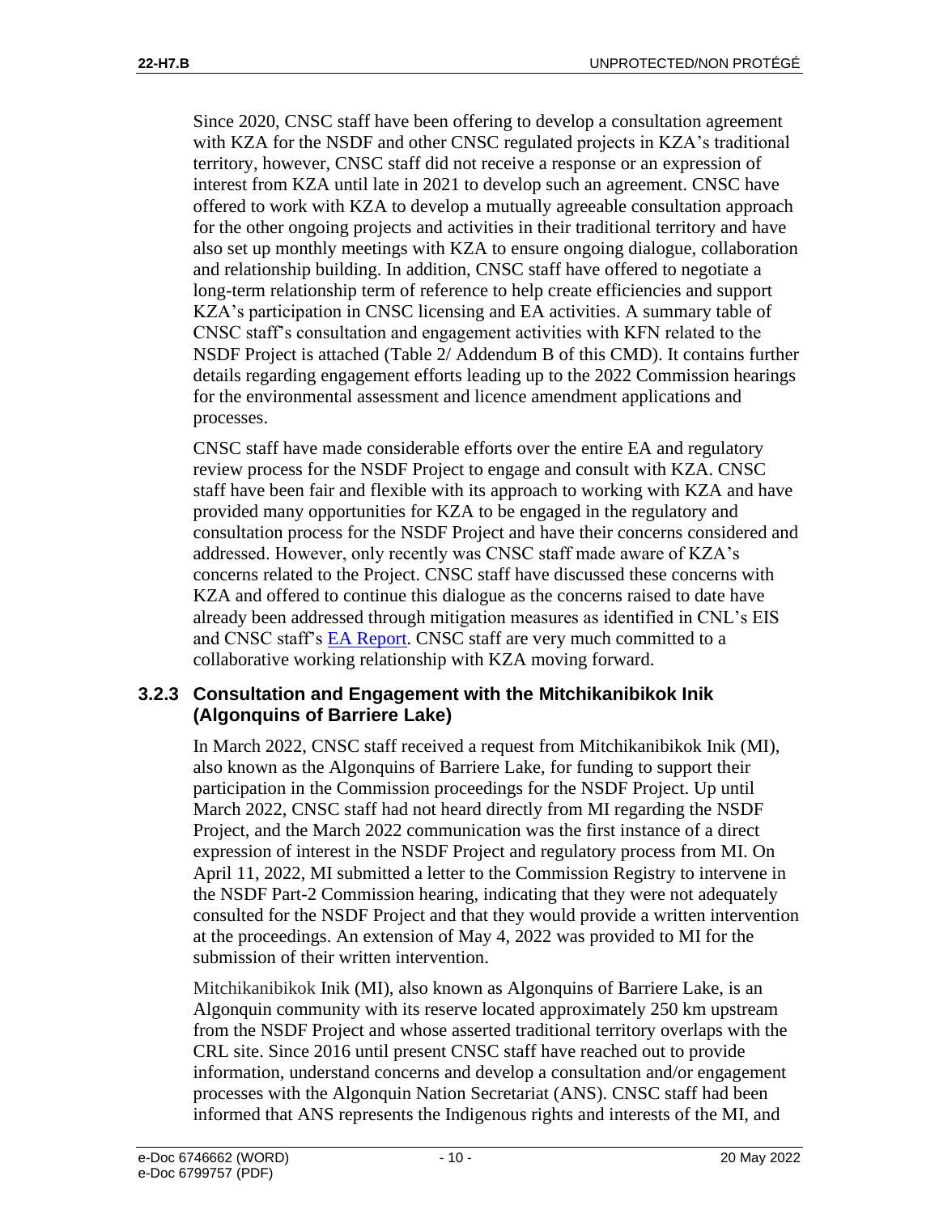Since 2020, CNSC staff have been offering to develop a consultation agreement with KZA for the NSDF and other CNSC regulated projects in KZA's traditional territory, however, CNSC staff did not receive a response or an expression of interest from KZA until late in 2021 to develop such an agreement. CNSC have offered to work with KZA to develop a mutually agreeable consultation approach for the other ongoing projects and activities in their traditional territory and have also set up monthly meetings with KZA to ensure ongoing dialogue, collaboration and relationship building. In addition, CNSC staff have offered to negotiate a long-term relationship term of reference to help create efficiencies and support KZA's participation in CNSC licensing and EA activities. A summary table of CNSC staff's consultation and engagement activities with KFN related to the NSDF Project is attached (Table 2/ Addendum B of this CMD). It contains further details regarding engagement efforts leading up to the 2022 Commission hearings for the environmental assessment and licence amendment applications and processes.

CNSC staff have made considerable efforts over the entire EA and regulatory review process for the NSDF Project to engage and consult with KZA. CNSC staff have been fair and flexible with its approach to working with KZA and have provided many opportunities for KZA to be engaged in the regulatory and consultation process for the NSDF Project and have their concerns considered and addressed. However, only recently was CNSC staff made aware of KZA's concerns related to the Project. CNSC staff have discussed these concerns with KZA and offered to continue this dialogue as the concerns raised to date have already been addressed through mitigation measures as identified in CNL's EIS and CNSC staff's EA Report. CNSC staff are very much committed to a collaborative working relationship with KZA moving forward.

### 3.2.3 Consultation and Engagement with the Mitchikanibikok Inik (Algonquins of Barriere Lake)

In March 2022, CNSC staff received a request from Mitchikanibikok Inik (MI), also known as the Algonquins of Barriere Lake, for funding to support their participation in the Commission proceedings for the NSDF Project. Up until March 2022, CNSC staff had not heard directly from MI regarding the NSDF Project, and the March 2022 communication was the first instance of a direct expression of interest in the NSDF Project and regulatory process from MI. On April 11, 2022, MI submitted a letter to the Commission Registry to intervene in the NSDF Part-2 Commission hearing, indicating that they were not adequately consulted for the NSDF Project and that they would provide a written intervention at the proceedings. An extension of May 4, 2022 was provided to MI for the submission of their written intervention.

Mitchikanibikok Inik (MI), also known as Algonquins of Barriere Lake, is an Algonquin community with its reserve located approximately 250 km upstream from the NSDF Project and whose asserted traditional territory overlaps with the CRL site. Since 2016 until present CNSC staff have reached out to provide information, understand concerns and develop a consultation and/or engagement processes with the Algonquin Nation Secretariat (ANS). CNSC staff had been informed that ANS represents the Indigenous rights and interests of the MI, and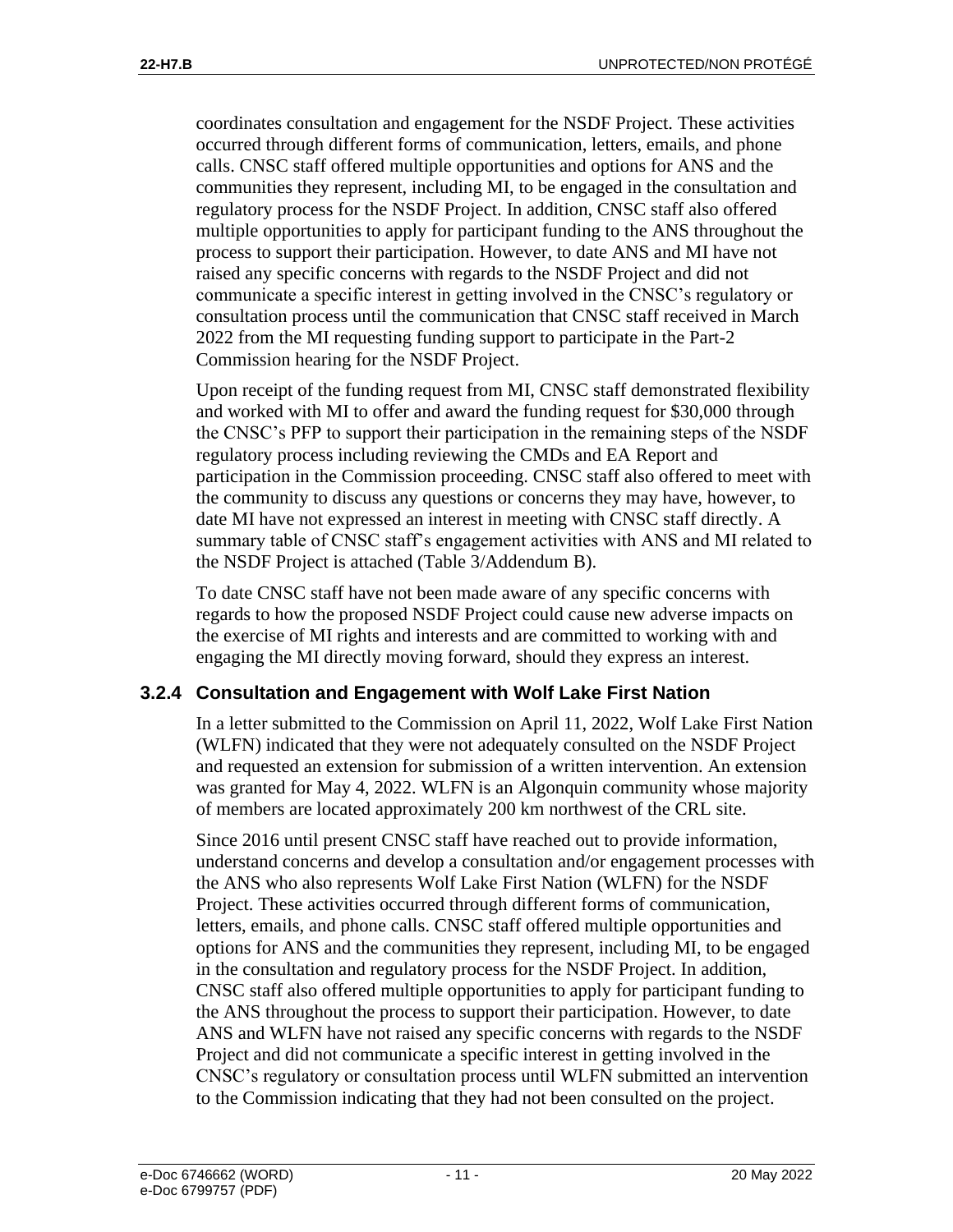coordinates consultation and engagement for the NSDF Project. These activities occurred through different forms of communication, letters, emails, and phone calls. CNSC staff offered multiple opportunities and options for ANS and the communities they represent, including MI, to be engaged in the consultation and regulatory process for the NSDF Project. In addition, CNSC staff also offered multiple opportunities to apply for participant funding to the ANS throughout the process to support their participation. However, to date ANS and MI have not raised any specific concerns with regards to the NSDF Project and did not communicate a specific interest in getting involved in the CNSC's regulatory or consultation process until the communication that CNSC staff received in March 2022 from the MI requesting funding support to participate in the Part-2 Commission hearing for the NSDF Project.

Upon receipt of the funding request from MI, CNSC staff demonstrated flexibility and worked with MI to offer and award the funding request for $30,000 through the CNSC's PFP to support their participation in the remaining steps of the NSDF regulatory process including reviewing the CMDs and EA Report and participation in the Commission proceeding. CNSC staff also offered to meet with the community to discuss any questions or concerns they may have, however, to date MI have not expressed an interest in meeting with CNSC staff directly. A summary table of CNSC staff's engagement activities with ANS and MI related to the NSDF Project is attached (Table 3/Addendum B).

To date CNSC staff have not been made aware of any specific concerns with regards to how the proposed NSDF Project could cause new adverse impacts on the exercise of MI rights and interests and are committed to working with and engaging the MI directly moving forward, should they express an interest.

### 3.2.4 Consultation and Engagement with Wolf Lake First Nation

In a letter submitted to the Commission on April 11, 2022, Wolf Lake First Nation (WLFN) indicated that they were not adequately consulted on the NSDF Project and requested an extension for submission of a written intervention. An extension was granted for May 4, 2022. WLFN is an Algonquin community whose majority of members are located approximately 200 km northwest of the CRL site.

Since 2016 until present CNSC staff have reached out to provide information, understand concerns and develop a consultation and/or engagement processes with the ANS who also represents Wolf Lake First Nation (WLFN) for the NSDF Project. These activities occurred through different forms of communication, letters, emails, and phone calls. CNSC staff offered multiple opportunities and options for ANS and the communities they represent, including MI, to be engaged in the consultation and regulatory process for the NSDF Project. In addition, CNSC staff also offered multiple opportunities to apply for participant funding to the ANS throughout the process to support their participation. However, to date ANS and WLFN have not raised any specific concerns with regards to the NSDF Project and did not communicate a specific interest in getting involved in the CNSC's regulatory or consultation process until WLFN submitted an intervention to the Commission indicating that they had not been consulted on the project.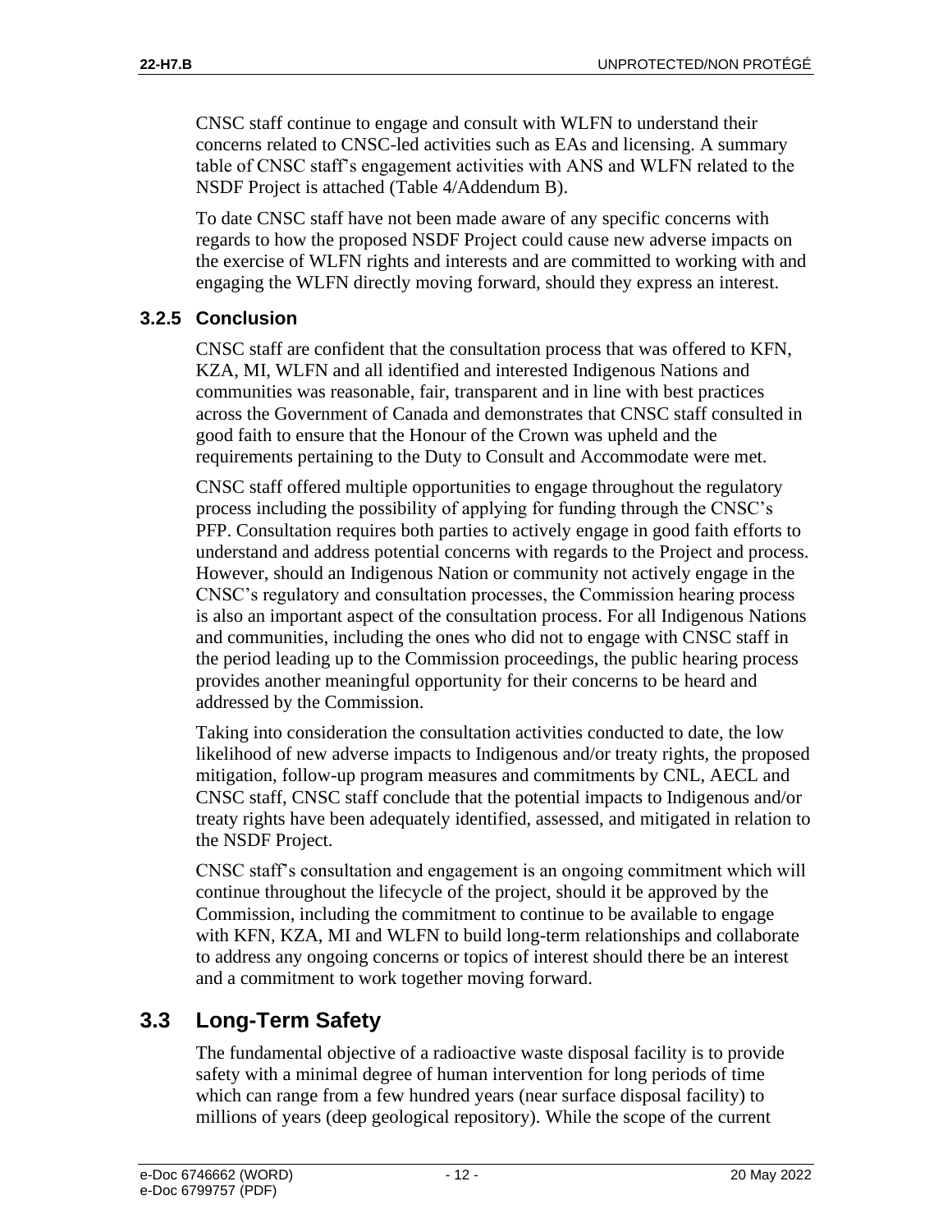CNSC staff continue to engage and consult with WLFN to understand their concerns related to CNSC-led activities such as EAs and licensing. A summary table of CNSC staff's engagement activities with ANS and WLFN related to the NSDF Project is attached (Table 4/Addendum B).

To date CNSC staff have not been made aware of any specific concerns with regards to how the proposed NSDF Project could cause new adverse impacts on the exercise of WLFN rights and interests and are committed to working with and engaging the WLFN directly moving forward, should they express an interest.

### 3.2.5 Conclusion

CNSC staff are confident that the consultation process that was offered to KFN, KZA, MI, WLFN and all identified and interested Indigenous Nations and communities was reasonable, fair, transparent and in line with best practices across the Government of Canada and demonstrates that CNSC staff consulted in good faith to ensure that the Honour of the Crown was upheld and the requirements pertaining to the Duty to Consult and Accommodate were met.

CNSC staff offered multiple opportunities to engage throughout the regulatory process including the possibility of applying for funding through the CNSC's PFP. Consultation requires both parties to actively engage in good faith efforts to understand and address potential concerns with regards to the Project and process. However, should an Indigenous Nation or community not actively engage in the CNSC's regulatory and consultation processes, the Commission hearing process is also an important aspect of the consultation process. For all Indigenous Nations and communities, including the ones who did not to engage with CNSC staff in the period leading up to the Commission proceedings, the public hearing process provides another meaningful opportunity for their concerns to be heard and addressed by the Commission.

Taking into consideration the consultation activities conducted to date, the low likelihood of new adverse impacts to Indigenous and/or treaty rights, the proposed mitigation, follow-up program measures and commitments by CNL, AECL and CNSC staff, CNSC staff conclude that the potential impacts to Indigenous and/or treaty rights have been adequately identified, assessed, and mitigated in relation to the NSDF Project.

CNSC staff's consultation and engagement is an ongoing commitment which will continue throughout the lifecycle of the project, should it be approved by the Commission, including the commitment to continue to be available to engage with KFN, KZA, MI and WLFN to build long-term relationships and collaborate to address any ongoing concerns or topics of interest should there be an interest and a commitment to work together moving forward.

## 3.3 Long-Term Safety

The fundamental objective of a radioactive waste disposal facility is to provide safety with a minimal degree of human intervention for long periods of time which can range from a few hundred years (near surface disposal facility) to millions of years (deep geological repository). While the scope of the current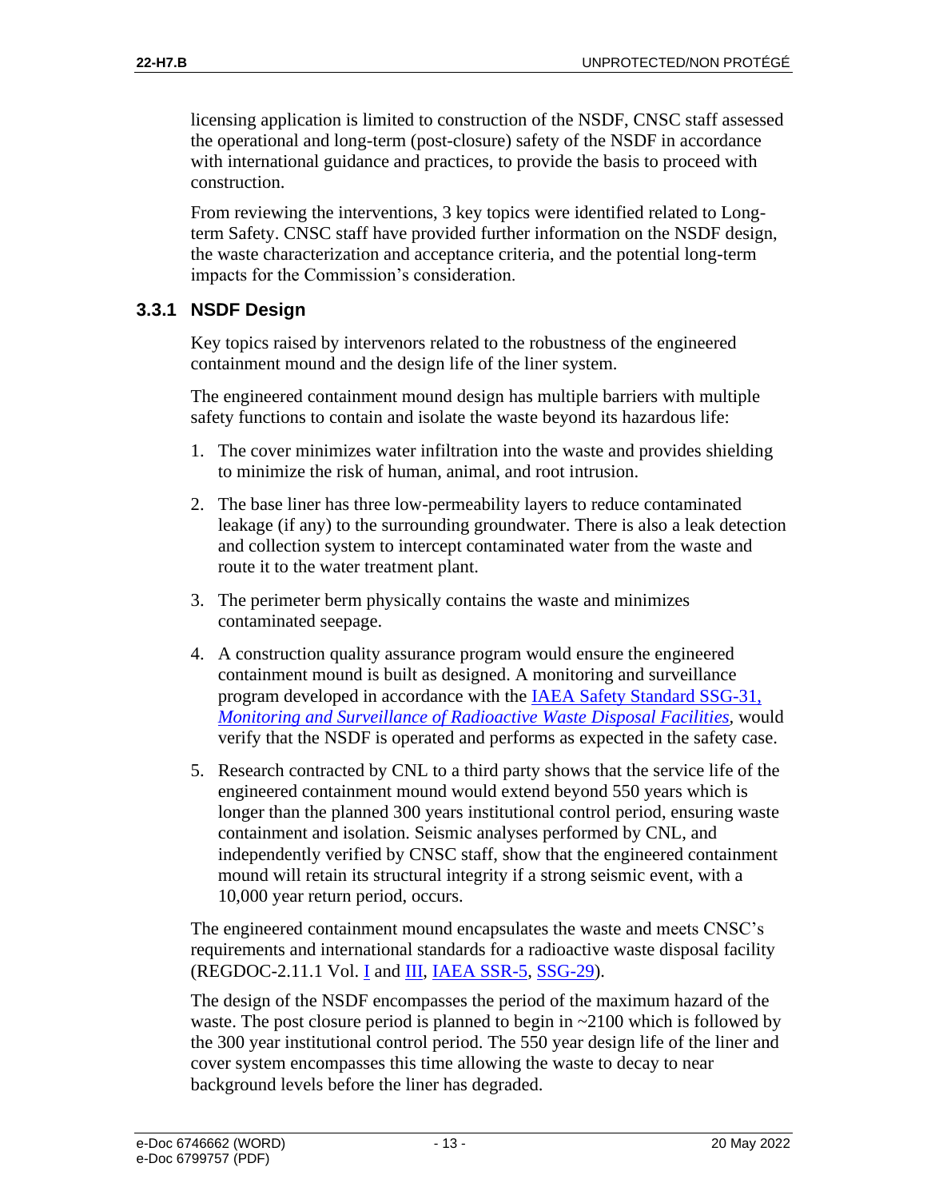licensing application is limited to construction of the NSDF, CNSC staff assessed the operational and long-term (post-closure) safety of the NSDF in accordance with international guidance and practices, to provide the basis to proceed with construction.

From reviewing the interventions, 3 key topics were identified related to Long-term Safety. CNSC staff have provided further information on the NSDF design, the waste characterization and acceptance criteria, and the potential long-term impacts for the Commission's consideration.

### 3.3.1 NSDF Design

Key topics raised by intervenors related to the robustness of the engineered containment mound and the design life of the liner system.

The engineered containment mound design has multiple barriers with multiple safety functions to contain and isolate the waste beyond its hazardous life:

1. The cover minimizes water infiltration into the waste and provides shielding to minimize the risk of human, animal, and root intrusion.
2. The base liner has three low-permeability layers to reduce contaminated leakage (if any) to the surrounding groundwater. There is also a leak detection and collection system to intercept contaminated water from the waste and route it to the water treatment plant.
3. The perimeter berm physically contains the waste and minimizes contaminated seepage.
4. A construction quality assurance program would ensure the engineered containment mound is built as designed. A monitoring and surveillance program developed in accordance with the IAEA Safety Standard SSG-31, *Monitoring and Surveillance of Radioactive Waste Disposal Facilities*, would verify that the NSDF is operated and performs as expected in the safety case.
5. Research contracted by CNL to a third party shows that the service life of the engineered containment mound would extend beyond 550 years which is longer than the planned 300 years institutional control period, ensuring waste containment and isolation. Seismic analyses performed by CNL, and independently verified by CNSC staff, show that the engineered containment mound will retain its structural integrity if a strong seismic event, with a 10,000 year return period, occurs.

The engineered containment mound encapsulates the waste and meets CNSC's requirements and international standards for a radioactive waste disposal facility (REGDOC-2.11.1 Vol. I and III, IAEA SSR-5, SSG-29).

The design of the NSDF encompasses the period of the maximum hazard of the waste. The post closure period is planned to begin in ~2100 which is followed by the 300 year institutional control period. The 550 year design life of the liner and cover system encompasses this time allowing the waste to decay to near background levels before the liner has degraded.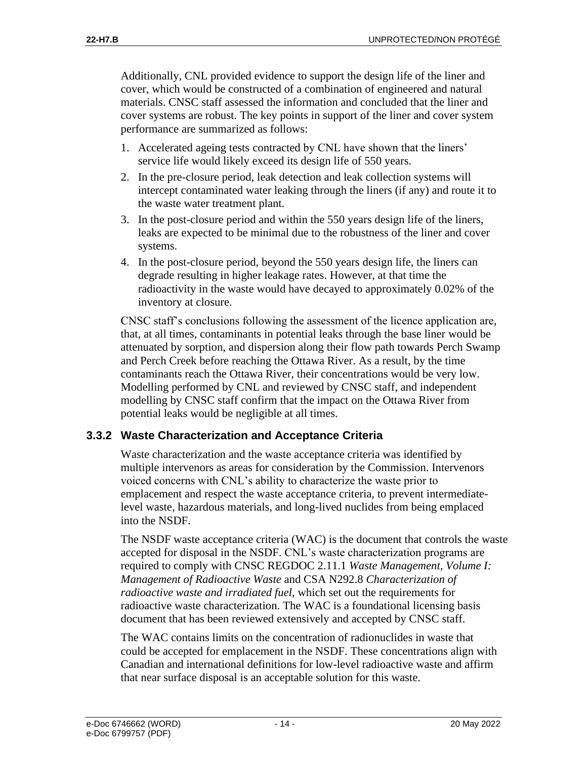Additionally, CNL provided evidence to support the design life of the liner and cover, which would be constructed of a combination of engineered and natural materials. CNSC staff assessed the information and concluded that the liner and cover systems are robust. The key points in support of the liner and cover system performance are summarized as follows:

1. Accelerated ageing tests contracted by CNL have shown that the liners' service life would likely exceed its design life of 550 years.
2. In the pre-closure period, leak detection and leak collection systems will intercept contaminated water leaking through the liners (if any) and route it to the waste water treatment plant.
3. In the post-closure period and within the 550 years design life of the liners, leaks are expected to be minimal due to the robustness of the liner and cover systems.
4. In the post-closure period, beyond the 550 years design life, the liners can degrade resulting in higher leakage rates. However, at that time the radioactivity in the waste would have decayed to approximately 0.02% of the inventory at closure.

CNSC staff's conclusions following the assessment of the licence application are, that, at all times, contaminants in potential leaks through the base liner would be attenuated by sorption, and dispersion along their flow path towards Perch Swamp and Perch Creek before reaching the Ottawa River. As a result, by the time contaminants reach the Ottawa River, their concentrations would be very low. Modelling performed by CNL and reviewed by CNSC staff, and independent modelling by CNSC staff confirm that the impact on the Ottawa River from potential leaks would be negligible at all times.

### 3.3.2 Waste Characterization and Acceptance Criteria

Waste characterization and the waste acceptance criteria was identified by multiple intervenors as areas for consideration by the Commission. Intervenors voiced concerns with CNL's ability to characterize the waste prior to emplacement and respect the waste acceptance criteria, to prevent intermediate-level waste, hazardous materials, and long-lived nuclides from being emplaced into the NSDF.

The NSDF waste acceptance criteria (WAC) is the document that controls the waste accepted for disposal in the NSDF. CNL's waste characterization programs are required to comply with CNSC REGDOC 2.11.1 *Waste Management, Volume I: Management of Radioactive Waste* and CSA N292.8 *Characterization of radioactive waste and irradiated fuel*, which set out the requirements for radioactive waste characterization. The WAC is a foundational licensing basis document that has been reviewed extensively and accepted by CNSC staff.

The WAC contains limits on the concentration of radionuclides in waste that could be accepted for emplacement in the NSDF. These concentrations align with Canadian and international definitions for low-level radioactive waste and affirm that near surface disposal is an acceptable solution for this waste.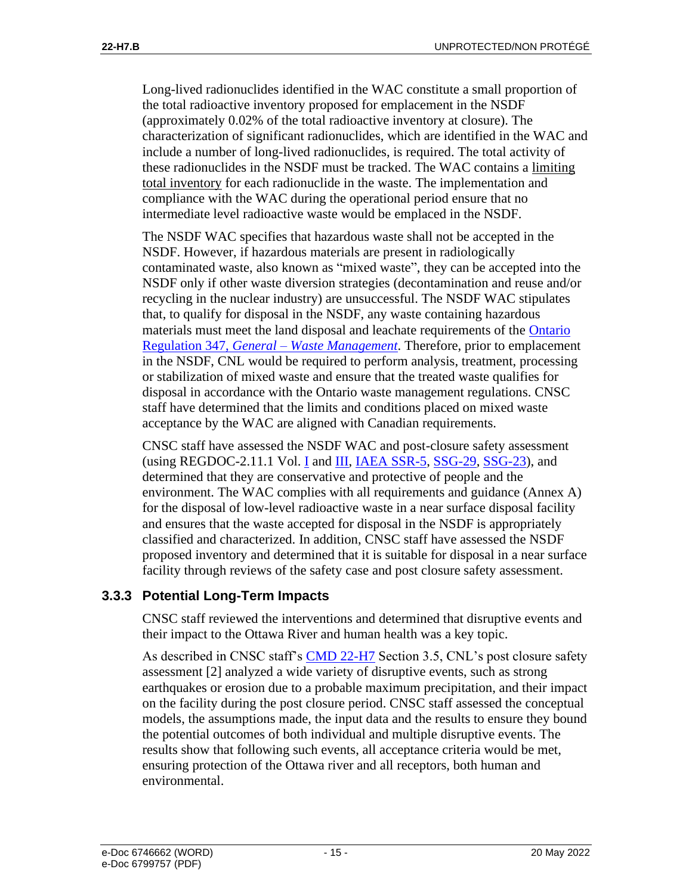Long-lived radionuclides identified in the WAC constitute a small proportion of the total radioactive inventory proposed for emplacement in the NSDF (approximately 0.02% of the total radioactive inventory at closure). The characterization of significant radionuclides, which are identified in the WAC and include a number of long-lived radionuclides, is required. The total activity of these radionuclides in the NSDF must be tracked. The WAC contains a limiting total inventory for each radionuclide in the waste. The implementation and compliance with the WAC during the operational period ensure that no intermediate level radioactive waste would be emplaced in the NSDF.

The NSDF WAC specifies that hazardous waste shall not be accepted in the NSDF. However, if hazardous materials are present in radiologically contaminated waste, also known as "mixed waste", they can be accepted into the NSDF only if other waste diversion strategies (decontamination and reuse and/or recycling in the nuclear industry) are unsuccessful. The NSDF WAC stipulates that, to qualify for disposal in the NSDF, any waste containing hazardous materials must meet the land disposal and leachate requirements of the Ontario Regulation 347, *General – Waste Management*. Therefore, prior to emplacement in the NSDF, CNL would be required to perform analysis, treatment, processing or stabilization of mixed waste and ensure that the treated waste qualifies for disposal in accordance with the Ontario waste management regulations. CNSC staff have determined that the limits and conditions placed on mixed waste acceptance by the WAC are aligned with Canadian requirements.

CNSC staff have assessed the NSDF WAC and post-closure safety assessment (using REGDOC-2.11.1 Vol. I and III, IAEA SSR-5, SSG-29, SSG-23), and determined that they are conservative and protective of people and the environment. The WAC complies with all requirements and guidance (Annex A) for the disposal of low-level radioactive waste in a near surface disposal facility and ensures that the waste accepted for disposal in the NSDF is appropriately classified and characterized. In addition, CNSC staff have assessed the NSDF proposed inventory and determined that it is suitable for disposal in a near surface facility through reviews of the safety case and post closure safety assessment.

### 3.3.3 Potential Long-Term Impacts

CNSC staff reviewed the interventions and determined that disruptive events and their impact to the Ottawa River and human health was a key topic.

As described in CNSC staff's CMD 22-H7 Section 3.5, CNL's post closure safety assessment [2] analyzed a wide variety of disruptive events, such as strong earthquakes or erosion due to a probable maximum precipitation, and their impact on the facility during the post closure period. CNSC staff assessed the conceptual models, the assumptions made, the input data and the results to ensure they bound the potential outcomes of both individual and multiple disruptive events. The results show that following such events, all acceptance criteria would be met, ensuring protection of the Ottawa river and all receptors, both human and environmental.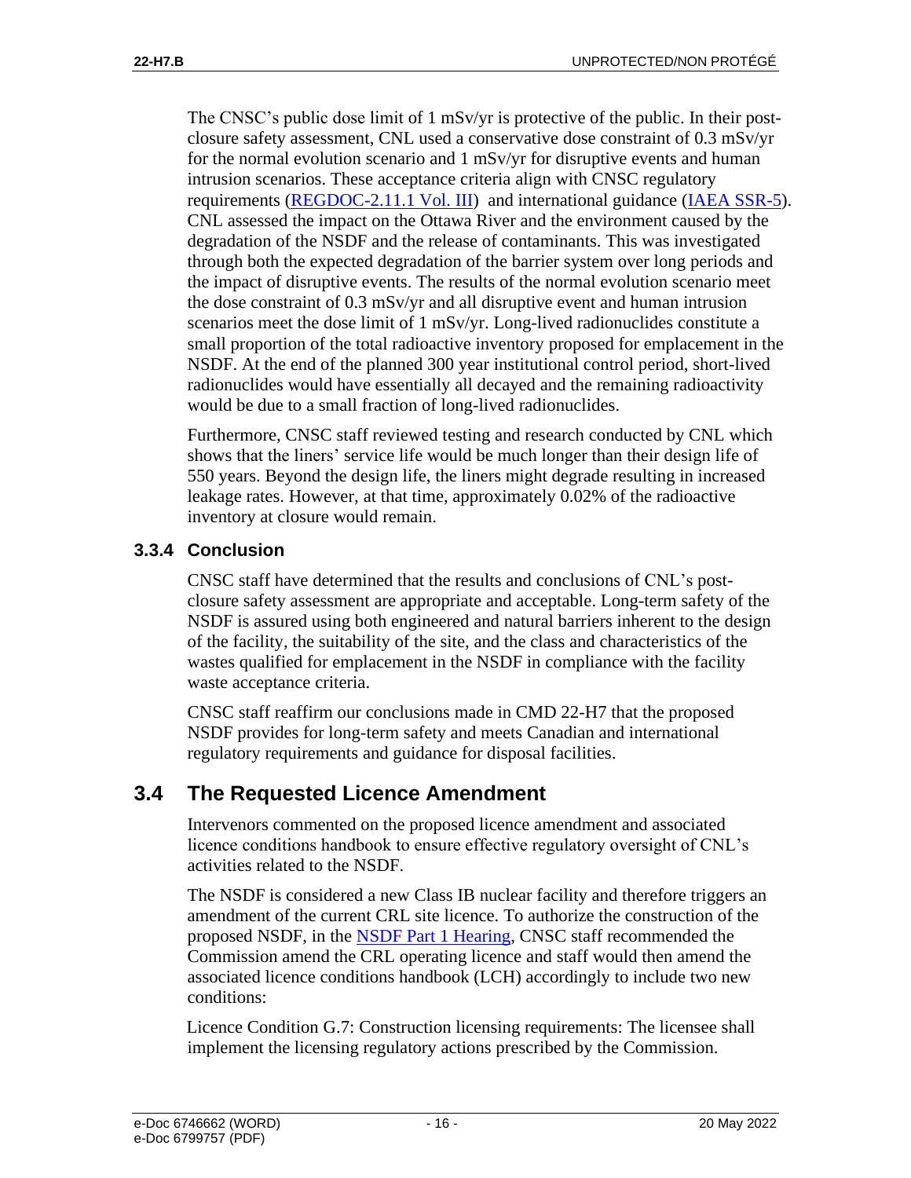The CNSC's public dose limit of 1 mSv/yr is protective of the public. In their post-closure safety assessment, CNL used a conservative dose constraint of 0.3 mSv/yr for the normal evolution scenario and 1 mSv/yr for disruptive events and human intrusion scenarios. These acceptance criteria align with CNSC regulatory requirements (REGDOC-2.11.1 Vol. III) and international guidance (IAEA SSR-5). CNL assessed the impact on the Ottawa River and the environment caused by the degradation of the NSDF and the release of contaminants. This was investigated through both the expected degradation of the barrier system over long periods and the impact of disruptive events. The results of the normal evolution scenario meet the dose constraint of 0.3 mSv/yr and all disruptive event and human intrusion scenarios meet the dose limit of 1 mSv/yr. Long-lived radionuclides constitute a small proportion of the total radioactive inventory proposed for emplacement in the NSDF. At the end of the planned 300 year institutional control period, short-lived radionuclides would have essentially all decayed and the remaining radioactivity would be due to a small fraction of long-lived radionuclides.

Furthermore, CNSC staff reviewed testing and research conducted by CNL which shows that the liners' service life would be much longer than their design life of 550 years. Beyond the design life, the liners might degrade resulting in increased leakage rates. However, at that time, approximately 0.02% of the radioactive inventory at closure would remain.

### 3.3.4 Conclusion

CNSC staff have determined that the results and conclusions of CNL's post-closure safety assessment are appropriate and acceptable. Long-term safety of the NSDF is assured using both engineered and natural barriers inherent to the design of the facility, the suitability of the site, and the class and characteristics of the wastes qualified for emplacement in the NSDF in compliance with the facility waste acceptance criteria.

CNSC staff reaffirm our conclusions made in CMD 22-H7 that the proposed NSDF provides for long-term safety and meets Canadian and international regulatory requirements and guidance for disposal facilities.

## 3.4 The Requested Licence Amendment

Intervenors commented on the proposed licence amendment and associated licence conditions handbook to ensure effective regulatory oversight of CNL's activities related to the NSDF.

The NSDF is considered a new Class IB nuclear facility and therefore triggers an amendment of the current CRL site licence. To authorize the construction of the proposed NSDF, in the NSDF Part 1 Hearing, CNSC staff recommended the Commission amend the CRL operating licence and staff would then amend the associated licence conditions handbook (LCH) accordingly to include two new conditions:

Licence Condition G.7: Construction licensing requirements: The licensee shall implement the licensing regulatory actions prescribed by the Commission.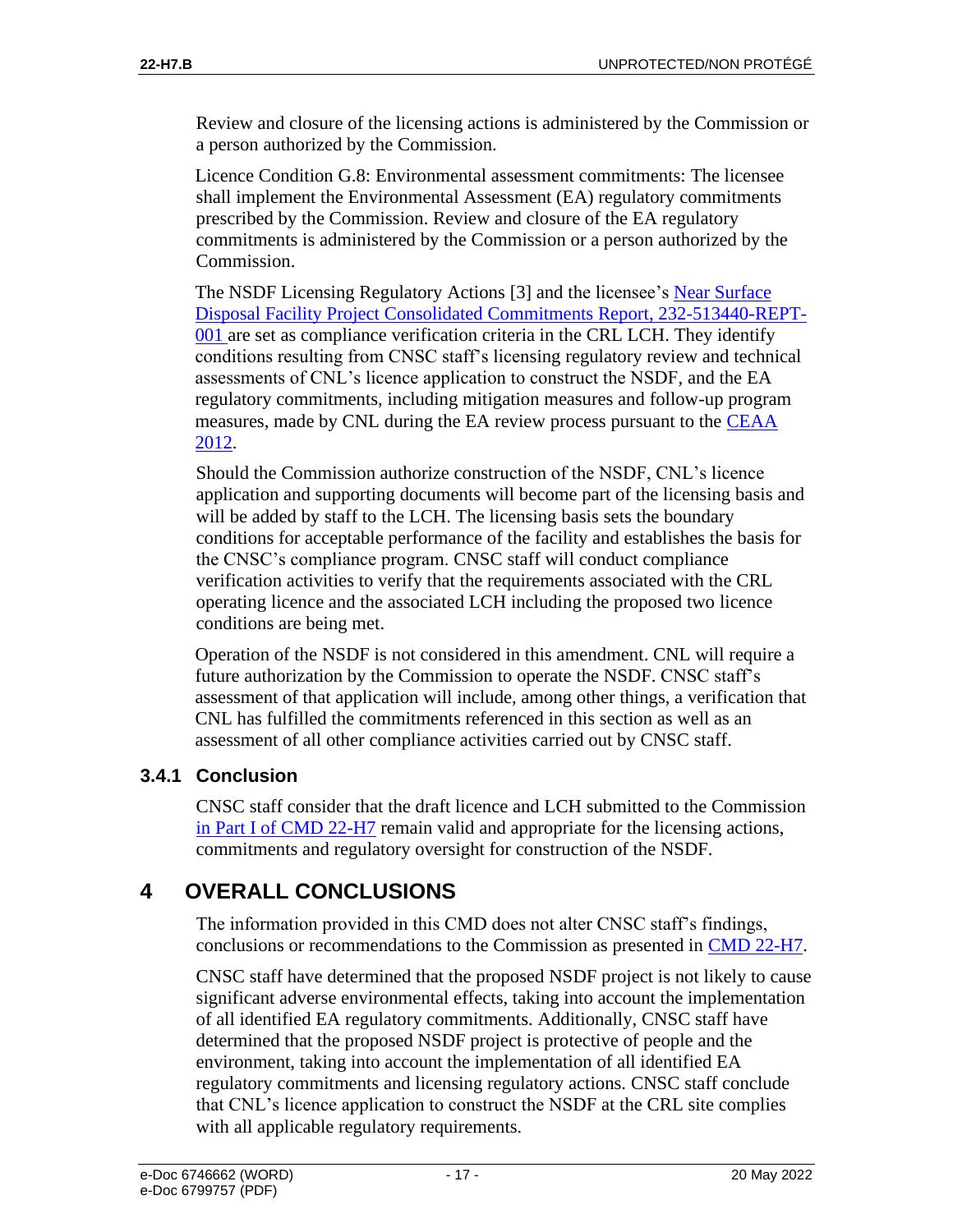Review and closure of the licensing actions is administered by the Commission or a person authorized by the Commission.

Licence Condition G.8: Environmental assessment commitments: The licensee shall implement the Environmental Assessment (EA) regulatory commitments prescribed by the Commission. Review and closure of the EA regulatory commitments is administered by the Commission or a person authorized by the Commission.

The NSDF Licensing Regulatory Actions [3] and the licensee's Near Surface Disposal Facility Project Consolidated Commitments Report, 232-513440-REPT-001 are set as compliance verification criteria in the CRL LCH. They identify conditions resulting from CNSC staff's licensing regulatory review and technical assessments of CNL's licence application to construct the NSDF, and the EA regulatory commitments, including mitigation measures and follow-up program measures, made by CNL during the EA review process pursuant to the CEAA 2012.

Should the Commission authorize construction of the NSDF, CNL's licence application and supporting documents will become part of the licensing basis and will be added by staff to the LCH. The licensing basis sets the boundary conditions for acceptable performance of the facility and establishes the basis for the CNSC's compliance program. CNSC staff will conduct compliance verification activities to verify that the requirements associated with the CRL operating licence and the associated LCH including the proposed two licence conditions are being met.

Operation of the NSDF is not considered in this amendment. CNL will require a future authorization by the Commission to operate the NSDF. CNSC staff's assessment of that application will include, among other things, a verification that CNL has fulfilled the commitments referenced in this section as well as an assessment of all other compliance activities carried out by CNSC staff.

### 3.4.1 Conclusion

CNSC staff consider that the draft licence and LCH submitted to the Commission in Part I of CMD 22-H7 remain valid and appropriate for the licensing actions, commitments and regulatory oversight for construction of the NSDF.

## 4 OVERALL CONCLUSIONS

The information provided in this CMD does not alter CNSC staff's findings, conclusions or recommendations to the Commission as presented in CMD 22-H7.

CNSC staff have determined that the proposed NSDF project is not likely to cause significant adverse environmental effects, taking into account the implementation of all identified EA regulatory commitments. Additionally, CNSC staff have determined that the proposed NSDF project is protective of people and the environment, taking into account the implementation of all identified EA regulatory commitments and licensing regulatory actions. CNSC staff conclude that CNL's licence application to construct the NSDF at the CRL site complies with all applicable regulatory requirements.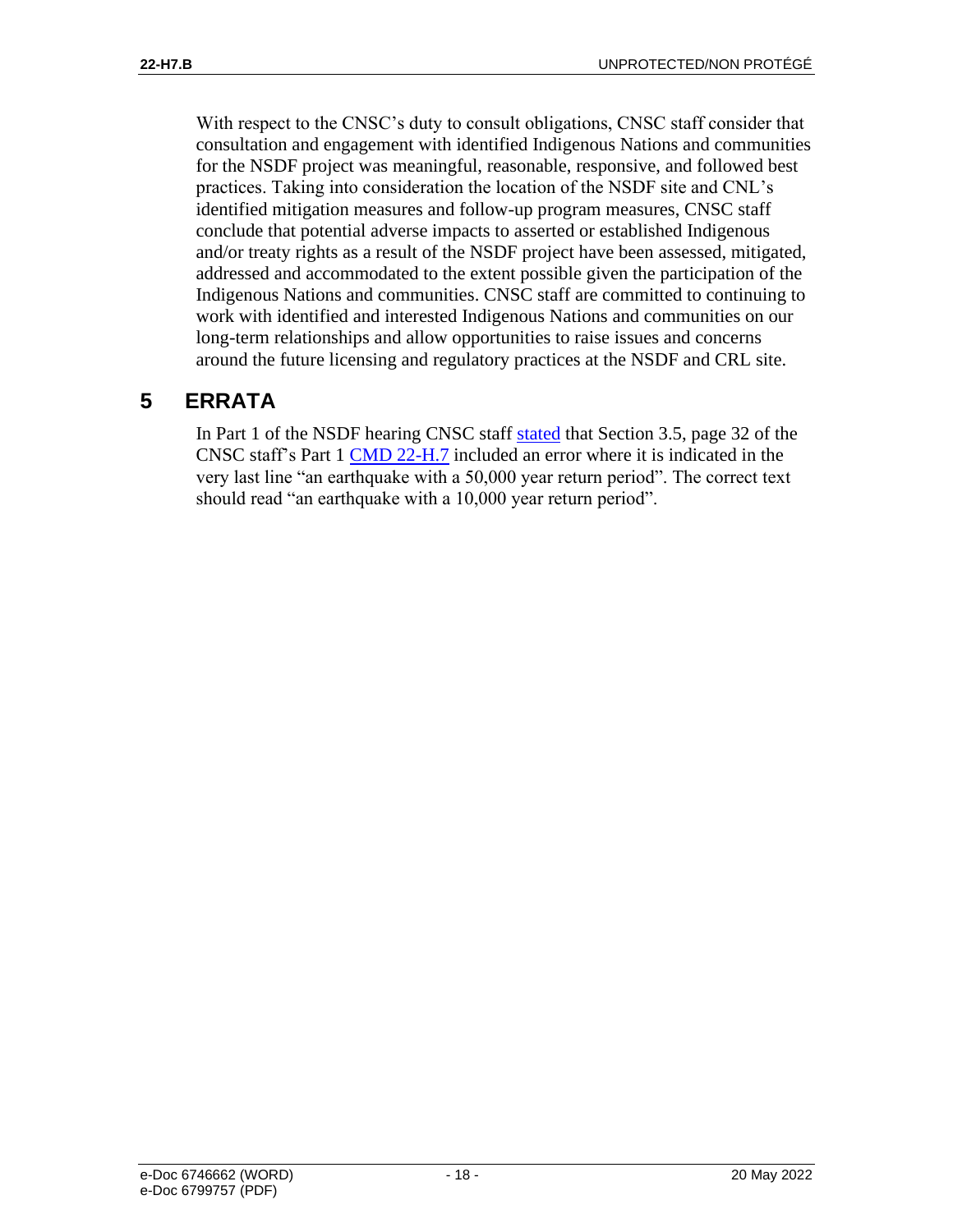With respect to the CNSC's duty to consult obligations, CNSC staff consider that consultation and engagement with identified Indigenous Nations and communities for the NSDF project was meaningful, reasonable, responsive, and followed best practices. Taking into consideration the location of the NSDF site and CNL's identified mitigation measures and follow-up program measures, CNSC staff conclude that potential adverse impacts to asserted or established Indigenous and/or treaty rights as a result of the NSDF project have been assessed, mitigated, addressed and accommodated to the extent possible given the participation of the Indigenous Nations and communities. CNSC staff are committed to continuing to work with identified and interested Indigenous Nations and communities on our long-term relationships and allow opportunities to raise issues and concerns around the future licensing and regulatory practices at the NSDF and CRL site.

# 5 ERRATA

In Part 1 of the NSDF hearing CNSC staff stated that Section 3.5, page 32 of the CNSC staff's Part 1 CMD 22-H.7 included an error where it is indicated in the very last line "an earthquake with a 50,000 year return period". The correct text should read "an earthquake with a 10,000 year return period".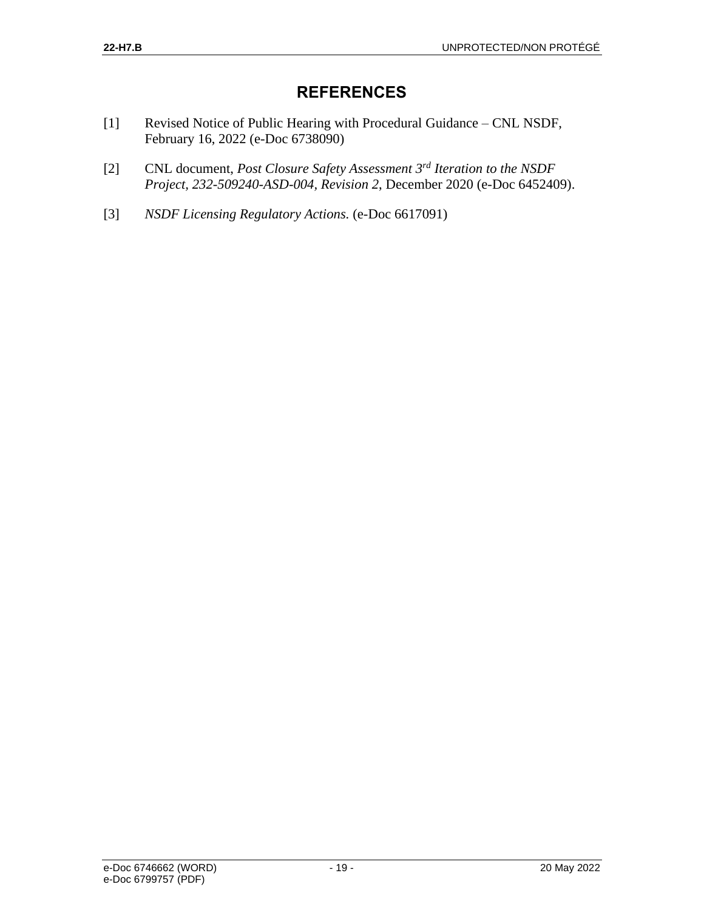# REFERENCES

[1] Revised Notice of Public Hearing with Procedural Guidance – CNL NSDF, February 16, 2022 (e-Doc 6738090)

[2] CNL document, *Post Closure Safety Assessment 3rd Iteration to the NSDF Project, 232-509240-ASD-004, Revision 2*, December 2020 (e-Doc 6452409).

[3] *NSDF Licensing Regulatory Actions.* (e-Doc 6617091)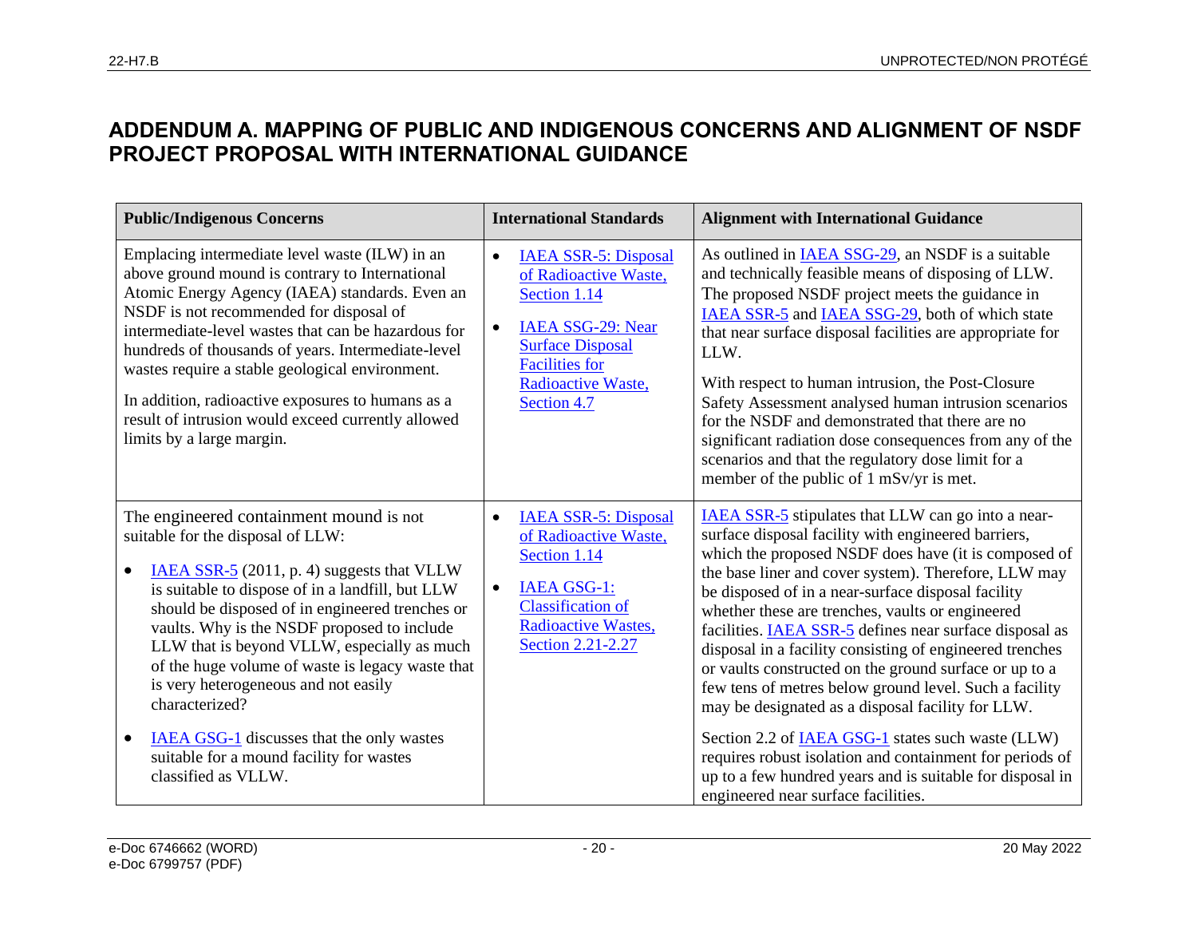# ADDENDUM A. MAPPING OF PUBLIC AND INDIGENOUS CONCERNS AND ALIGNMENT OF NSDF PROJECT PROPOSAL WITH INTERNATIONAL GUIDANCE

| Public/Indigenous Concerns | International Standards | Alignment with International Guidance |
|---|---|---|
| Emplacing intermediate level waste (ILW) in an above ground mound is contrary to International Atomic Energy Agency (IAEA) standards. Even an NSDF is not recommended for disposal of intermediate-level wastes that can be hazardous for hundreds of thousands of years. Intermediate-level wastes require a stable geological environment.<br><br>In addition, radioactive exposures to humans as a result of intrusion would exceed currently allowed limits by a large margin. | • IAEA SSR-5: Disposal of Radioactive Waste, Section 1.14<br>• IAEA SSG-29: Near Surface Disposal Facilities for Radioactive Waste, Section 4.7 | As outlined in IAEA SSG-29, an NSDF is a suitable and technically feasible means of disposing of LLW. The proposed NSDF project meets the guidance in IAEA SSR-5 and IAEA SSG-29, both of which state that near surface disposal facilities are appropriate for LLW.<br><br>With respect to human intrusion, the Post-Closure Safety Assessment analysed human intrusion scenarios for the NSDF and demonstrated that there are no significant radiation dose consequences from any of the scenarios and that the regulatory dose limit for a member of the public of 1 mSv/yr is met. |
| The engineered containment mound is not suitable for the disposal of LLW:<br>• IAEA SSR-5 (2011, p. 4) suggests that VLLW is suitable to dispose of in a landfill, but LLW should be disposed of in engineered trenches or vaults. Why is the NSDF proposed to include LLW that is beyond VLLW, especially as much of the huge volume of waste is legacy waste that is very heterogeneous and not easily characterized?<br>• IAEA GSG-1 discusses that the only wastes suitable for a mound facility for wastes classified as VLLW. | • IAEA SSR-5: Disposal of Radioactive Waste, Section 1.14<br>• IAEA GSG-1: Classification of Radioactive Wastes, Section 2.21-2.27 | IAEA SSR-5 stipulates that LLW can go into a near-surface disposal facility with engineered barriers, which the proposed NSDF does have (it is composed of the base liner and cover system). Therefore, LLW may be disposed of in a near-surface disposal facility whether these are trenches, vaults or engineered facilities. IAEA SSR-5 defines near surface disposal as disposal in a facility consisting of engineered trenches or vaults constructed on the ground surface or up to a few tens of metres below ground level. Such a facility may be designated as a disposal facility for LLW.<br><br>Section 2.2 of IAEA GSG-1 states such waste (LLW) requires robust isolation and containment for periods of up to a few hundred years and is suitable for disposal in engineered near surface facilities. |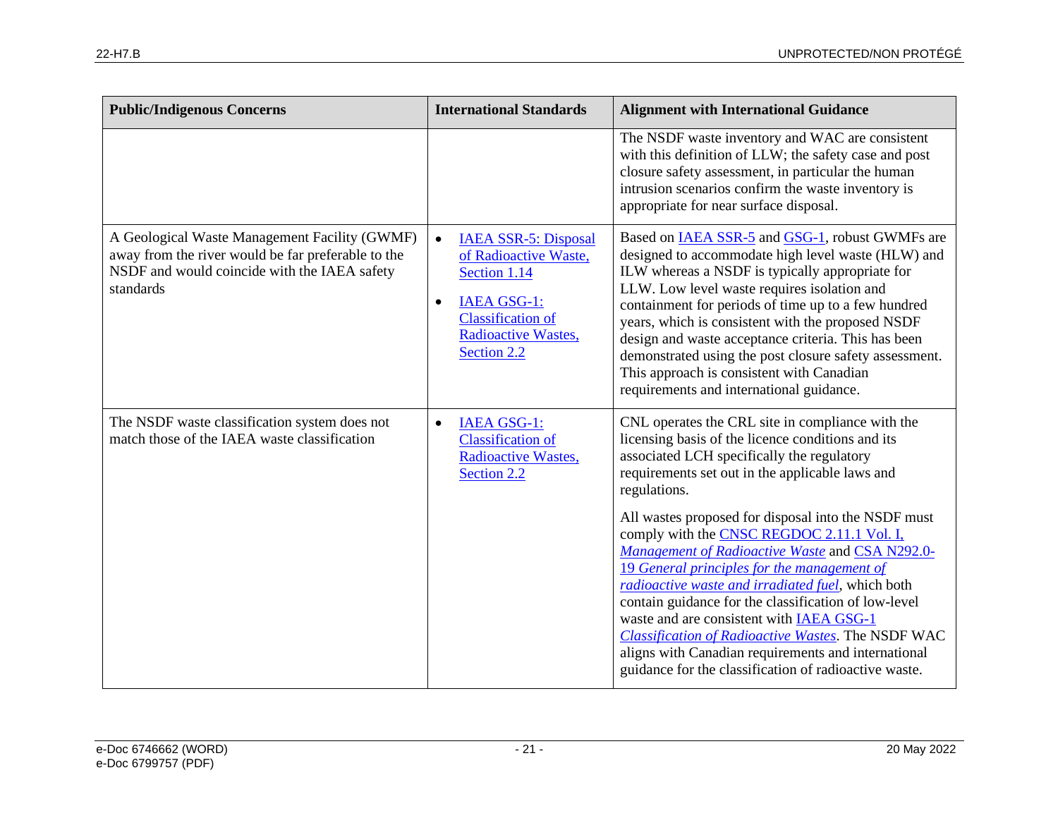| Public/Indigenous Concerns | International Standards | Alignment with International Guidance |
|---|---|---|
| | | The NSDF waste inventory and WAC are consistent with this definition of LLW; the safety case and post closure safety assessment, in particular the human intrusion scenarios confirm the waste inventory is appropriate for near surface disposal. |
| A Geological Waste Management Facility (GWMF) away from the river would be far preferable to the NSDF and would coincide with the IAEA safety standards | • IAEA SSR-5: Disposal of Radioactive Waste, Section 1.14<br>• IAEA GSG-1: Classification of Radioactive Wastes, Section 2.2 | Based on IAEA SSR-5 and GSG-1, robust GWMFs are designed to accommodate high level waste (HLW) and ILW whereas a NSDF is typically appropriate for LLW. Low level waste requires isolation and containment for periods of time up to a few hundred years, which is consistent with the proposed NSDF design and waste acceptance criteria. This has been demonstrated using the post closure safety assessment. This approach is consistent with Canadian requirements and international guidance. |
| The NSDF waste classification system does not match those of the IAEA waste classification | • IAEA GSG-1: Classification of Radioactive Wastes, Section 2.2 | CNL operates the CRL site in compliance with the licensing basis of the licence conditions and its associated LCH specifically the regulatory requirements set out in the applicable laws and regulations.<br><br>All wastes proposed for disposal into the NSDF must comply with the CNSC REGDOC 2.11.1 Vol. I, *Management of Radioactive Waste* and CSA N292.0-19 *General principles for the management of radioactive waste and irradiated fuel*, which both contain guidance for the classification of low-level waste and are consistent with IAEA GSG-1 *Classification of Radioactive Wastes*. The NSDF WAC aligns with Canadian requirements and international guidance for the classification of radioactive waste. |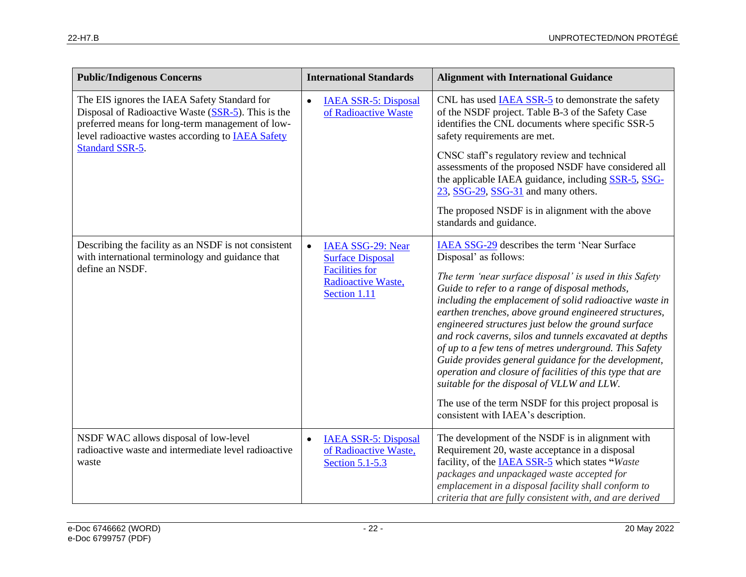| Public/Indigenous Concerns | International Standards | Alignment with International Guidance |
|---|---|---|
| The EIS ignores the IAEA Safety Standard for Disposal of Radioactive Waste (SSR-5). This is the preferred means for long-term management of low-level radioactive wastes according to IAEA Safety Standard SSR-5. | • IAEA SSR-5: Disposal of Radioactive Waste | CNL has used IAEA SSR-5 to demonstrate the safety of the NSDF project. Table B-3 of the Safety Case identifies the CNL documents where specific SSR-5 safety requirements are met.<br><br>CNSC staff's regulatory review and technical assessments of the proposed NSDF have considered all the applicable IAEA guidance, including SSR-5, SSG-23, SSG-29, SSG-31 and many others.<br><br>The proposed NSDF is in alignment with the above standards and guidance. |
| Describing the facility as an NSDF is not consistent with international terminology and guidance that define an NSDF. | • IAEA SSG-29: Near Surface Disposal Facilities for Radioactive Waste, Section 1.11 | IAEA SSG-29 describes the term 'Near Surface Disposal' as follows:<br><br>*The term 'near surface disposal' is used in this Safety Guide to refer to a range of disposal methods, including the emplacement of solid radioactive waste in earthen trenches, above ground engineered structures, engineered structures just below the ground surface and rock caverns, silos and tunnels excavated at depths of up to a few tens of metres underground. This Safety Guide provides general guidance for the development, operation and closure of facilities of this type that are suitable for the disposal of VLLW and LLW.*<br><br>The use of the term NSDF for this project proposal is consistent with IAEA's description. |
| NSDF WAC allows disposal of low-level radioactive waste and intermediate level radioactive waste | • IAEA SSR-5: Disposal of Radioactive Waste, Section 5.1-5.3 | The development of the NSDF is in alignment with Requirement 20, waste acceptance in a disposal facility, of the IAEA SSR-5 which states "*Waste packages and unpackaged waste accepted for emplacement in a disposal facility shall conform to criteria that are fully consistent with, and are derived* |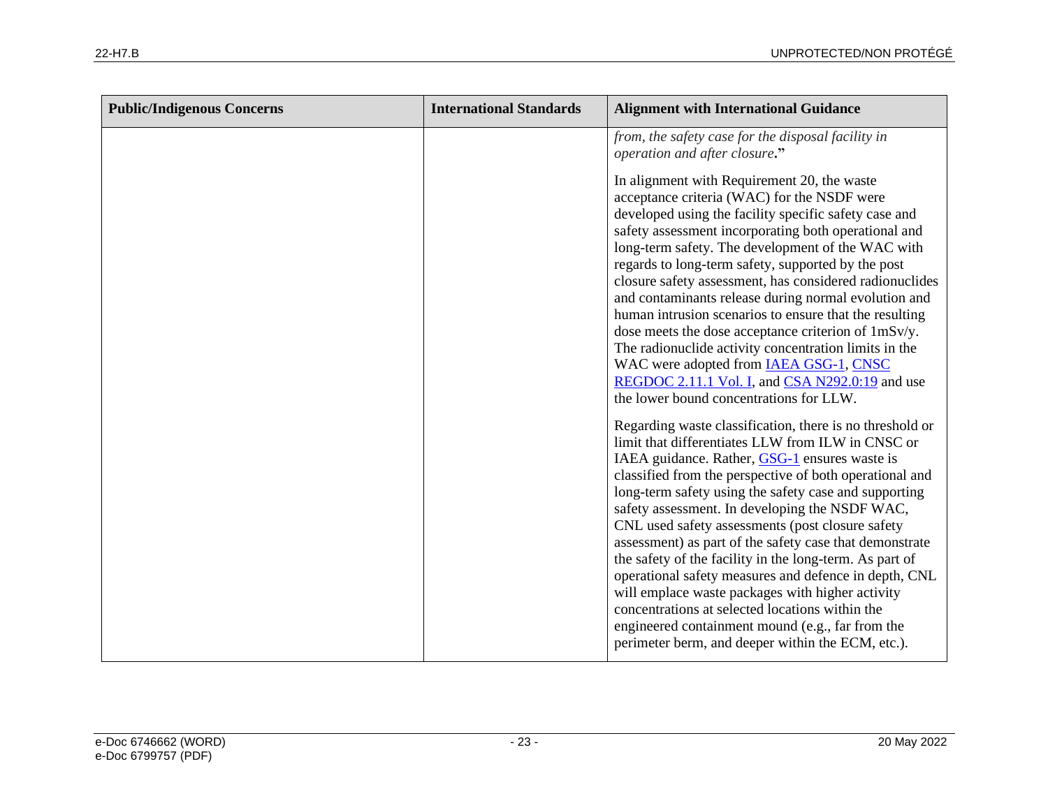| Public/Indigenous Concerns | International Standards | Alignment with International Guidance |
| --- | --- | --- |
| | | *from, the safety case for the disposal facility in operation and after closure*." <br><br> In alignment with Requirement 20, the waste acceptance criteria (WAC) for the NSDF were developed using the facility specific safety case and safety assessment incorporating both operational and long-term safety. The development of the WAC with regards to long-term safety, supported by the post closure safety assessment, has considered radionuclides and contaminants release during normal evolution and human intrusion scenarios to ensure that the resulting dose meets the dose acceptance criterion of 1mSv/y. The radionuclide activity concentration limits in the WAC were adopted from IAEA GSG-1, CNSC REGDOC 2.11.1 Vol. I, and CSA N292.0:19 and use the lower bound concentrations for LLW. <br><br> Regarding waste classification, there is no threshold or limit that differentiates LLW from ILW in CNSC or IAEA guidance. Rather, GSG-1 ensures waste is classified from the perspective of both operational and long-term safety using the safety case and supporting safety assessment. In developing the NSDF WAC, CNL used safety assessments (post closure safety assessment) as part of the safety case that demonstrate the safety of the facility in the long-term. As part of operational safety measures and defence in depth, CNL will emplace waste packages with higher activity concentrations at selected locations within the engineered containment mound (e.g., far from the perimeter berm, and deeper within the ECM, etc.). |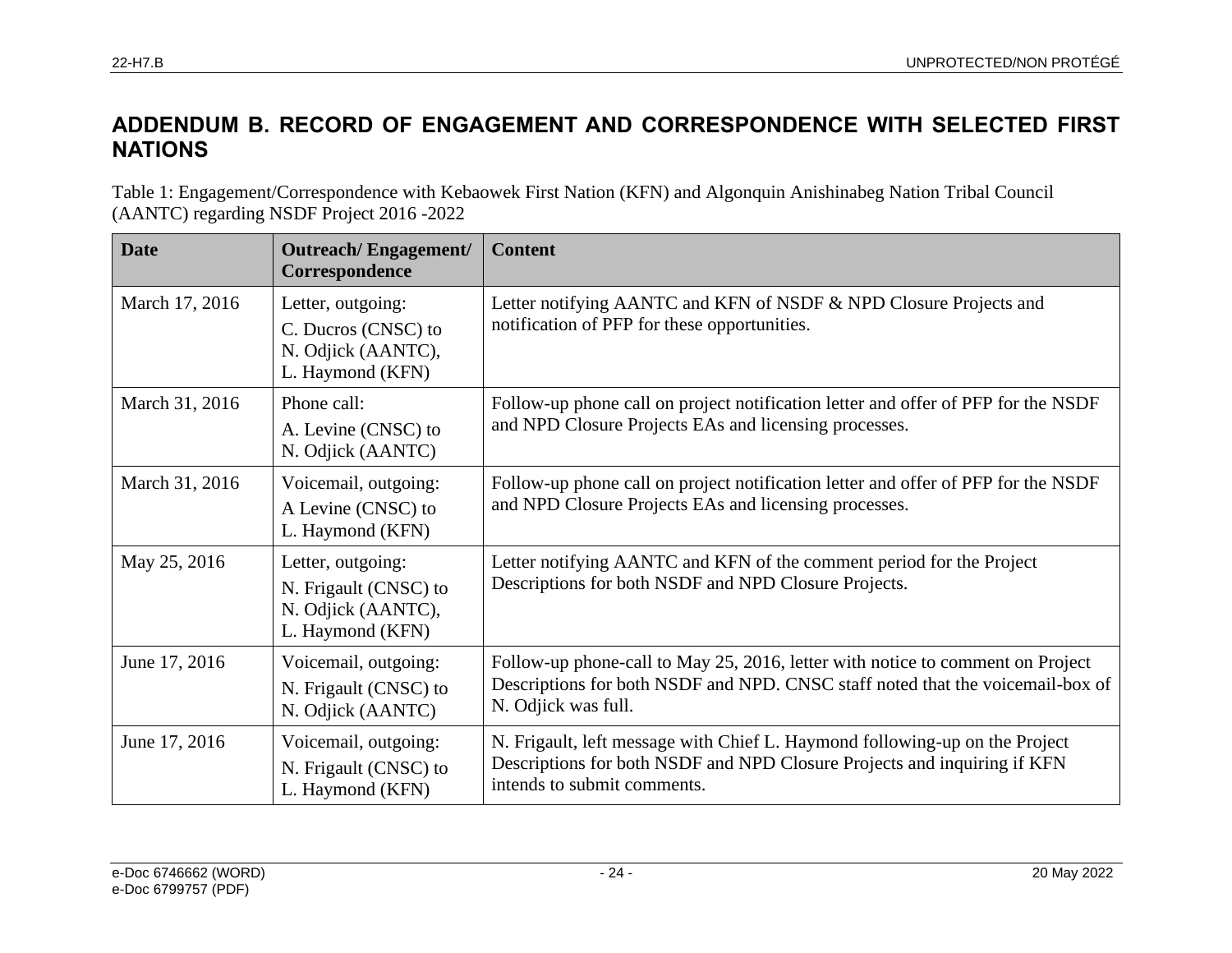## ADDENDUM B. RECORD OF ENGAGEMENT AND CORRESPONDENCE WITH SELECTED FIRST NATIONS

Table 1: Engagement/Correspondence with Kebaowek First Nation (KFN) and Algonquin Anishinabeg Nation Tribal Council (AANTC) regarding NSDF Project 2016 -2022

| Date | Outreach/ Engagement/ Correspondence | Content |
|---|---|---|
| March 17, 2016 | Letter, outgoing: C. Ducros (CNSC) to N. Odjick (AANTC), L. Haymond (KFN) | Letter notifying AANTC and KFN of NSDF & NPD Closure Projects and notification of PFP for these opportunities. |
| March 31, 2016 | Phone call: A. Levine (CNSC) to N. Odjick (AANTC) | Follow-up phone call on project notification letter and offer of PFP for the NSDF and NPD Closure Projects EAs and licensing processes. |
| March 31, 2016 | Voicemail, outgoing: A Levine (CNSC) to L. Haymond (KFN) | Follow-up phone call on project notification letter and offer of PFP for the NSDF and NPD Closure Projects EAs and licensing processes. |
| May 25, 2016 | Letter, outgoing: N. Frigault (CNSC) to N. Odjick (AANTC), L. Haymond (KFN) | Letter notifying AANTC and KFN of the comment period for the Project Descriptions for both NSDF and NPD Closure Projects. |
| June 17, 2016 | Voicemail, outgoing: N. Frigault (CNSC) to N. Odjick (AANTC) | Follow-up phone-call to May 25, 2016, letter with notice to comment on Project Descriptions for both NSDF and NPD. CNSC staff noted that the voicemail-box of N. Odjick was full. |
| June 17, 2016 | Voicemail, outgoing: N. Frigault (CNSC) to L. Haymond (KFN) | N. Frigault, left message with Chief L. Haymond following-up on the Project Descriptions for both NSDF and NPD Closure Projects and inquiring if KFN intends to submit comments. |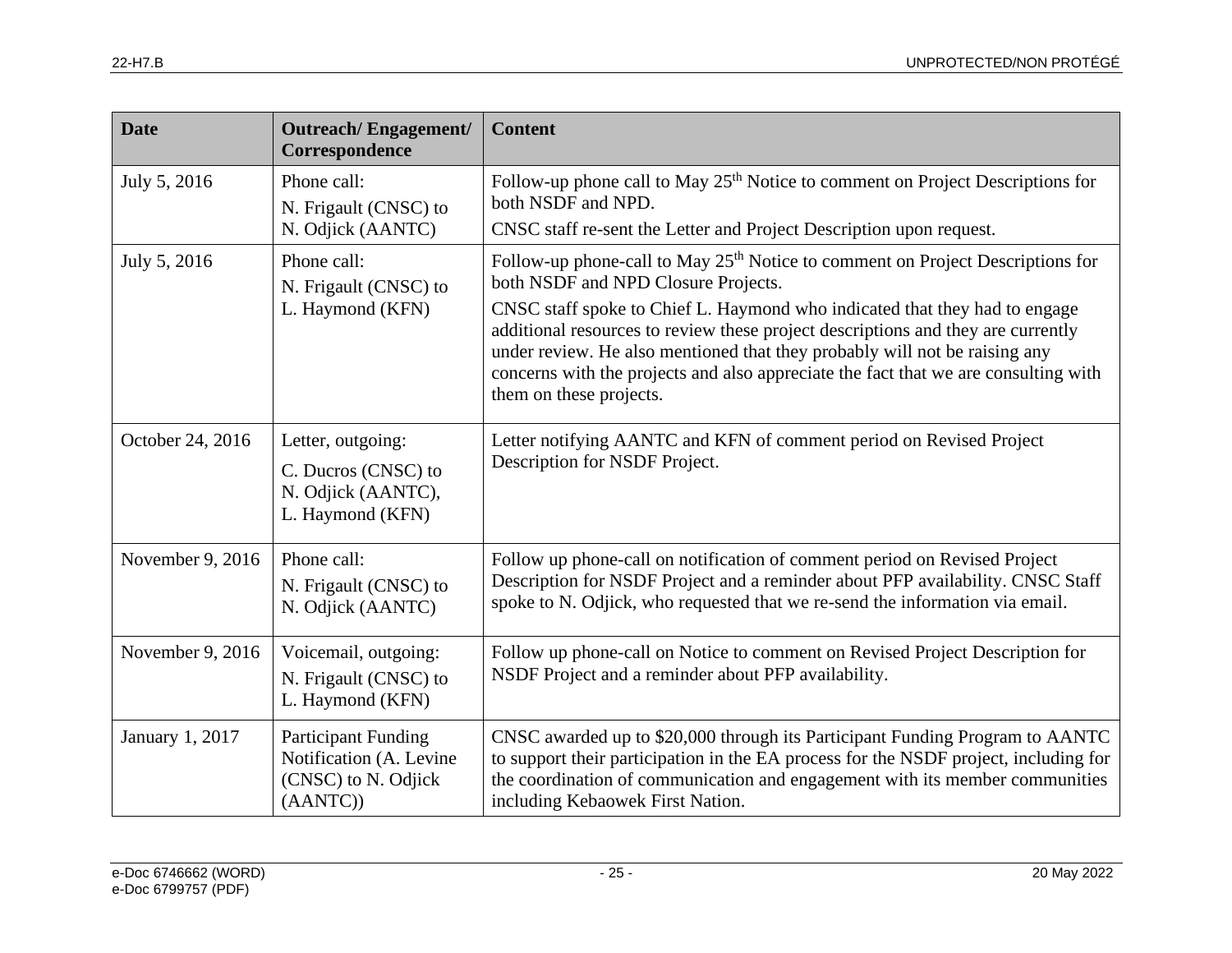| Date | Outreach/ Engagement/ Correspondence | Content |
| --- | --- | --- |
| July 5, 2016 | Phone call: N. Frigault (CNSC) to N. Odjick (AANTC) | Follow-up phone call to May 25th Notice to comment on Project Descriptions for both NSDF and NPD. CNSC staff re-sent the Letter and Project Description upon request. |
| July 5, 2016 | Phone call: N. Frigault (CNSC) to L. Haymond (KFN) | Follow-up phone-call to May 25th Notice to comment on Project Descriptions for both NSDF and NPD Closure Projects. CNSC staff spoke to Chief L. Haymond who indicated that they had to engage additional resources to review these project descriptions and they are currently under review. He also mentioned that they probably will not be raising any concerns with the projects and also appreciate the fact that we are consulting with them on these projects. |
| October 24, 2016 | Letter, outgoing: C. Ducros (CNSC) to N. Odjick (AANTC), L. Haymond (KFN) | Letter notifying AANTC and KFN of comment period on Revised Project Description for NSDF Project. |
| November 9, 2016 | Phone call: N. Frigault (CNSC) to N. Odjick (AANTC) | Follow up phone-call on notification of comment period on Revised Project Description for NSDF Project and a reminder about PFP availability. CNSC Staff spoke to N. Odjick, who requested that we re-send the information via email. |
| November 9, 2016 | Voicemail, outgoing: N. Frigault (CNSC) to L. Haymond (KFN) | Follow up phone-call on Notice to comment on Revised Project Description for NSDF Project and a reminder about PFP availability. |
| January 1, 2017 | Participant Funding Notification (A. Levine (CNSC) to N. Odjick (AANTC)) | CNSC awarded up to $20,000 through its Participant Funding Program to AANTC to support their participation in the EA process for the NSDF project, including for the coordination of communication and engagement with its member communities including Kebaowek First Nation. |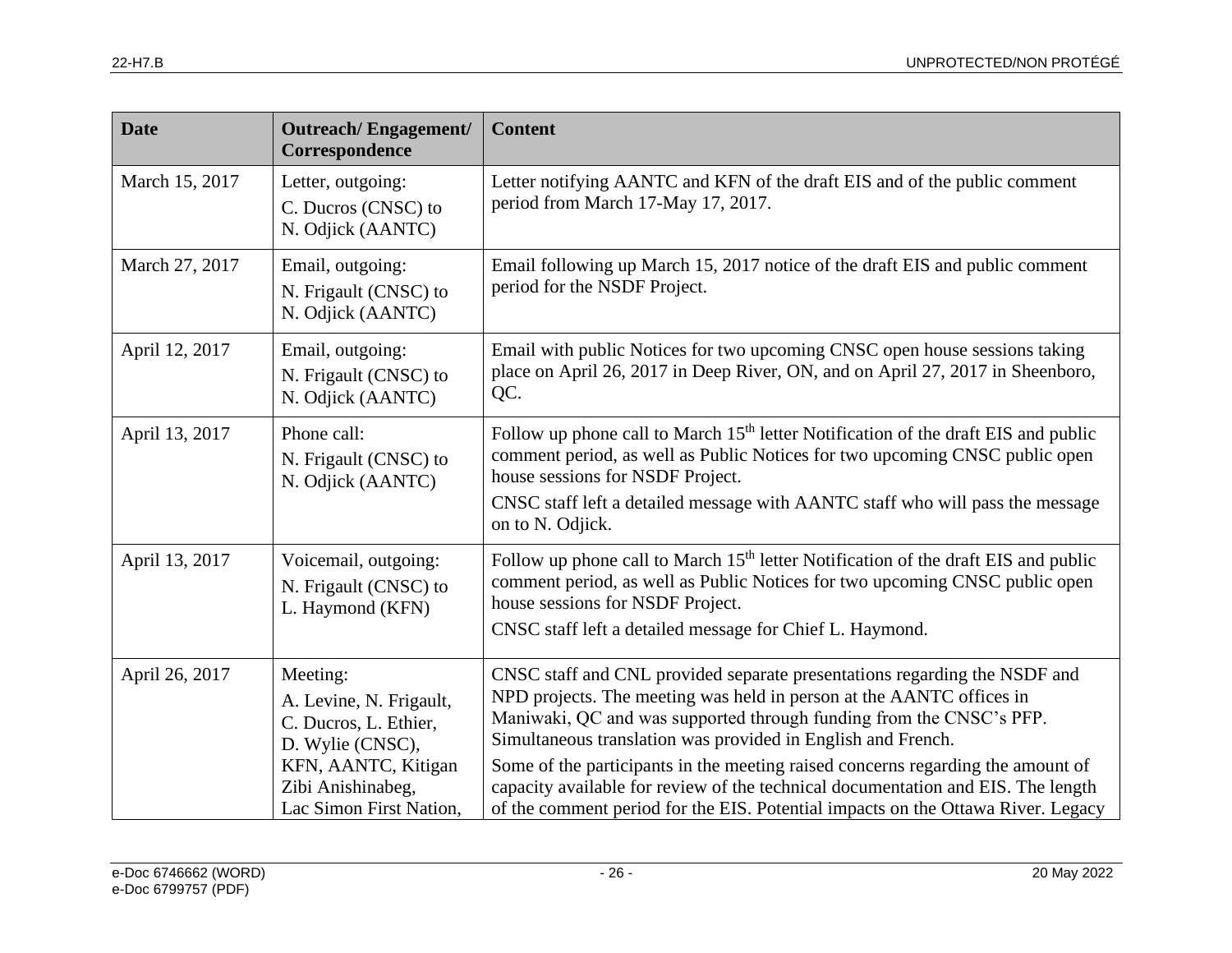| Date | Outreach/ Engagement/ Correspondence | Content |
|---|---|---|
| March 15, 2017 | Letter, outgoing: C. Ducros (CNSC) to N. Odjick (AANTC) | Letter notifying AANTC and KFN of the draft EIS and of the public comment period from March 17-May 17, 2017. |
| March 27, 2017 | Email, outgoing: N. Frigault (CNSC) to N. Odjick (AANTC) | Email following up March 15, 2017 notice of the draft EIS and public comment period for the NSDF Project. |
| April 12, 2017 | Email, outgoing: N. Frigault (CNSC) to N. Odjick (AANTC) | Email with public Notices for two upcoming CNSC open house sessions taking place on April 26, 2017 in Deep River, ON, and on April 27, 2017 in Sheenboro, QC. |
| April 13, 2017 | Phone call: N. Frigault (CNSC) to N. Odjick (AANTC) | Follow up phone call to March 15th letter Notification of the draft EIS and public comment period, as well as Public Notices for two upcoming CNSC public open house sessions for NSDF Project.<br>CNSC staff left a detailed message with AANTC staff who will pass the message on to N. Odjick. |
| April 13, 2017 | Voicemail, outgoing: N. Frigault (CNSC) to L. Haymond (KFN) | Follow up phone call to March 15th letter Notification of the draft EIS and public comment period, as well as Public Notices for two upcoming CNSC public open house sessions for NSDF Project.<br>CNSC staff left a detailed message for Chief L. Haymond. |
| April 26, 2017 | Meeting: A. Levine, N. Frigault, C. Ducros, L. Ethier, D. Wylie (CNSC), KFN, AANTC, Kitigan Zibi Anishinabeg, Lac Simon First Nation, | CNSC staff and CNL provided separate presentations regarding the NSDF and NPD projects. The meeting was held in person at the AANTC offices in Maniwaki, QC and was supported through funding from the CNSC's PFP. Simultaneous translation was provided in English and French.<br>Some of the participants in the meeting raised concerns regarding the amount of capacity available for review of the technical documentation and EIS. The length of the comment period for the EIS. Potential impacts on the Ottawa River. Legacy |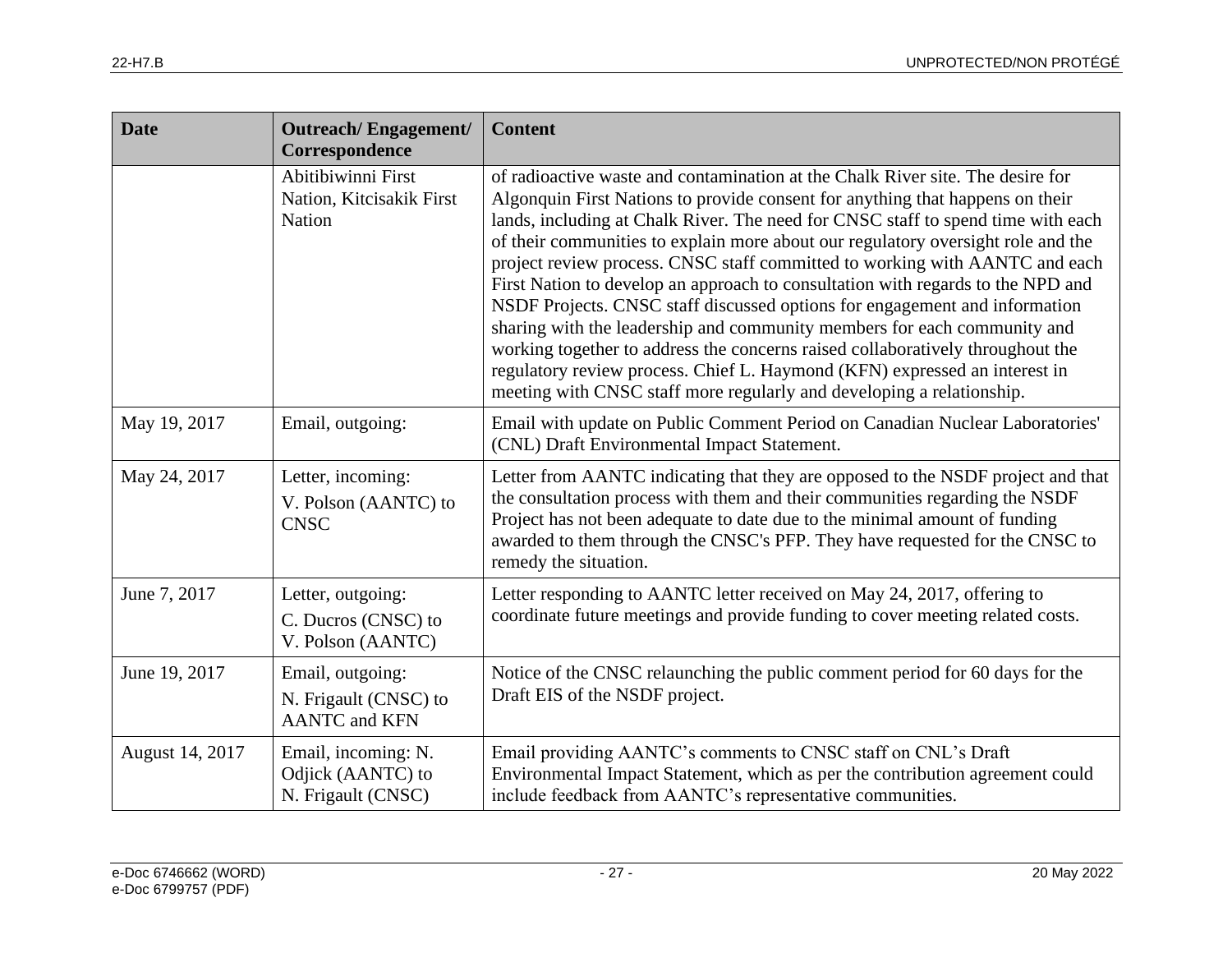| Date | Outreach/ Engagement/ Correspondence | Content |
|---|---|---|
| | Abitibiwinni First Nation, Kitcisakik First Nation | of radioactive waste and contamination at the Chalk River site. The desire for Algonquin First Nations to provide consent for anything that happens on their lands, including at Chalk River. The need for CNSC staff to spend time with each of their communities to explain more about our regulatory oversight role and the project review process. CNSC staff committed to working with AANTC and each First Nation to develop an approach to consultation with regards to the NPD and NSDF Projects. CNSC staff discussed options for engagement and information sharing with the leadership and community members for each community and working together to address the concerns raised collaboratively throughout the regulatory review process. Chief L. Haymond (KFN) expressed an interest in meeting with CNSC staff more regularly and developing a relationship. |
| May 19, 2017 | Email, outgoing: | Email with update on Public Comment Period on Canadian Nuclear Laboratories' (CNL) Draft Environmental Impact Statement. |
| May 24, 2017 | Letter, incoming: V. Polson (AANTC) to CNSC | Letter from AANTC indicating that they are opposed to the NSDF project and that the consultation process with them and their communities regarding the NSDF Project has not been adequate to date due to the minimal amount of funding awarded to them through the CNSC's PFP. They have requested for the CNSC to remedy the situation. |
| June 7, 2017 | Letter, outgoing: C. Ducros (CNSC) to V. Polson (AANTC) | Letter responding to AANTC letter received on May 24, 2017, offering to coordinate future meetings and provide funding to cover meeting related costs. |
| June 19, 2017 | Email, outgoing: N. Frigault (CNSC) to AANTC and KFN | Notice of the CNSC relaunching the public comment period for 60 days for the Draft EIS of the NSDF project. |
| August 14, 2017 | Email, incoming: N. Odjick (AANTC) to N. Frigault (CNSC) | Email providing AANTC's comments to CNSC staff on CNL's Draft Environmental Impact Statement, which as per the contribution agreement could include feedback from AANTC's representative communities. |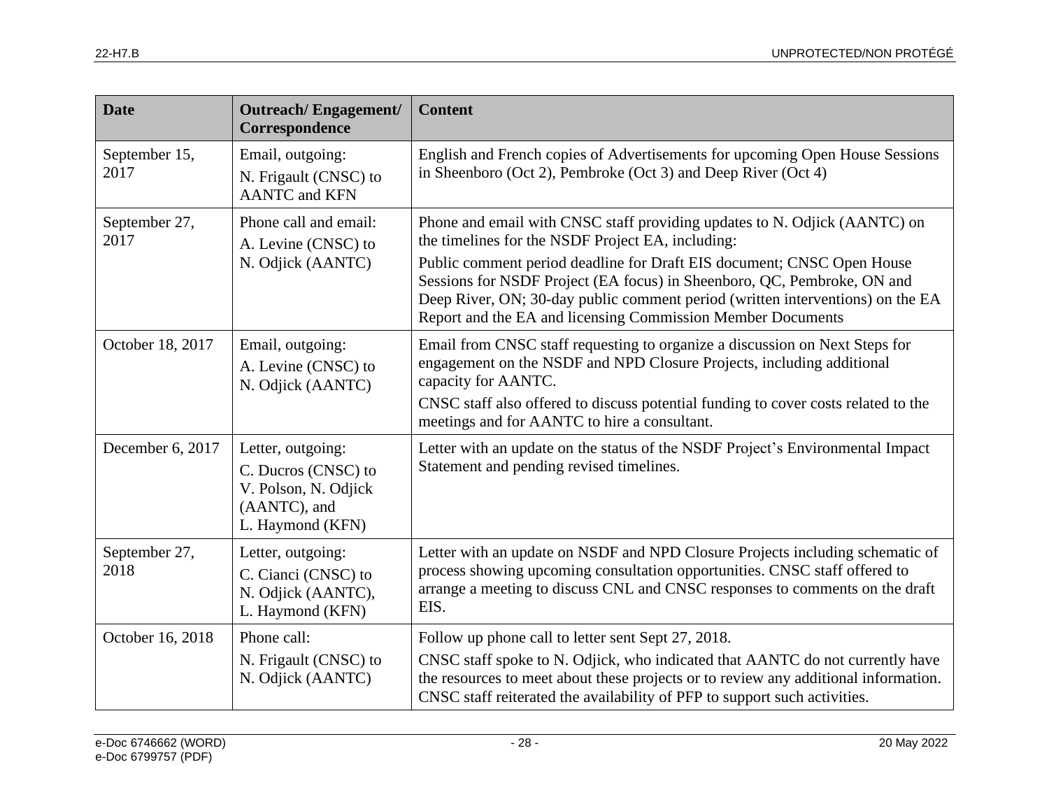| Date | Outreach/ Engagement/ Correspondence | Content |
| --- | --- | --- |
| September 15, 2017 | Email, outgoing: N. Frigault (CNSC) to AANTC and KFN | English and French copies of Advertisements for upcoming Open House Sessions in Sheenboro (Oct 2), Pembroke (Oct 3) and Deep River (Oct 4) |
| September 27, 2017 | Phone call and email: A. Levine (CNSC) to N. Odjick (AANTC) | Phone and email with CNSC staff providing updates to N. Odjick (AANTC) on the timelines for the NSDF Project EA, including: Public comment period deadline for Draft EIS document; CNSC Open House Sessions for NSDF Project (EA focus) in Sheenboro, QC, Pembroke, ON and Deep River, ON; 30-day public comment period (written interventions) on the EA Report and the EA and licensing Commission Member Documents |
| October 18, 2017 | Email, outgoing: A. Levine (CNSC) to N. Odjick (AANTC) | Email from CNSC staff requesting to organize a discussion on Next Steps for engagement on the NSDF and NPD Closure Projects, including additional capacity for AANTC. CNSC staff also offered to discuss potential funding to cover costs related to the meetings and for AANTC to hire a consultant. |
| December 6, 2017 | Letter, outgoing: C. Ducros (CNSC) to V. Polson, N. Odjick (AANTC), and L. Haymond (KFN) | Letter with an update on the status of the NSDF Project's Environmental Impact Statement and pending revised timelines. |
| September 27, 2018 | Letter, outgoing: C. Cianci (CNSC) to N. Odjick (AANTC), L. Haymond (KFN) | Letter with an update on NSDF and NPD Closure Projects including schematic of process showing upcoming consultation opportunities. CNSC staff offered to arrange a meeting to discuss CNL and CNSC responses to comments on the draft EIS. |
| October 16, 2018 | Phone call: N. Frigault (CNSC) to N. Odjick (AANTC) | Follow up phone call to letter sent Sept 27, 2018. CNSC staff spoke to N. Odjick, who indicated that AANTC do not currently have the resources to meet about these projects or to review any additional information. CNSC staff reiterated the availability of PFP to support such activities. |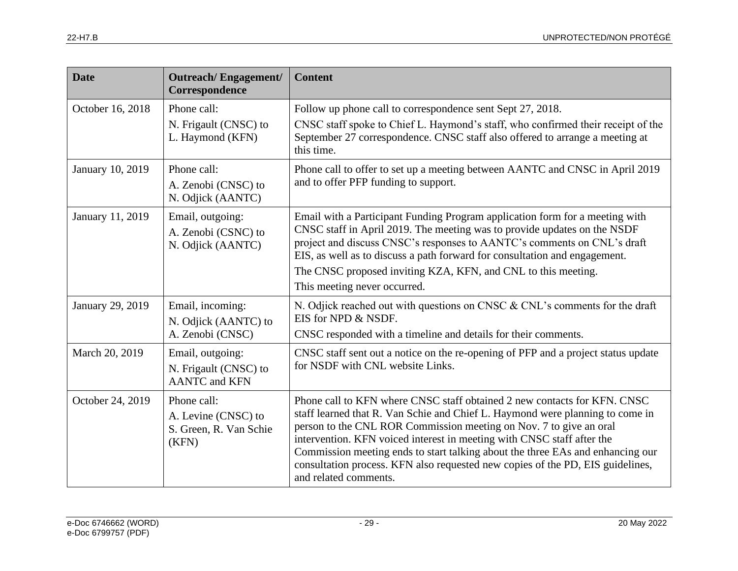| Date | Outreach/ Engagement/ Correspondence | Content |
|---|---|---|
| October 16, 2018 | Phone call:<br>N. Frigault (CNSC) to L. Haymond (KFN) | Follow up phone call to correspondence sent Sept 27, 2018.<br>CNSC staff spoke to Chief L. Haymond's staff, who confirmed their receipt of the September 27 correspondence. CNSC staff also offered to arrange a meeting at this time. |
| January 10, 2019 | Phone call:<br>A. Zenobi (CNSC) to N. Odjick (AANTC) | Phone call to offer to set up a meeting between AANTC and CNSC in April 2019 and to offer PFP funding to support. |
| January 11, 2019 | Email, outgoing:<br>A. Zenobi (CSNC) to N. Odjick (AANTC) | Email with a Participant Funding Program application form for a meeting with CNSC staff in April 2019. The meeting was to provide updates on the NSDF project and discuss CNSC's responses to AANTC's comments on CNL's draft EIS, as well as to discuss a path forward for consultation and engagement.<br>The CNSC proposed inviting KZA, KFN, and CNL to this meeting.<br>This meeting never occurred. |
| January 29, 2019 | Email, incoming:<br>N. Odjick (AANTC) to A. Zenobi (CNSC) | N. Odjick reached out with questions on CNSC & CNL's comments for the draft EIS for NPD & NSDF.<br>CNSC responded with a timeline and details for their comments. |
| March 20, 2019 | Email, outgoing:<br>N. Frigault (CNSC) to AANTC and KFN | CNSC staff sent out a notice on the re-opening of PFP and a project status update for NSDF with CNL website Links. |
| October 24, 2019 | Phone call:<br>A. Levine (CNSC) to S. Green, R. Van Schie (KFN) | Phone call to KFN where CNSC staff obtained 2 new contacts for KFN. CNSC staff learned that R. Van Schie and Chief L. Haymond were planning to come in person to the CNL ROR Commission meeting on Nov. 7 to give an oral intervention. KFN voiced interest in meeting with CNSC staff after the Commission meeting ends to start talking about the three EAs and enhancing our consultation process. KFN also requested new copies of the PD, EIS guidelines, and related comments. |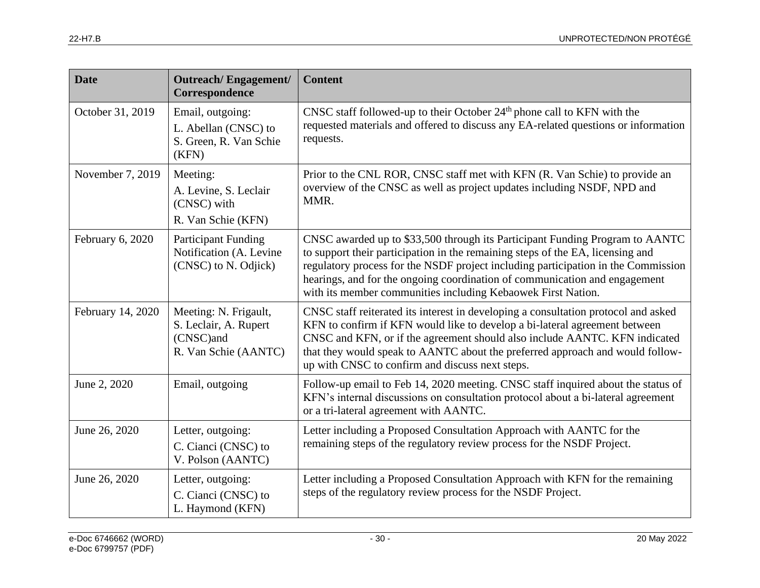| Date | Outreach/ Engagement/ Correspondence | Content |
|---|---|---|
| October 31, 2019 | Email, outgoing: L. Abellan (CNSC) to S. Green, R. Van Schie (KFN) | CNSC staff followed-up to their October 24th phone call to KFN with the requested materials and offered to discuss any EA-related questions or information requests. |
| November 7, 2019 | Meeting: A. Levine, S. Leclair (CNSC) with R. Van Schie (KFN) | Prior to the CNL ROR, CNSC staff met with KFN (R. Van Schie) to provide an overview of the CNSC as well as project updates including NSDF, NPD and MMR. |
| February 6, 2020 | Participant Funding Notification (A. Levine (CNSC) to N. Odjick) | CNSC awarded up to $33,500 through its Participant Funding Program to AANTC to support their participation in the remaining steps of the EA, licensing and regulatory process for the NSDF project including participation in the Commission hearings, and for the ongoing coordination of communication and engagement with its member communities including Kebaowek First Nation. |
| February 14, 2020 | Meeting: N. Frigault, S. Leclair, A. Rupert (CNSC)and R. Van Schie (AANTC) | CNSC staff reiterated its interest in developing a consultation protocol and asked KFN to confirm if KFN would like to develop a bi-lateral agreement between CNSC and KFN, or if the agreement should also include AANTC. KFN indicated that they would speak to AANTC about the preferred approach and would follow-up with CNSC to confirm and discuss next steps. |
| June 2, 2020 | Email, outgoing | Follow-up email to Feb 14, 2020 meeting. CNSC staff inquired about the status of KFN's internal discussions on consultation protocol about a bi-lateral agreement or a tri-lateral agreement with AANTC. |
| June 26, 2020 | Letter, outgoing: C. Cianci (CNSC) to V. Polson (AANTC) | Letter including a Proposed Consultation Approach with AANTC for the remaining steps of the regulatory review process for the NSDF Project. |
| June 26, 2020 | Letter, outgoing: C. Cianci (CNSC) to L. Haymond (KFN) | Letter including a Proposed Consultation Approach with KFN for the remaining steps of the regulatory review process for the NSDF Project. |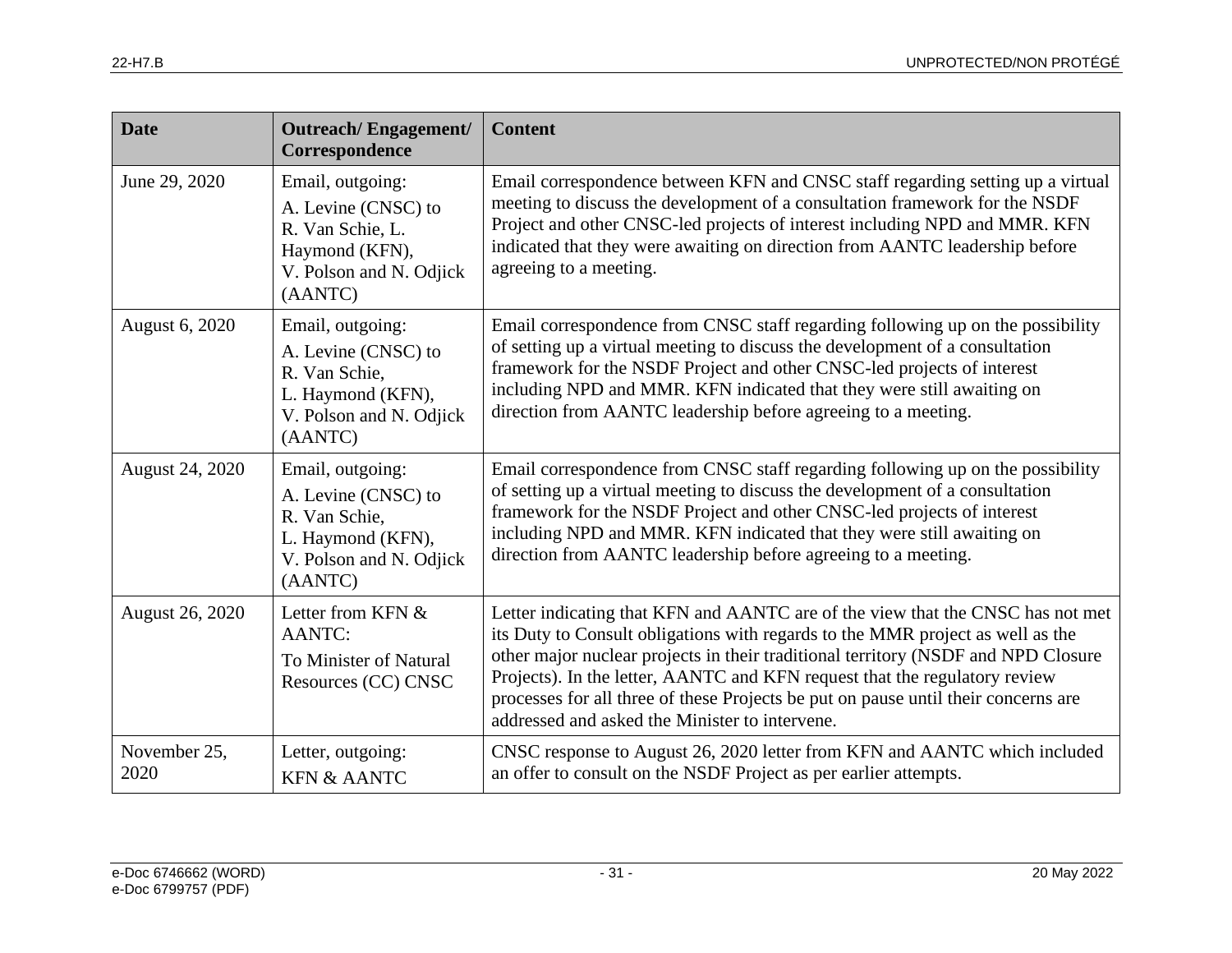| Date | Outreach/ Engagement/ Correspondence | Content |
|---|---|---|
| June 29, 2020 | Email, outgoing: A. Levine (CNSC) to R. Van Schie, L. Haymond (KFN), V. Polson and N. Odjick (AANTC) | Email correspondence between KFN and CNSC staff regarding setting up a virtual meeting to discuss the development of a consultation framework for the NSDF Project and other CNSC-led projects of interest including NPD and MMR. KFN indicated that they were awaiting on direction from AANTC leadership before agreeing to a meeting. |
| August 6, 2020 | Email, outgoing: A. Levine (CNSC) to R. Van Schie, L. Haymond (KFN), V. Polson and N. Odjick (AANTC) | Email correspondence from CNSC staff regarding following up on the possibility of setting up a virtual meeting to discuss the development of a consultation framework for the NSDF Project and other CNSC-led projects of interest including NPD and MMR. KFN indicated that they were still awaiting on direction from AANTC leadership before agreeing to a meeting. |
| August 24, 2020 | Email, outgoing: A. Levine (CNSC) to R. Van Schie, L. Haymond (KFN), V. Polson and N. Odjick (AANTC) | Email correspondence from CNSC staff regarding following up on the possibility of setting up a virtual meeting to discuss the development of a consultation framework for the NSDF Project and other CNSC-led projects of interest including NPD and MMR. KFN indicated that they were still awaiting on direction from AANTC leadership before agreeing to a meeting. |
| August 26, 2020 | Letter from KFN & AANTC: To Minister of Natural Resources (CC) CNSC | Letter indicating that KFN and AANTC are of the view that the CNSC has not met its Duty to Consult obligations with regards to the MMR project as well as the other major nuclear projects in their traditional territory (NSDF and NPD Closure Projects). In the letter, AANTC and KFN request that the regulatory review processes for all three of these Projects be put on pause until their concerns are addressed and asked the Minister to intervene. |
| November 25, 2020 | Letter, outgoing: KFN & AANTC | CNSC response to August 26, 2020 letter from KFN and AANTC which included an offer to consult on the NSDF Project as per earlier attempts. |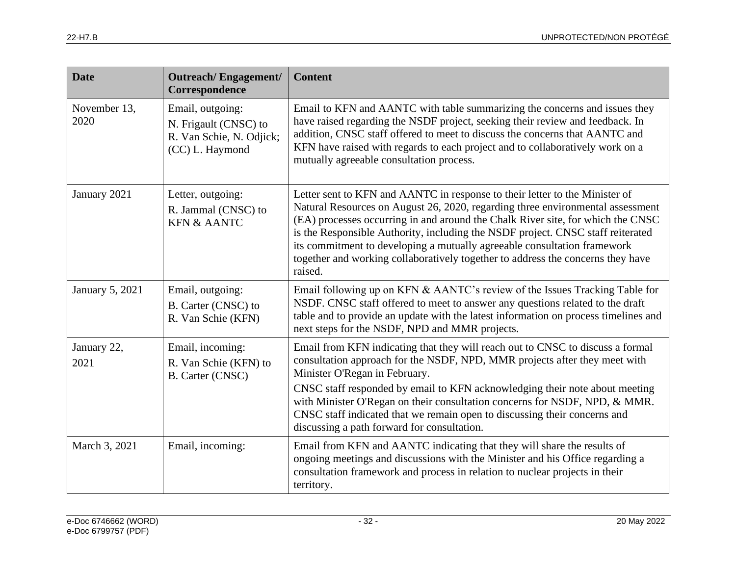| Date | Outreach/ Engagement/ Correspondence | Content |
| --- | --- | --- |
| November 13, 2020 | Email, outgoing: N. Frigault (CNSC) to R. Van Schie, N. Odjick; (CC) L. Haymond | Email to KFN and AANTC with table summarizing the concerns and issues they have raised regarding the NSDF project, seeking their review and feedback. In addition, CNSC staff offered to meet to discuss the concerns that AANTC and KFN have raised with regards to each project and to collaboratively work on a mutually agreeable consultation process. |
| January 2021 | Letter, outgoing: R. Jammal (CNSC) to KFN & AANTC | Letter sent to KFN and AANTC in response to their letter to the Minister of Natural Resources on August 26, 2020, regarding three environmental assessment (EA) processes occurring in and around the Chalk River site, for which the CNSC is the Responsible Authority, including the NSDF project. CNSC staff reiterated its commitment to developing a mutually agreeable consultation framework together and working collaboratively together to address the concerns they have raised. |
| January 5, 2021 | Email, outgoing: B. Carter (CNSC) to R. Van Schie (KFN) | Email following up on KFN & AANTC's review of the Issues Tracking Table for NSDF. CNSC staff offered to meet to answer any questions related to the draft table and to provide an update with the latest information on process timelines and next steps for the NSDF, NPD and MMR projects. |
| January 22, 2021 | Email, incoming: R. Van Schie (KFN) to B. Carter (CNSC) | Email from KFN indicating that they will reach out to CNSC to discuss a formal consultation approach for the NSDF, NPD, MMR projects after they meet with Minister O'Regan in February.<br><br>CNSC staff responded by email to KFN acknowledging their note about meeting with Minister O'Regan on their consultation concerns for NSDF, NPD, & MMR. CNSC staff indicated that we remain open to discussing their concerns and discussing a path forward for consultation. |
| March 3, 2021 | Email, incoming: | Email from KFN and AANTC indicating that they will share the results of ongoing meetings and discussions with the Minister and his Office regarding a consultation framework and process in relation to nuclear projects in their territory. |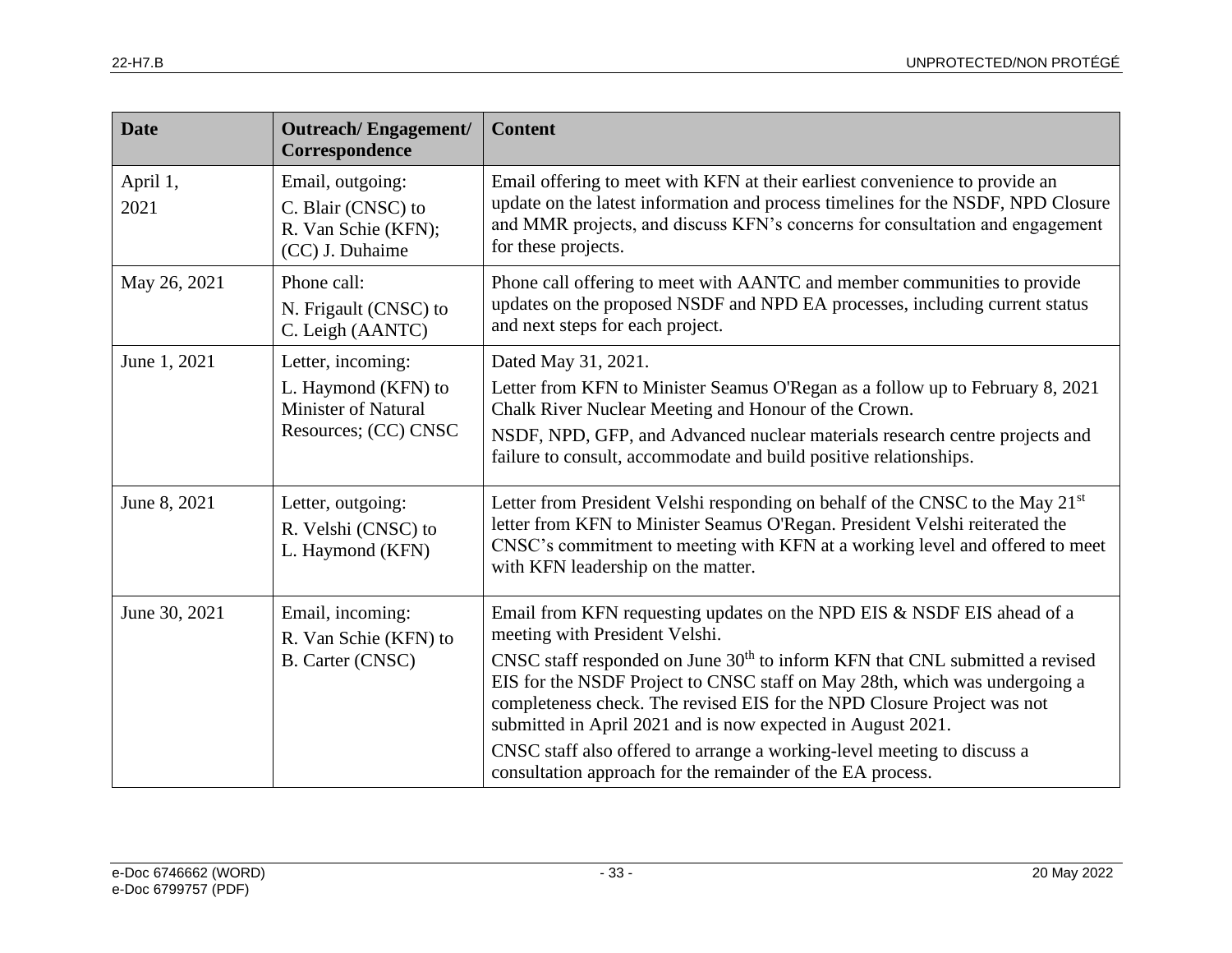| Date | Outreach/ Engagement/ Correspondence | Content |
| --- | --- | --- |
| April 1, 2021 | Email, outgoing: C. Blair (CNSC) to R. Van Schie (KFN); (CC) J. Duhaime | Email offering to meet with KFN at their earliest convenience to provide an update on the latest information and process timelines for the NSDF, NPD Closure and MMR projects, and discuss KFN's concerns for consultation and engagement for these projects. |
| May 26, 2021 | Phone call: N. Frigault (CNSC) to C. Leigh (AANTC) | Phone call offering to meet with AANTC and member communities to provide updates on the proposed NSDF and NPD EA processes, including current status and next steps for each project. |
| June 1, 2021 | Letter, incoming: L. Haymond (KFN) to Minister of Natural Resources; (CC) CNSC | Dated May 31, 2021. Letter from KFN to Minister Seamus O'Regan as a follow up to February 8, 2021 Chalk River Nuclear Meeting and Honour of the Crown. NSDF, NPD, GFP, and Advanced nuclear materials research centre projects and failure to consult, accommodate and build positive relationships. |
| June 8, 2021 | Letter, outgoing: R. Velshi (CNSC) to L. Haymond (KFN) | Letter from President Velshi responding on behalf of the CNSC to the May 21st letter from KFN to Minister Seamus O'Regan. President Velshi reiterated the CNSC's commitment to meeting with KFN at a working level and offered to meet with KFN leadership on the matter. |
| June 30, 2021 | Email, incoming: R. Van Schie (KFN) to B. Carter (CNSC) | Email from KFN requesting updates on the NPD EIS & NSDF EIS ahead of a meeting with President Velshi. CNSC staff responded on June 30th to inform KFN that CNL submitted a revised EIS for the NSDF Project to CNSC staff on May 28th, which was undergoing a completeness check. The revised EIS for the NPD Closure Project was not submitted in April 2021 and is now expected in August 2021. CNSC staff also offered to arrange a working-level meeting to discuss a consultation approach for the remainder of the EA process. |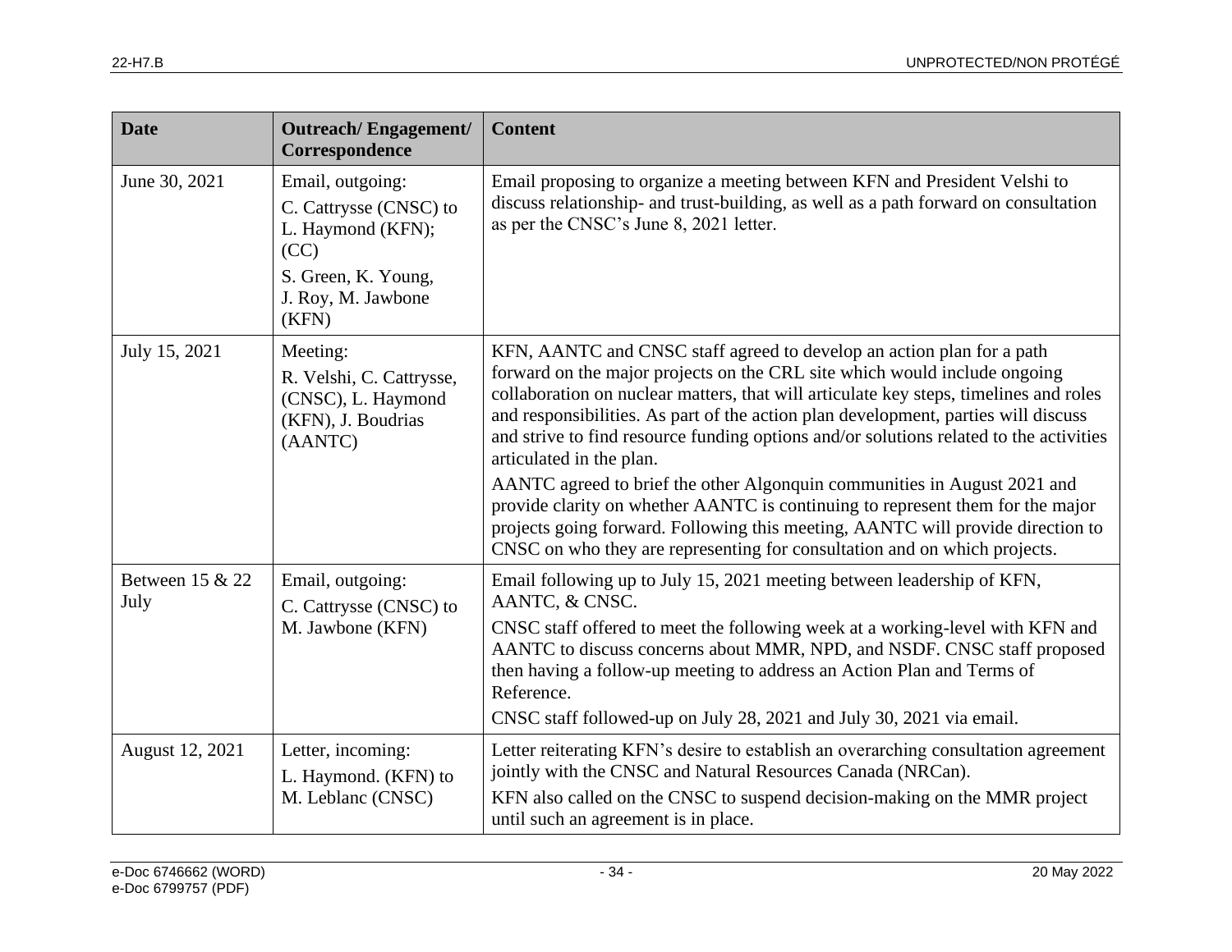| Date | Outreach/ Engagement/ Correspondence | Content |
|---|---|---|
| June 30, 2021 | Email, outgoing:<br>C. Cattrysse (CNSC) to L. Haymond (KFN);<br>(CC)<br>S. Green, K. Young, J. Roy, M. Jawbone (KFN) | Email proposing to organize a meeting between KFN and President Velshi to discuss relationship- and trust-building, as well as a path forward on consultation as per the CNSC's June 8, 2021 letter. |
| July 15, 2021 | Meeting:<br>R. Velshi, C. Cattrysse, (CNSC), L. Haymond (KFN), J. Boudrias (AANTC) | KFN, AANTC and CNSC staff agreed to develop an action plan for a path forward on the major projects on the CRL site which would include ongoing collaboration on nuclear matters, that will articulate key steps, timelines and roles and responsibilities. As part of the action plan development, parties will discuss and strive to find resource funding options and/or solutions related to the activities articulated in the plan.<br>AANTC agreed to brief the other Algonquin communities in August 2021 and provide clarity on whether AANTC is continuing to represent them for the major projects going forward. Following this meeting, AANTC will provide direction to CNSC on who they are representing for consultation and on which projects. |
| Between 15 & 22 July | Email, outgoing:<br>C. Cattrysse (CNSC) to M. Jawbone (KFN) | Email following up to July 15, 2021 meeting between leadership of KFN, AANTC, & CNSC.<br>CNSC staff offered to meet the following week at a working-level with KFN and AANTC to discuss concerns about MMR, NPD, and NSDF. CNSC staff proposed then having a follow-up meeting to address an Action Plan and Terms of Reference.<br>CNSC staff followed-up on July 28, 2021 and July 30, 2021 via email. |
| August 12, 2021 | Letter, incoming:<br>L. Haymond. (KFN) to M. Leblanc (CNSC) | Letter reiterating KFN's desire to establish an overarching consultation agreement jointly with the CNSC and Natural Resources Canada (NRCan).<br>KFN also called on the CNSC to suspend decision-making on the MMR project until such an agreement is in place. |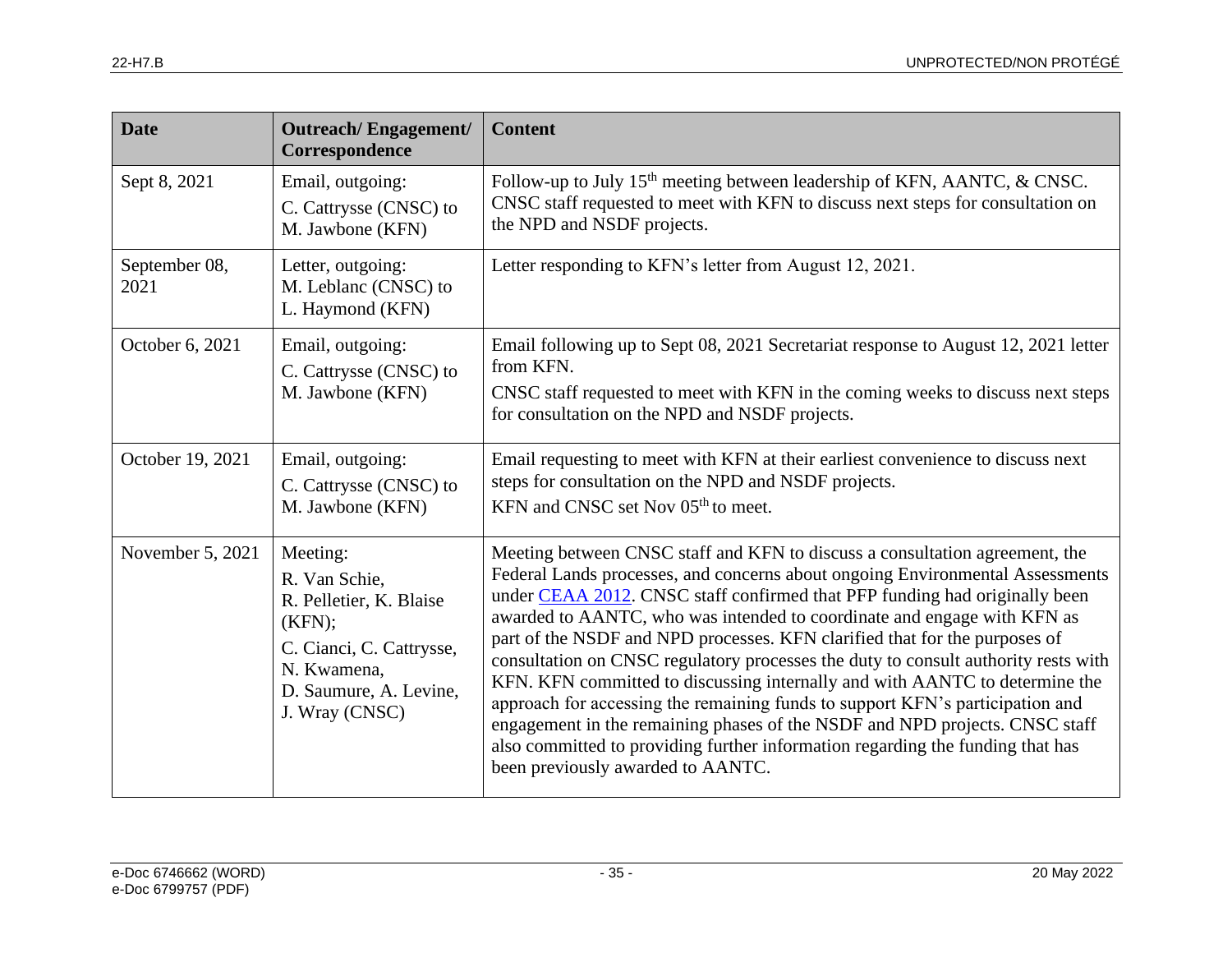| Date | Outreach/ Engagement/ Correspondence | Content |
|---|---|---|
| Sept 8, 2021 | Email, outgoing: C. Cattrysse (CNSC) to M. Jawbone (KFN) | Follow-up to July 15th meeting between leadership of KFN, AANTC, & CNSC. CNSC staff requested to meet with KFN to discuss next steps for consultation on the NPD and NSDF projects. |
| September 08, 2021 | Letter, outgoing: M. Leblanc (CNSC) to L. Haymond (KFN) | Letter responding to KFN's letter from August 12, 2021. |
| October 6, 2021 | Email, outgoing: C. Cattrysse (CNSC) to M. Jawbone (KFN) | Email following up to Sept 08, 2021 Secretariat response to August 12, 2021 letter from KFN. CNSC staff requested to meet with KFN in the coming weeks to discuss next steps for consultation on the NPD and NSDF projects. |
| October 19, 2021 | Email, outgoing: C. Cattrysse (CNSC) to M. Jawbone (KFN) | Email requesting to meet with KFN at their earliest convenience to discuss next steps for consultation on the NPD and NSDF projects. KFN and CNSC set Nov 05th to meet. |
| November 5, 2021 | Meeting: R. Van Schie, R. Pelletier, K. Blaise (KFN); C. Cianci, C. Cattrysse, N. Kwamena, D. Saumure, A. Levine, J. Wray (CNSC) | Meeting between CNSC staff and KFN to discuss a consultation agreement, the Federal Lands processes, and concerns about ongoing Environmental Assessments under CEAA 2012. CNSC staff confirmed that PFP funding had originally been awarded to AANTC, who was intended to coordinate and engage with KFN as part of the NSDF and NPD processes. KFN clarified that for the purposes of consultation on CNSC regulatory processes the duty to consult authority rests with KFN. KFN committed to discussing internally and with AANTC to determine the approach for accessing the remaining funds to support KFN's participation and engagement in the remaining phases of the NSDF and NPD projects. CNSC staff also committed to providing further information regarding the funding that has been previously awarded to AANTC. |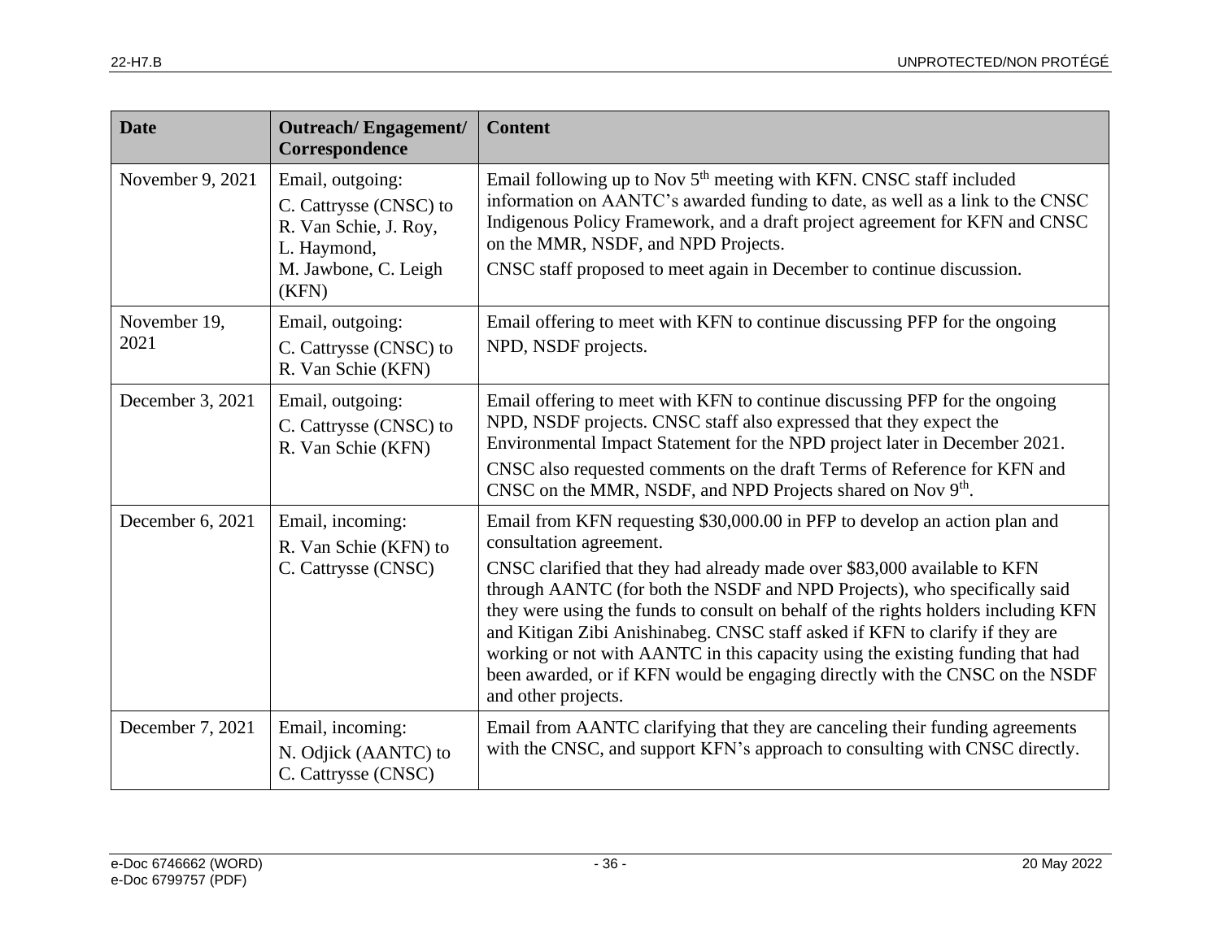| Date | Outreach/ Engagement/ Correspondence | Content |
|---|---|---|
| November 9, 2021 | Email, outgoing: C. Cattrysse (CNSC) to R. Van Schie, J. Roy, L. Haymond, M. Jawbone, C. Leigh (KFN) | Email following up to Nov 5th meeting with KFN. CNSC staff included information on AANTC's awarded funding to date, as well as a link to the CNSC Indigenous Policy Framework, and a draft project agreement for KFN and CNSC on the MMR, NSDF, and NPD Projects. CNSC staff proposed to meet again in December to continue discussion. |
| November 19, 2021 | Email, outgoing: C. Cattrysse (CNSC) to R. Van Schie (KFN) | Email offering to meet with KFN to continue discussing PFP for the ongoing NPD, NSDF projects. |
| December 3, 2021 | Email, outgoing: C. Cattrysse (CNSC) to R. Van Schie (KFN) | Email offering to meet with KFN to continue discussing PFP for the ongoing NPD, NSDF projects. CNSC staff also expressed that they expect the Environmental Impact Statement for the NPD project later in December 2021. CNSC also requested comments on the draft Terms of Reference for KFN and CNSC on the MMR, NSDF, and NPD Projects shared on Nov 9th. |
| December 6, 2021 | Email, incoming: R. Van Schie (KFN) to C. Cattrysse (CNSC) | Email from KFN requesting $30,000.00 in PFP to develop an action plan and consultation agreement. CNSC clarified that they had already made over $83,000 available to KFN through AANTC (for both the NSDF and NPD Projects), who specifically said they were using the funds to consult on behalf of the rights holders including KFN and Kitigan Zibi Anishinabeg. CNSC staff asked if KFN to clarify if they are working or not with AANTC in this capacity using the existing funding that had been awarded, or if KFN would be engaging directly with the CNSC on the NSDF and other projects. |
| December 7, 2021 | Email, incoming: N. Odjick (AANTC) to C. Cattrysse (CNSC) | Email from AANTC clarifying that they are canceling their funding agreements with the CNSC, and support KFN's approach to consulting with CNSC directly. |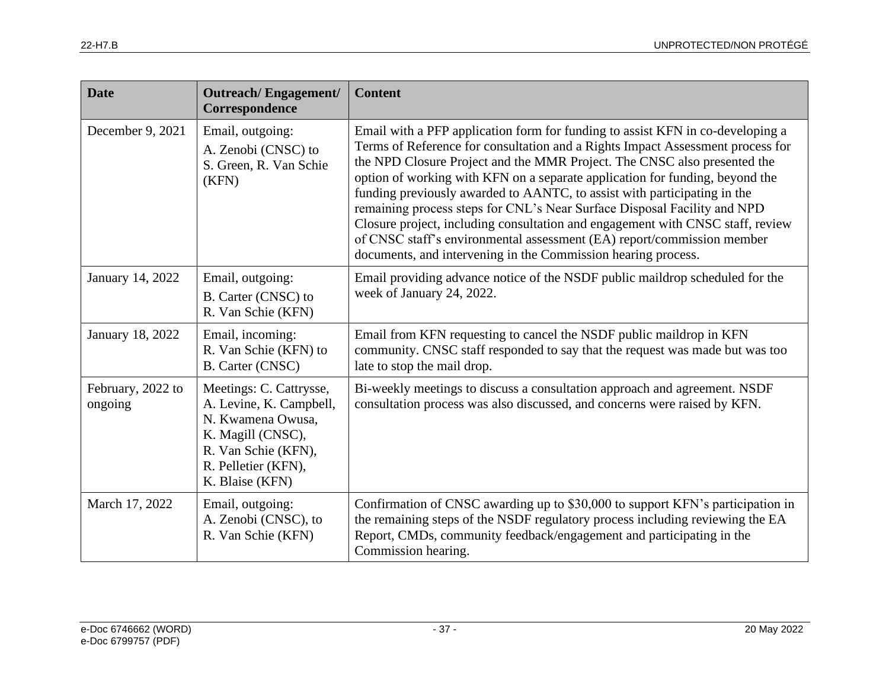| Date | Outreach/ Engagement/ Correspondence | Content |
|---|---|---|
| December 9, 2021 | Email, outgoing: A. Zenobi (CNSC) to S. Green, R. Van Schie (KFN) | Email with a PFP application form for funding to assist KFN in co-developing a Terms of Reference for consultation and a Rights Impact Assessment process for the NPD Closure Project and the MMR Project. The CNSC also presented the option of working with KFN on a separate application for funding, beyond the funding previously awarded to AANTC, to assist with participating in the remaining process steps for CNL's Near Surface Disposal Facility and NPD Closure project, including consultation and engagement with CNSC staff, review of CNSC staff's environmental assessment (EA) report/commission member documents, and intervening in the Commission hearing process. |
| January 14, 2022 | Email, outgoing: B. Carter (CNSC) to R. Van Schie (KFN) | Email providing advance notice of the NSDF public maildrop scheduled for the week of January 24, 2022. |
| January 18, 2022 | Email, incoming: R. Van Schie (KFN) to B. Carter (CNSC) | Email from KFN requesting to cancel the NSDF public maildrop in KFN community. CNSC staff responded to say that the request was made but was too late to stop the mail drop. |
| February, 2022 to ongoing | Meetings: C. Cattrysse, A. Levine, K. Campbell, N. Kwamena Owusa, K. Magill (CNSC), R. Van Schie (KFN), R. Pelletier (KFN), K. Blaise (KFN) | Bi-weekly meetings to discuss a consultation approach and agreement. NSDF consultation process was also discussed, and concerns were raised by KFN. |
| March 17, 2022 | Email, outgoing: A. Zenobi (CNSC), to R. Van Schie (KFN) | Confirmation of CNSC awarding up to $30,000 to support KFN's participation in the remaining steps of the NSDF regulatory process including reviewing the EA Report, CMDs, community feedback/engagement and participating in the Commission hearing. |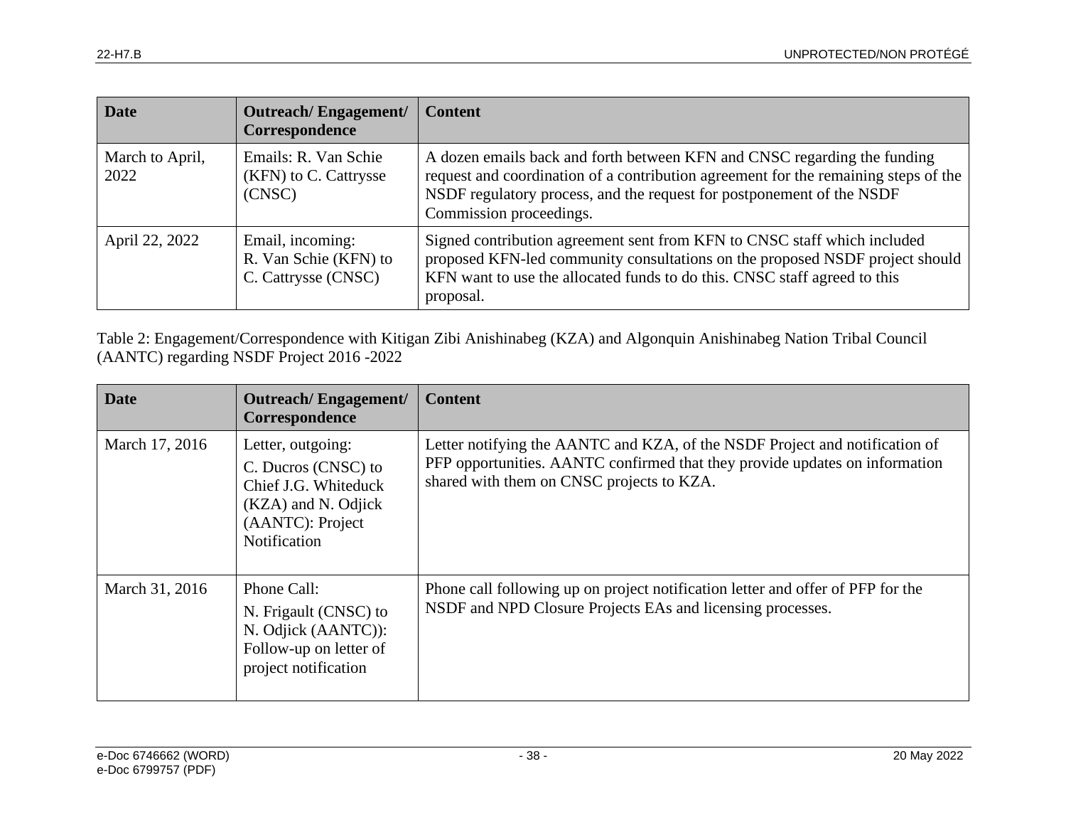| Date | Outreach/ Engagement/ Correspondence | Content |
| --- | --- | --- |
| March to April, 2022 | Emails: R. Van Schie (KFN) to C. Cattrysse (CNSC) | A dozen emails back and forth between KFN and CNSC regarding the funding request and coordination of a contribution agreement for the remaining steps of the NSDF regulatory process, and the request for postponement of the NSDF Commission proceedings. |
| April 22, 2022 | Email, incoming: R. Van Schie (KFN) to C. Cattrysse (CNSC) | Signed contribution agreement sent from KFN to CNSC staff which included proposed KFN-led community consultations on the proposed NSDF project should KFN want to use the allocated funds to do this. CNSC staff agreed to this proposal. |

Table 2: Engagement/Correspondence with Kitigan Zibi Anishinabeg (KZA) and Algonquin Anishinabeg Nation Tribal Council (AANTC) regarding NSDF Project 2016 -2022

| Date | Outreach/ Engagement/ Correspondence | Content |
| --- | --- | --- |
| March 17, 2016 | Letter, outgoing: C. Ducros (CNSC) to Chief J.G. Whiteduck (KZA) and N. Odjick (AANTC): Project Notification | Letter notifying the AANTC and KZA, of the NSDF Project and notification of PFP opportunities. AANTC confirmed that they provide updates on information shared with them on CNSC projects to KZA. |
| March 31, 2016 | Phone Call: N. Frigault (CNSC) to N. Odjick (AANTC)): Follow-up on letter of project notification | Phone call following up on project notification letter and offer of PFP for the NSDF and NPD Closure Projects EAs and licensing processes. |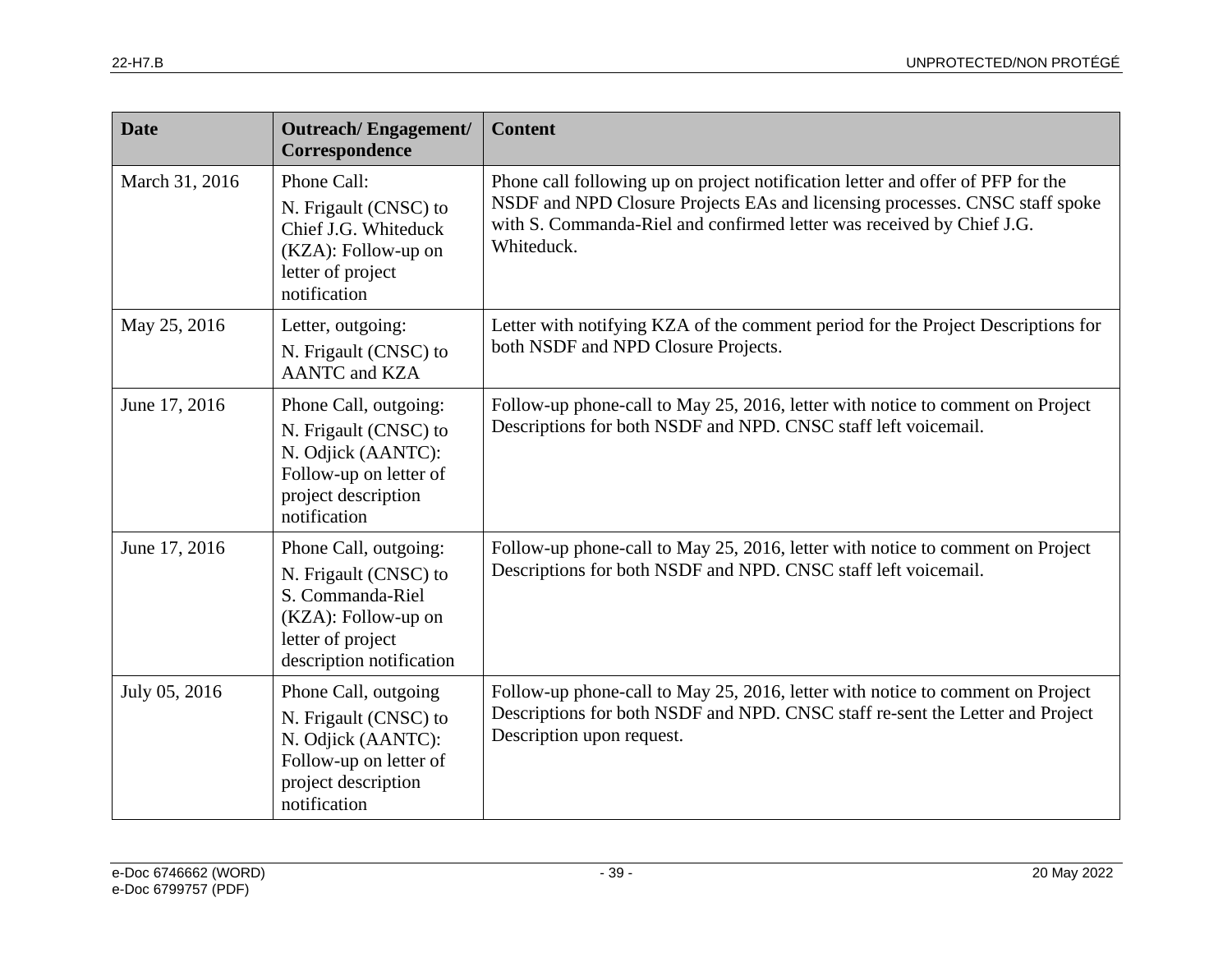| Date | Outreach/ Engagement/ Correspondence | Content |
| --- | --- | --- |
| March 31, 2016 | Phone Call: N. Frigault (CNSC) to Chief J.G. Whiteduck (KZA): Follow-up on letter of project notification | Phone call following up on project notification letter and offer of PFP for the NSDF and NPD Closure Projects EAs and licensing processes. CNSC staff spoke with S. Commanda-Riel and confirmed letter was received by Chief J.G. Whiteduck. |
| May 25, 2016 | Letter, outgoing: N. Frigault (CNSC) to AANTC and KZA | Letter with notifying KZA of the comment period for the Project Descriptions for both NSDF and NPD Closure Projects. |
| June 17, 2016 | Phone Call, outgoing: N. Frigault (CNSC) to N. Odjick (AANTC): Follow-up on letter of project description notification | Follow-up phone-call to May 25, 2016, letter with notice to comment on Project Descriptions for both NSDF and NPD. CNSC staff left voicemail. |
| June 17, 2016 | Phone Call, outgoing: N. Frigault (CNSC) to S. Commanda-Riel (KZA): Follow-up on letter of project description notification | Follow-up phone-call to May 25, 2016, letter with notice to comment on Project Descriptions for both NSDF and NPD. CNSC staff left voicemail. |
| July 05, 2016 | Phone Call, outgoing N. Frigault (CNSC) to N. Odjick (AANTC): Follow-up on letter of project description notification | Follow-up phone-call to May 25, 2016, letter with notice to comment on Project Descriptions for both NSDF and NPD. CNSC staff re-sent the Letter and Project Description upon request. |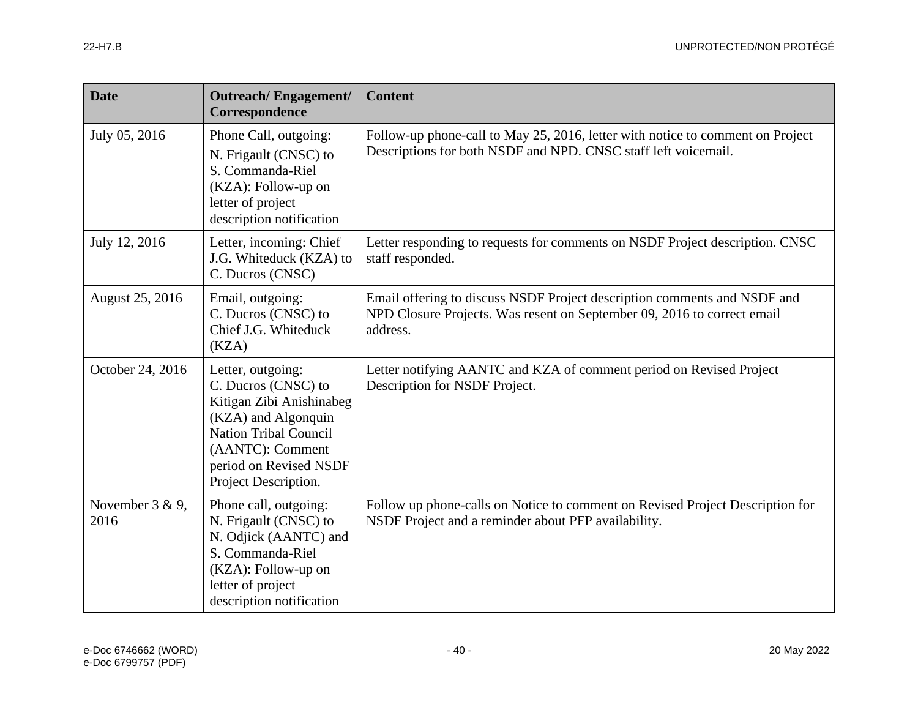| Date | Outreach/ Engagement/ Correspondence | Content |
|---|---|---|
| July 05, 2016 | Phone Call, outgoing: N. Frigault (CNSC) to S. Commanda-Riel (KZA): Follow-up on letter of project description notification | Follow-up phone-call to May 25, 2016, letter with notice to comment on Project Descriptions for both NSDF and NPD. CNSC staff left voicemail. |
| July 12, 2016 | Letter, incoming: Chief J.G. Whiteduck (KZA) to C. Ducros (CNSC) | Letter responding to requests for comments on NSDF Project description. CNSC staff responded. |
| August 25, 2016 | Email, outgoing: C. Ducros (CNSC) to Chief J.G. Whiteduck (KZA) | Email offering to discuss NSDF Project description comments and NSDF and NPD Closure Projects. Was resent on September 09, 2016 to correct email address. |
| October 24, 2016 | Letter, outgoing: C. Ducros (CNSC) to Kitigan Zibi Anishinabeg (KZA) and Algonquin Nation Tribal Council (AANTC): Comment period on Revised NSDF Project Description. | Letter notifying AANTC and KZA of comment period on Revised Project Description for NSDF Project. |
| November 3 & 9, 2016 | Phone call, outgoing: N. Frigault (CNSC) to N. Odjick (AANTC) and S. Commanda-Riel (KZA): Follow-up on letter of project description notification | Follow up phone-calls on Notice to comment on Revised Project Description for NSDF Project and a reminder about PFP availability. |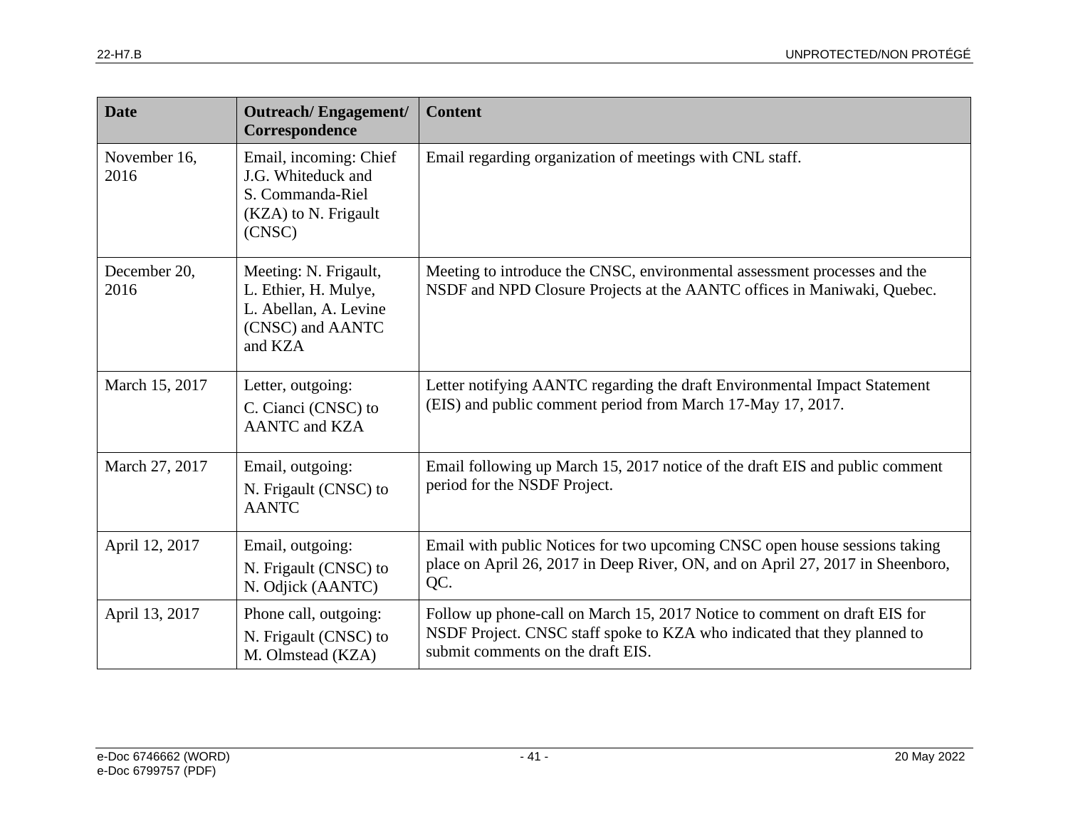| Date | Outreach/ Engagement/ Correspondence | Content |
|---|---|---|
| November 16, 2016 | Email, incoming: Chief J.G. Whiteduck and S. Commanda-Riel (KZA) to N. Frigault (CNSC) | Email regarding organization of meetings with CNL staff. |
| December 20, 2016 | Meeting: N. Frigault, L. Ethier, H. Mulye, L. Abellan, A. Levine (CNSC) and AANTC and KZA | Meeting to introduce the CNSC, environmental assessment processes and the NSDF and NPD Closure Projects at the AANTC offices in Maniwaki, Quebec. |
| March 15, 2017 | Letter, outgoing: C. Cianci (CNSC) to AANTC and KZA | Letter notifying AANTC regarding the draft Environmental Impact Statement (EIS) and public comment period from March 17-May 17, 2017. |
| March 27, 2017 | Email, outgoing: N. Frigault (CNSC) to AANTC | Email following up March 15, 2017 notice of the draft EIS and public comment period for the NSDF Project. |
| April 12, 2017 | Email, outgoing: N. Frigault (CNSC) to N. Odjick (AANTC) | Email with public Notices for two upcoming CNSC open house sessions taking place on April 26, 2017 in Deep River, ON, and on April 27, 2017 in Sheenboro, QC. |
| April 13, 2017 | Phone call, outgoing: N. Frigault (CNSC) to M. Olmstead (KZA) | Follow up phone-call on March 15, 2017 Notice to comment on draft EIS for NSDF Project. CNSC staff spoke to KZA who indicated that they planned to submit comments on the draft EIS. |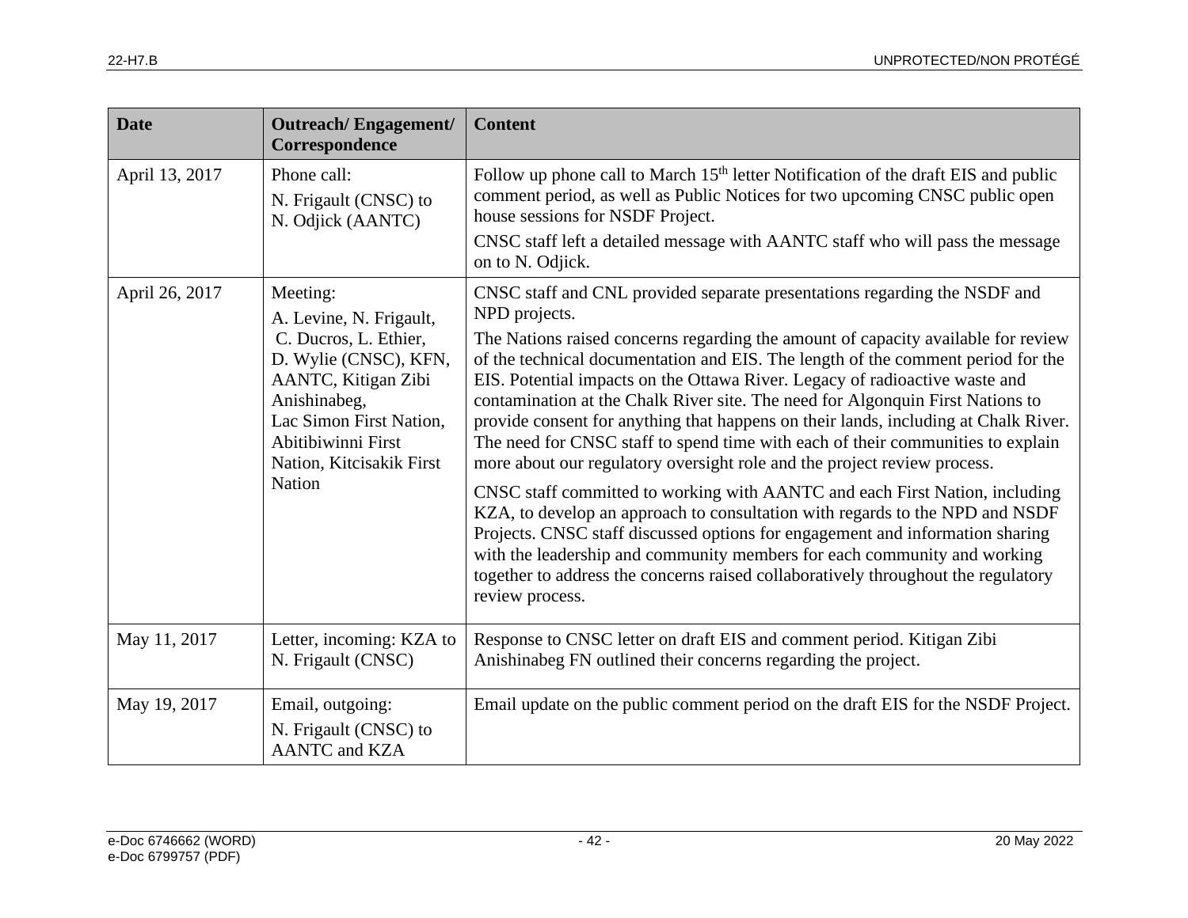| Date | Outreach/ Engagement/ Correspondence | Content |
| --- | --- | --- |
| April 13, 2017 | Phone call:<br>N. Frigault (CNSC) to N. Odjick (AANTC) | Follow up phone call to March 15th letter Notification of the draft EIS and public comment period, as well as Public Notices for two upcoming CNSC public open house sessions for NSDF Project.<br>CNSC staff left a detailed message with AANTC staff who will pass the message on to N. Odjick. |
| April 26, 2017 | Meeting:<br>A. Levine, N. Frigault, C. Ducros, L. Ethier, D. Wylie (CNSC), KFN, AANTC, Kitigan Zibi Anishinabeg, Lac Simon First Nation, Abitibiwinni First Nation, Kitcisakik First Nation | CNSC staff and CNL provided separate presentations regarding the NSDF and NPD projects.<br>The Nations raised concerns regarding the amount of capacity available for review of the technical documentation and EIS. The length of the comment period for the EIS. Potential impacts on the Ottawa River. Legacy of radioactive waste and contamination at the Chalk River site. The need for Algonquin First Nations to provide consent for anything that happens on their lands, including at Chalk River. The need for CNSC staff to spend time with each of their communities to explain more about our regulatory oversight role and the project review process.<br>CNSC staff committed to working with AANTC and each First Nation, including KZA, to develop an approach to consultation with regards to the NPD and NSDF Projects. CNSC staff discussed options for engagement and information sharing with the leadership and community members for each community and working together to address the concerns raised collaboratively throughout the regulatory review process. |
| May 11, 2017 | Letter, incoming: KZA to N. Frigault (CNSC) | Response to CNSC letter on draft EIS and comment period. Kitigan Zibi Anishinabeg FN outlined their concerns regarding the project. |
| May 19, 2017 | Email, outgoing:<br>N. Frigault (CNSC) to AANTC and KZA | Email update on the public comment period on the draft EIS for the NSDF Project. |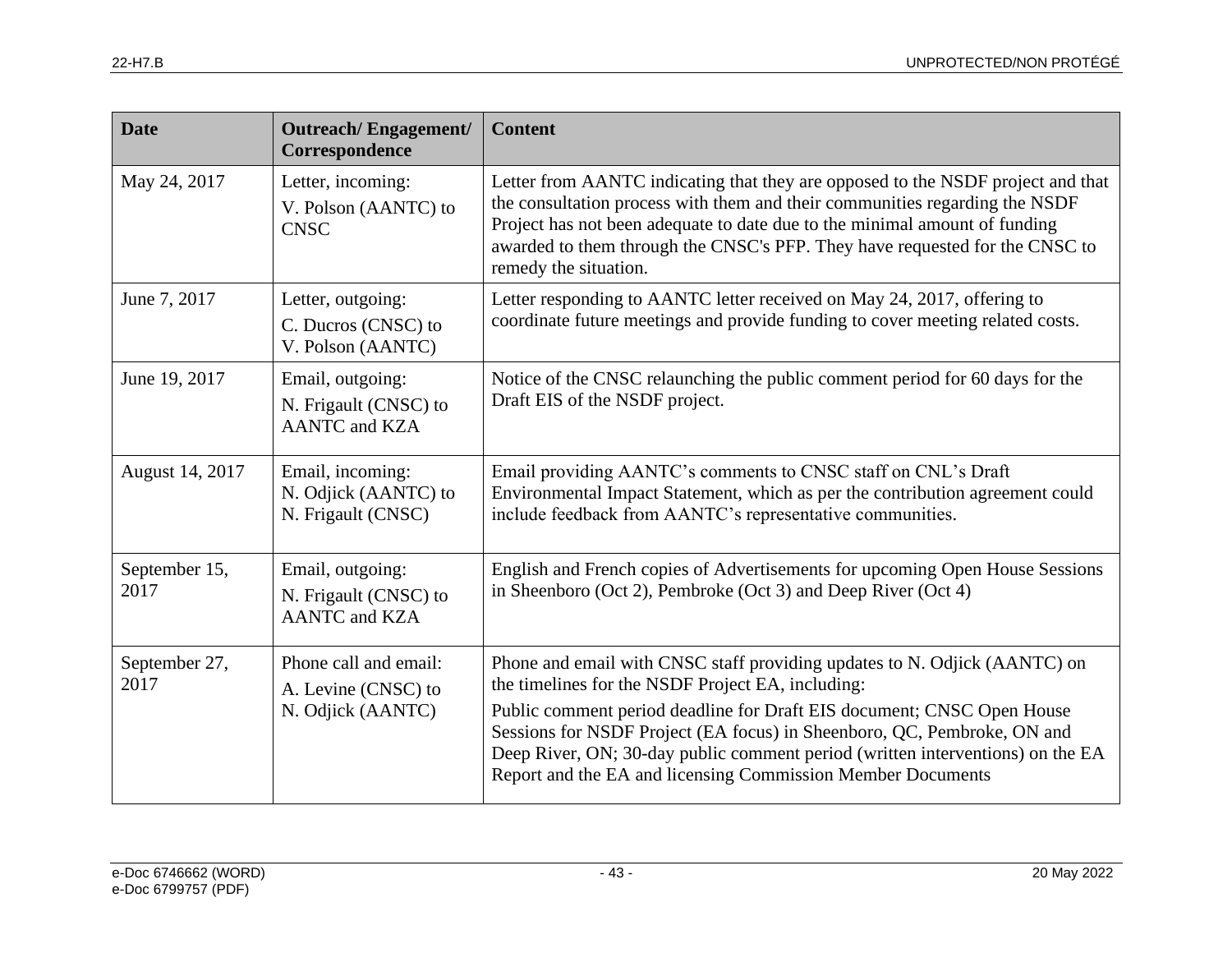| Date | Outreach/ Engagement/ Correspondence | Content |
| --- | --- | --- |
| May 24, 2017 | Letter, incoming: V. Polson (AANTC) to CNSC | Letter from AANTC indicating that they are opposed to the NSDF project and that the consultation process with them and their communities regarding the NSDF Project has not been adequate to date due to the minimal amount of funding awarded to them through the CNSC's PFP. They have requested for the CNSC to remedy the situation. |
| June 7, 2017 | Letter, outgoing: C. Ducros (CNSC) to V. Polson (AANTC) | Letter responding to AANTC letter received on May 24, 2017, offering to coordinate future meetings and provide funding to cover meeting related costs. |
| June 19, 2017 | Email, outgoing: N. Frigault (CNSC) to AANTC and KZA | Notice of the CNSC relaunching the public comment period for 60 days for the Draft EIS of the NSDF project. |
| August 14, 2017 | Email, incoming: N. Odjick (AANTC) to N. Frigault (CNSC) | Email providing AANTC's comments to CNSC staff on CNL's Draft Environmental Impact Statement, which as per the contribution agreement could include feedback from AANTC's representative communities. |
| September 15, 2017 | Email, outgoing: N. Frigault (CNSC) to AANTC and KZA | English and French copies of Advertisements for upcoming Open House Sessions in Sheenboro (Oct 2), Pembroke (Oct 3) and Deep River (Oct 4) |
| September 27, 2017 | Phone call and email: A. Levine (CNSC) to N. Odjick (AANTC) | Phone and email with CNSC staff providing updates to N. Odjick (AANTC) on the timelines for the NSDF Project EA, including: Public comment period deadline for Draft EIS document; CNSC Open House Sessions for NSDF Project (EA focus) in Sheenboro, QC, Pembroke, ON and Deep River, ON; 30-day public comment period (written interventions) on the EA Report and the EA and licensing Commission Member Documents |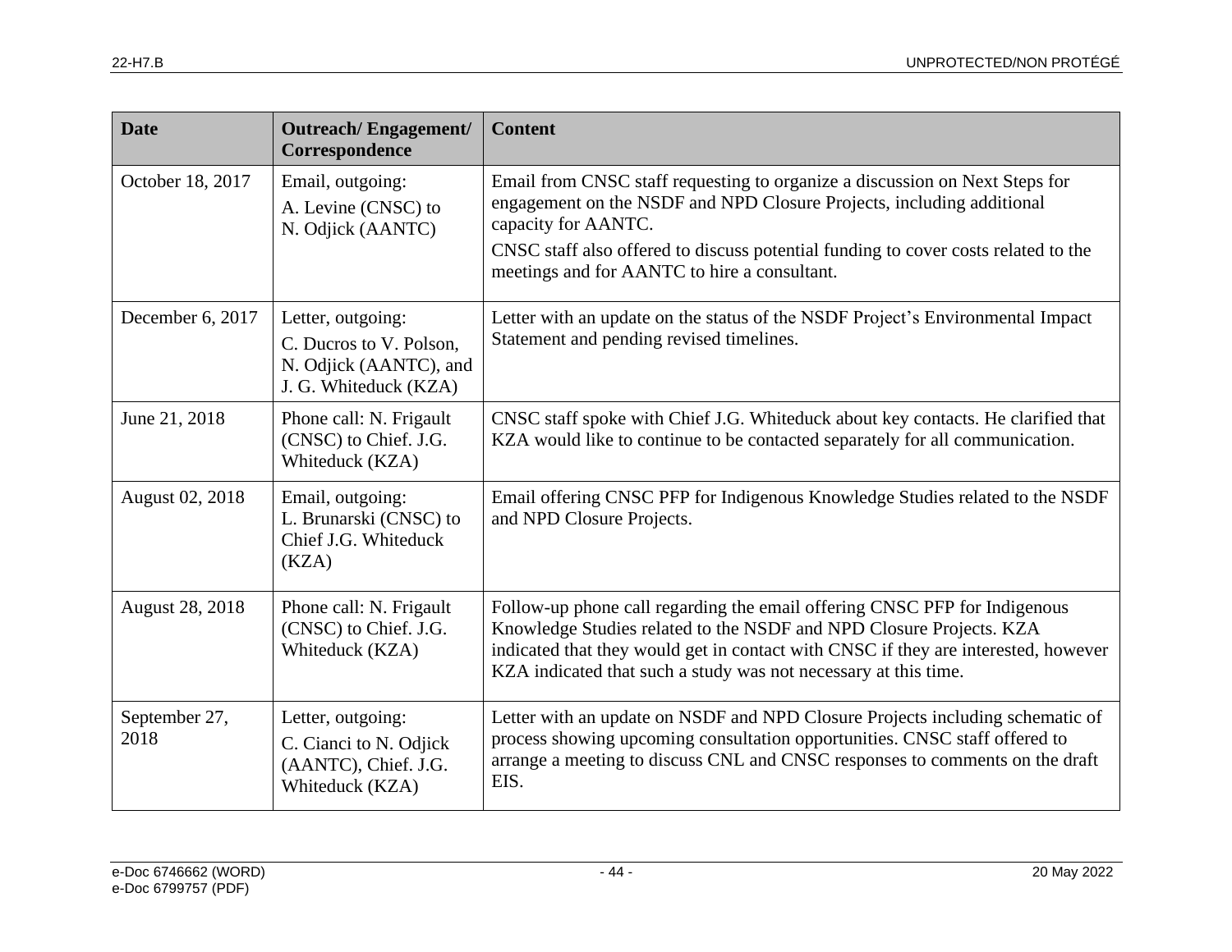| Date | Outreach/ Engagement/ Correspondence | Content |
|---|---|---|
| October 18, 2017 | Email, outgoing: A. Levine (CNSC) to N. Odjick (AANTC) | Email from CNSC staff requesting to organize a discussion on Next Steps for engagement on the NSDF and NPD Closure Projects, including additional capacity for AANTC. CNSC staff also offered to discuss potential funding to cover costs related to the meetings and for AANTC to hire a consultant. |
| December 6, 2017 | Letter, outgoing: C. Ducros to V. Polson, N. Odjick (AANTC), and J. G. Whiteduck (KZA) | Letter with an update on the status of the NSDF Project's Environmental Impact Statement and pending revised timelines. |
| June 21, 2018 | Phone call: N. Frigault (CNSC) to Chief. J.G. Whiteduck (KZA) | CNSC staff spoke with Chief J.G. Whiteduck about key contacts. He clarified that KZA would like to continue to be contacted separately for all communication. |
| August 02, 2018 | Email, outgoing: L. Brunarski (CNSC) to Chief J.G. Whiteduck (KZA) | Email offering CNSC PFP for Indigenous Knowledge Studies related to the NSDF and NPD Closure Projects. |
| August 28, 2018 | Phone call: N. Frigault (CNSC) to Chief. J.G. Whiteduck (KZA) | Follow-up phone call regarding the email offering CNSC PFP for Indigenous Knowledge Studies related to the NSDF and NPD Closure Projects. KZA indicated that they would get in contact with CNSC if they are interested, however KZA indicated that such a study was not necessary at this time. |
| September 27, 2018 | Letter, outgoing: C. Cianci to N. Odjick (AANTC), Chief. J.G. Whiteduck (KZA) | Letter with an update on NSDF and NPD Closure Projects including schematic of process showing upcoming consultation opportunities. CNSC staff offered to arrange a meeting to discuss CNL and CNSC responses to comments on the draft EIS. |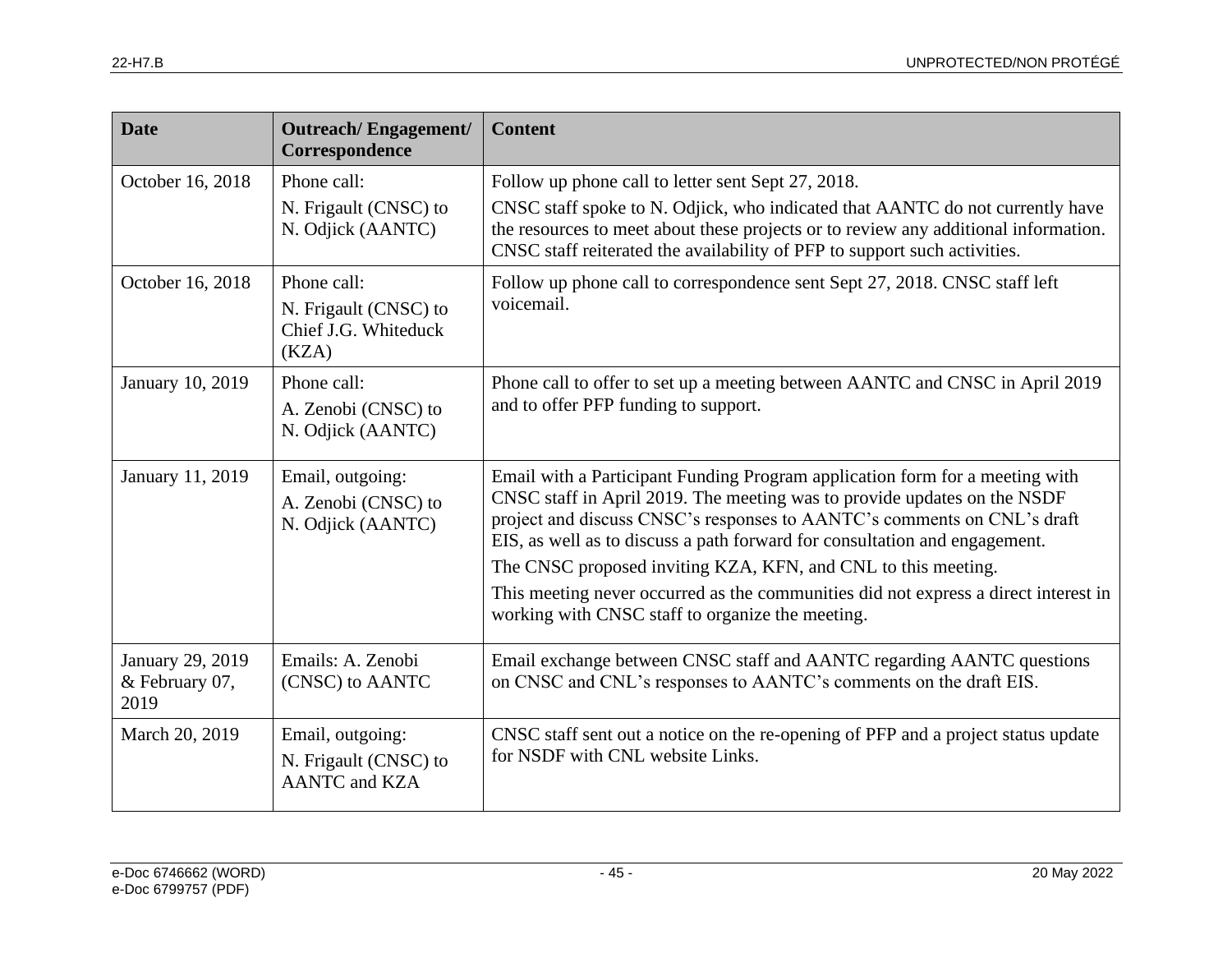| Date | Outreach/ Engagement/ Correspondence | Content |
|---|---|---|
| October 16, 2018 | Phone call:<br>N. Frigault (CNSC) to N. Odjick (AANTC) | Follow up phone call to letter sent Sept 27, 2018.<br>CNSC staff spoke to N. Odjick, who indicated that AANTC do not currently have the resources to meet about these projects or to review any additional information. CNSC staff reiterated the availability of PFP to support such activities. |
| October 16, 2018 | Phone call:<br>N. Frigault (CNSC) to Chief J.G. Whiteduck (KZA) | Follow up phone call to correspondence sent Sept 27, 2018. CNSC staff left voicemail. |
| January 10, 2019 | Phone call:<br>A. Zenobi (CNSC) to N. Odjick (AANTC) | Phone call to offer to set up a meeting between AANTC and CNSC in April 2019 and to offer PFP funding to support. |
| January 11, 2019 | Email, outgoing:<br>A. Zenobi (CNSC) to N. Odjick (AANTC) | Email with a Participant Funding Program application form for a meeting with CNSC staff in April 2019. The meeting was to provide updates on the NSDF project and discuss CNSC's responses to AANTC's comments on CNL's draft EIS, as well as to discuss a path forward for consultation and engagement.<br>The CNSC proposed inviting KZA, KFN, and CNL to this meeting.<br>This meeting never occurred as the communities did not express a direct interest in working with CNSC staff to organize the meeting. |
| January 29, 2019 & February 07, 2019 | Emails: A. Zenobi (CNSC) to AANTC | Email exchange between CNSC staff and AANTC regarding AANTC questions on CNSC and CNL's responses to AANTC's comments on the draft EIS. |
| March 20, 2019 | Email, outgoing:<br>N. Frigault (CNSC) to AANTC and KZA | CNSC staff sent out a notice on the re-opening of PFP and a project status update for NSDF with CNL website Links. |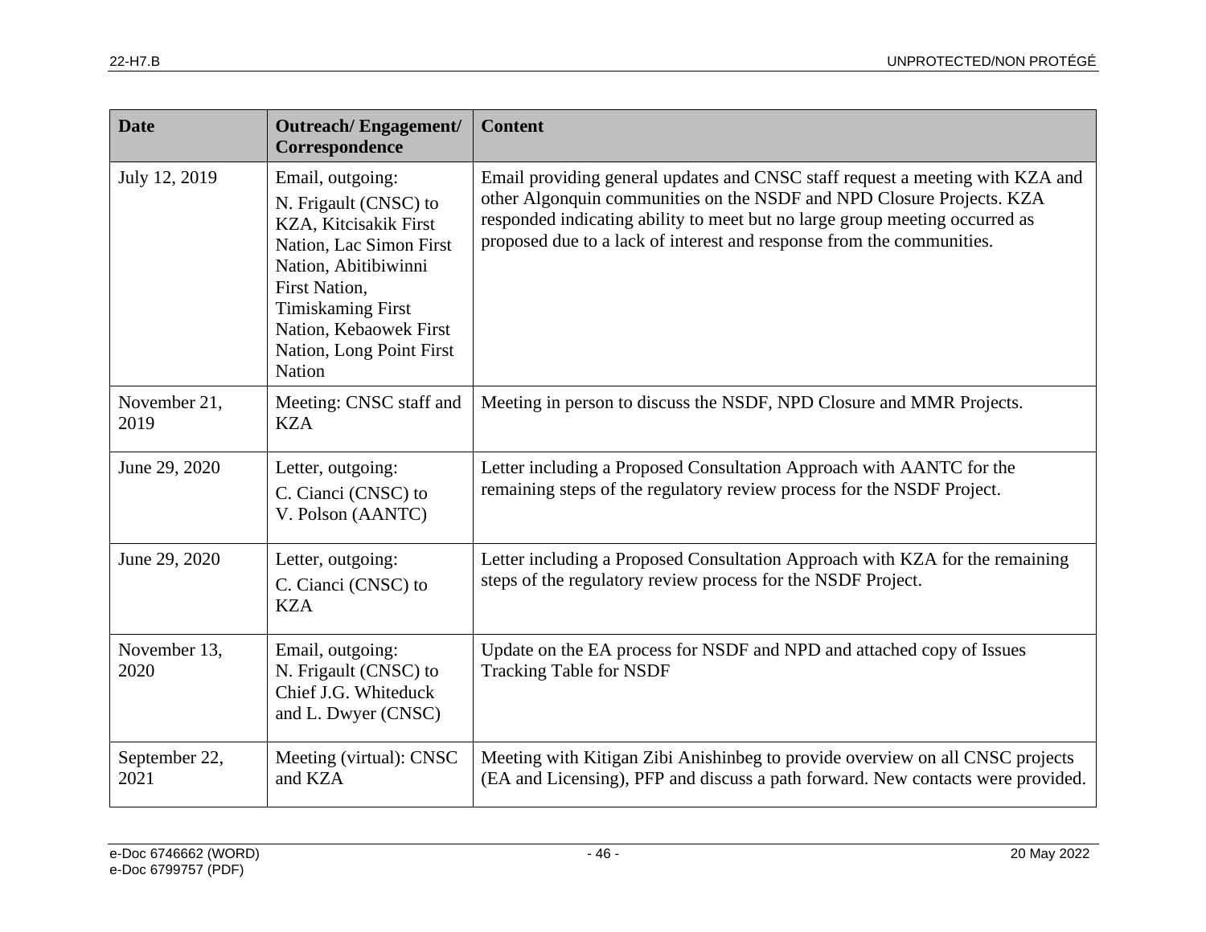| Date | Outreach/ Engagement/ Correspondence | Content |
|---|---|---|
| July 12, 2019 | Email, outgoing: N. Frigault (CNSC) to KZA, Kitcisakik First Nation, Lac Simon First Nation, Abitibiwinni First Nation, Timiskaming First Nation, Kebaowek First Nation, Long Point First Nation | Email providing general updates and CNSC staff request a meeting with KZA and other Algonquin communities on the NSDF and NPD Closure Projects. KZA responded indicating ability to meet but no large group meeting occurred as proposed due to a lack of interest and response from the communities. |
| November 21, 2019 | Meeting: CNSC staff and KZA | Meeting in person to discuss the NSDF, NPD Closure and MMR Projects. |
| June 29, 2020 | Letter, outgoing: C. Cianci (CNSC) to V. Polson (AANTC) | Letter including a Proposed Consultation Approach with AANTC for the remaining steps of the regulatory review process for the NSDF Project. |
| June 29, 2020 | Letter, outgoing: C. Cianci (CNSC) to KZA | Letter including a Proposed Consultation Approach with KZA for the remaining steps of the regulatory review process for the NSDF Project. |
| November 13, 2020 | Email, outgoing: N. Frigault (CNSC) to Chief J.G. Whiteduck and L. Dwyer (CNSC) | Update on the EA process for NSDF and NPD and attached copy of Issues Tracking Table for NSDF |
| September 22, 2021 | Meeting (virtual): CNSC and KZA | Meeting with Kitigan Zibi Anishinbeg to provide overview on all CNSC projects (EA and Licensing), PFP and discuss a path forward. New contacts were provided. |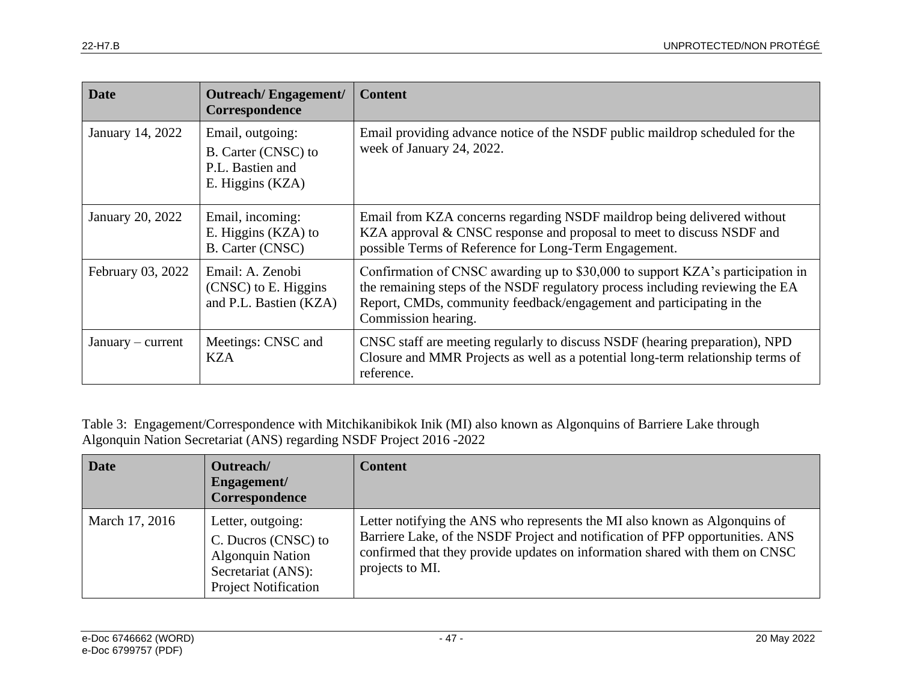| Date | Outreach/ Engagement/ Correspondence | Content |
|---|---|---|
| January 14, 2022 | Email, outgoing: B. Carter (CNSC) to P.L. Bastien and E. Higgins (KZA) | Email providing advance notice of the NSDF public maildrop scheduled for the week of January 24, 2022. |
| January 20, 2022 | Email, incoming: E. Higgins (KZA) to B. Carter (CNSC) | Email from KZA concerns regarding NSDF maildrop being delivered without KZA approval & CNSC response and proposal to meet to discuss NSDF and possible Terms of Reference for Long-Term Engagement. |
| February 03, 2022 | Email: A. Zenobi (CNSC) to E. Higgins and P.L. Bastien (KZA) | Confirmation of CNSC awarding up to $30,000 to support KZA's participation in the remaining steps of the NSDF regulatory process including reviewing the EA Report, CMDs, community feedback/engagement and participating in the Commission hearing. |
| January – current | Meetings: CNSC and KZA | CNSC staff are meeting regularly to discuss NSDF (hearing preparation), NPD Closure and MMR Projects as well as a potential long-term relationship terms of reference. |

Table 3: Engagement/Correspondence with Mitchikanibikok Inik (MI) also known as Algonquins of Barriere Lake through Algonquin Nation Secretariat (ANS) regarding NSDF Project 2016 -2022

| Date | Outreach/ Engagement/ Correspondence | Content |
|---|---|---|
| March 17, 2016 | Letter, outgoing: C. Ducros (CNSC) to Algonquin Nation Secretariat (ANS): Project Notification | Letter notifying the ANS who represents the MI also known as Algonquins of Barriere Lake, of the NSDF Project and notification of PFP opportunities. ANS confirmed that they provide updates on information shared with them on CNSC projects to MI. |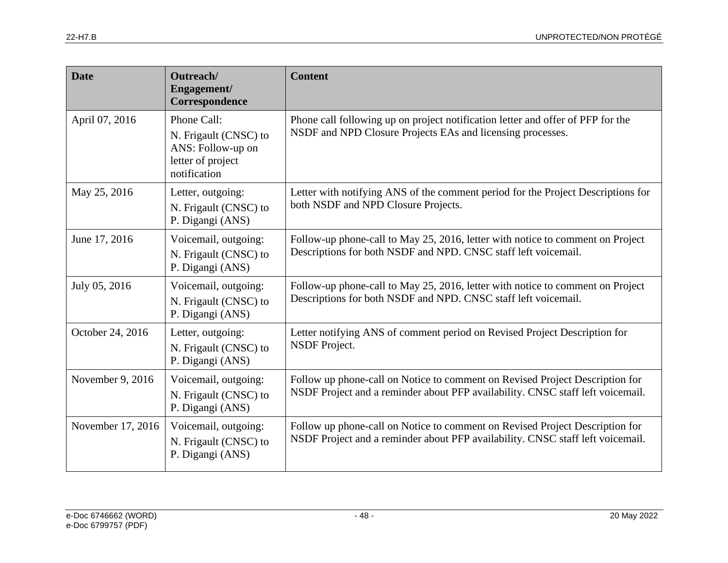| Date | Outreach/ Engagement/ Correspondence | Content |
| --- | --- | --- |
| April 07, 2016 | Phone Call: N. Frigault (CNSC) to ANS: Follow-up on letter of project notification | Phone call following up on project notification letter and offer of PFP for the NSDF and NPD Closure Projects EAs and licensing processes. |
| May 25, 2016 | Letter, outgoing: N. Frigault (CNSC) to P. Digangi (ANS) | Letter with notifying ANS of the comment period for the Project Descriptions for both NSDF and NPD Closure Projects. |
| June 17, 2016 | Voicemail, outgoing: N. Frigault (CNSC) to P. Digangi (ANS) | Follow-up phone-call to May 25, 2016, letter with notice to comment on Project Descriptions for both NSDF and NPD. CNSC staff left voicemail. |
| July 05, 2016 | Voicemail, outgoing: N. Frigault (CNSC) to P. Digangi (ANS) | Follow-up phone-call to May 25, 2016, letter with notice to comment on Project Descriptions for both NSDF and NPD. CNSC staff left voicemail. |
| October 24, 2016 | Letter, outgoing: N. Frigault (CNSC) to P. Digangi (ANS) | Letter notifying ANS of comment period on Revised Project Description for NSDF Project. |
| November 9, 2016 | Voicemail, outgoing: N. Frigault (CNSC) to P. Digangi (ANS) | Follow up phone-call on Notice to comment on Revised Project Description for NSDF Project and a reminder about PFP availability. CNSC staff left voicemail. |
| November 17, 2016 | Voicemail, outgoing: N. Frigault (CNSC) to P. Digangi (ANS) | Follow up phone-call on Notice to comment on Revised Project Description for NSDF Project and a reminder about PFP availability. CNSC staff left voicemail. |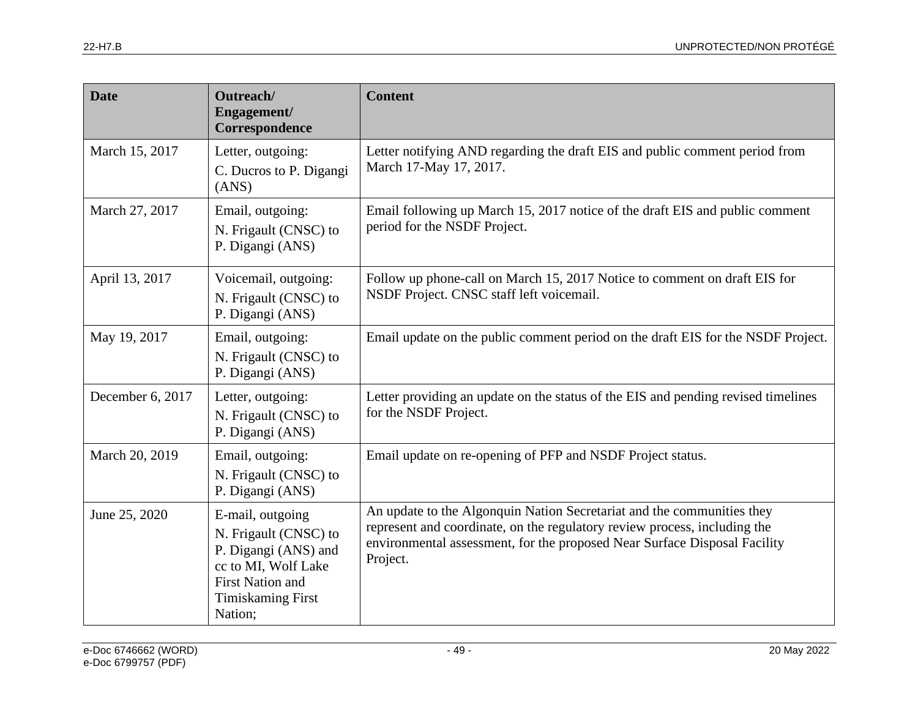| Date | Outreach/ Engagement/ Correspondence | Content |
|---|---|---|
| March 15, 2017 | Letter, outgoing: C. Ducros to P. Digangi (ANS) | Letter notifying AND regarding the draft EIS and public comment period from March 17-May 17, 2017. |
| March 27, 2017 | Email, outgoing: N. Frigault (CNSC) to P. Digangi (ANS) | Email following up March 15, 2017 notice of the draft EIS and public comment period for the NSDF Project. |
| April 13, 2017 | Voicemail, outgoing: N. Frigault (CNSC) to P. Digangi (ANS) | Follow up phone-call on March 15, 2017 Notice to comment on draft EIS for NSDF Project. CNSC staff left voicemail. |
| May 19, 2017 | Email, outgoing: N. Frigault (CNSC) to P. Digangi (ANS) | Email update on the public comment period on the draft EIS for the NSDF Project. |
| December 6, 2017 | Letter, outgoing: N. Frigault (CNSC) to P. Digangi (ANS) | Letter providing an update on the status of the EIS and pending revised timelines for the NSDF Project. |
| March 20, 2019 | Email, outgoing: N. Frigault (CNSC) to P. Digangi (ANS) | Email update on re-opening of PFP and NSDF Project status. |
| June 25, 2020 | E-mail, outgoing N. Frigault (CNSC) to P. Digangi (ANS) and cc to MI, Wolf Lake First Nation and Timiskaming First Nation; | An update to the Algonquin Nation Secretariat and the communities they represent and coordinate, on the regulatory review process, including the environmental assessment, for the proposed Near Surface Disposal Facility Project. |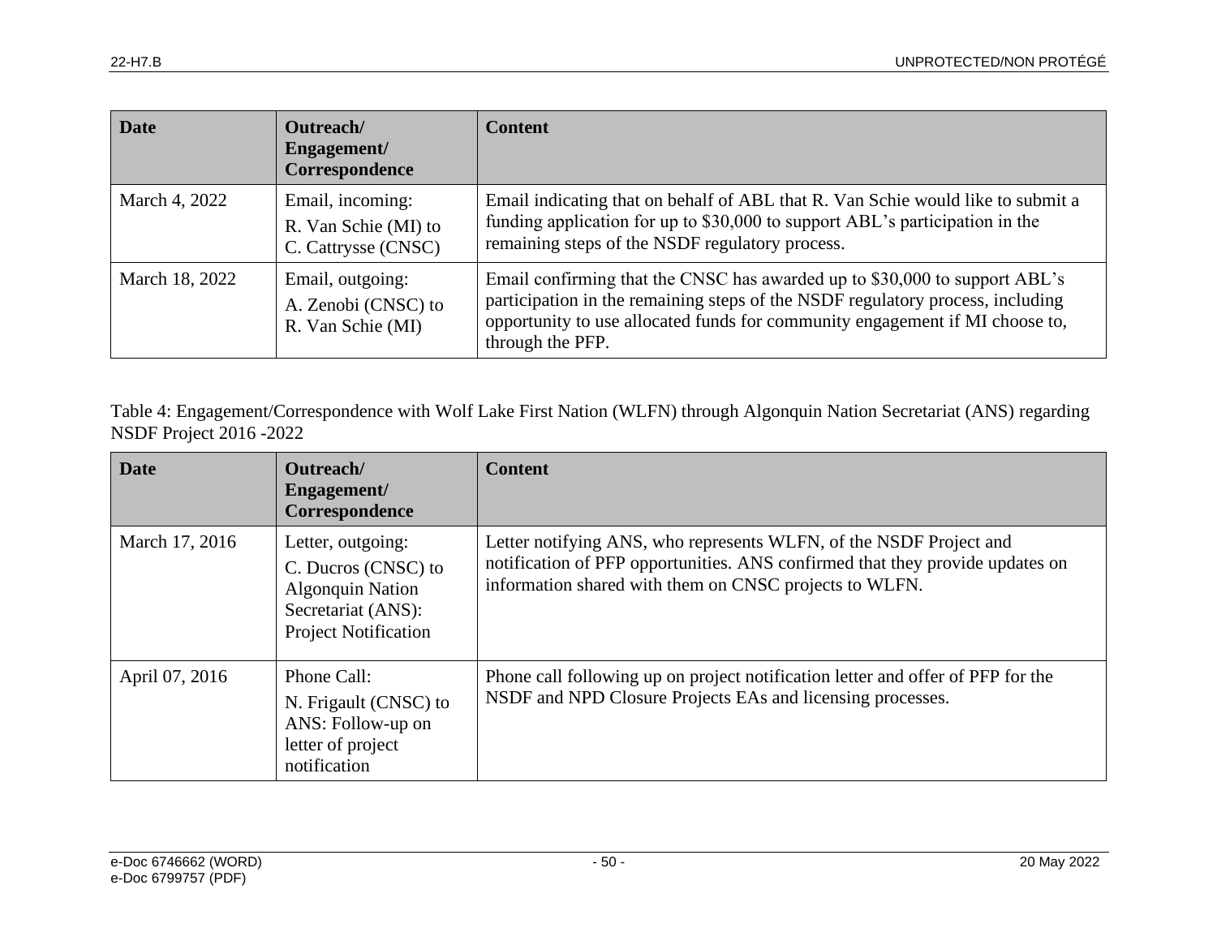| Date | Outreach/ Engagement/ Correspondence | Content |
|---|---|---|
| March 4, 2022 | Email, incoming: R. Van Schie (MI) to C. Cattrysse (CNSC) | Email indicating that on behalf of ABL that R. Van Schie would like to submit a funding application for up to $30,000 to support ABL's participation in the remaining steps of the NSDF regulatory process. |
| March 18, 2022 | Email, outgoing: A. Zenobi (CNSC) to R. Van Schie (MI) | Email confirming that the CNSC has awarded up to $30,000 to support ABL's participation in the remaining steps of the NSDF regulatory process, including opportunity to use allocated funds for community engagement if MI choose to, through the PFP. |

Table 4: Engagement/Correspondence with Wolf Lake First Nation (WLFN) through Algonquin Nation Secretariat (ANS) regarding NSDF Project 2016 -2022

| Date | Outreach/ Engagement/ Correspondence | Content |
|---|---|---|
| March 17, 2016 | Letter, outgoing: C. Ducros (CNSC) to Algonquin Nation Secretariat (ANS): Project Notification | Letter notifying ANS, who represents WLFN, of the NSDF Project and notification of PFP opportunities. ANS confirmed that they provide updates on information shared with them on CNSC projects to WLFN. |
| April 07, 2016 | Phone Call: N. Frigault (CNSC) to ANS: Follow-up on letter of project notification | Phone call following up on project notification letter and offer of PFP for the NSDF and NPD Closure Projects EAs and licensing processes. |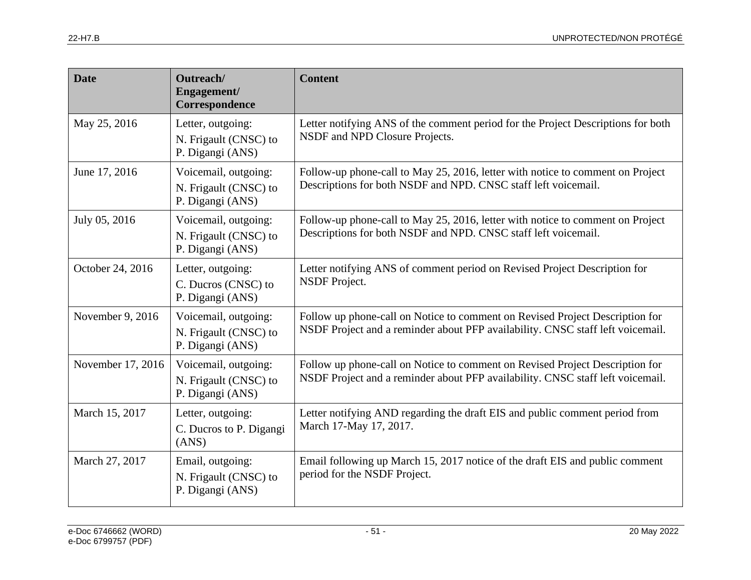| Date | Outreach/ Engagement/ Correspondence | Content |
| --- | --- | --- |
| May 25, 2016 | Letter, outgoing: N. Frigault (CNSC) to P. Digangi (ANS) | Letter notifying ANS of the comment period for the Project Descriptions for both NSDF and NPD Closure Projects. |
| June 17, 2016 | Voicemail, outgoing: N. Frigault (CNSC) to P. Digangi (ANS) | Follow-up phone-call to May 25, 2016, letter with notice to comment on Project Descriptions for both NSDF and NPD. CNSC staff left voicemail. |
| July 05, 2016 | Voicemail, outgoing: N. Frigault (CNSC) to P. Digangi (ANS) | Follow-up phone-call to May 25, 2016, letter with notice to comment on Project Descriptions for both NSDF and NPD. CNSC staff left voicemail. |
| October 24, 2016 | Letter, outgoing: C. Ducros (CNSC) to P. Digangi (ANS) | Letter notifying ANS of comment period on Revised Project Description for NSDF Project. |
| November 9, 2016 | Voicemail, outgoing: N. Frigault (CNSC) to P. Digangi (ANS) | Follow up phone-call on Notice to comment on Revised Project Description for NSDF Project and a reminder about PFP availability. CNSC staff left voicemail. |
| November 17, 2016 | Voicemail, outgoing: N. Frigault (CNSC) to P. Digangi (ANS) | Follow up phone-call on Notice to comment on Revised Project Description for NSDF Project and a reminder about PFP availability. CNSC staff left voicemail. |
| March 15, 2017 | Letter, outgoing: C. Ducros to P. Digangi (ANS) | Letter notifying AND regarding the draft EIS and public comment period from March 17-May 17, 2017. |
| March 27, 2017 | Email, outgoing: N. Frigault (CNSC) to P. Digangi (ANS) | Email following up March 15, 2017 notice of the draft EIS and public comment period for the NSDF Project. |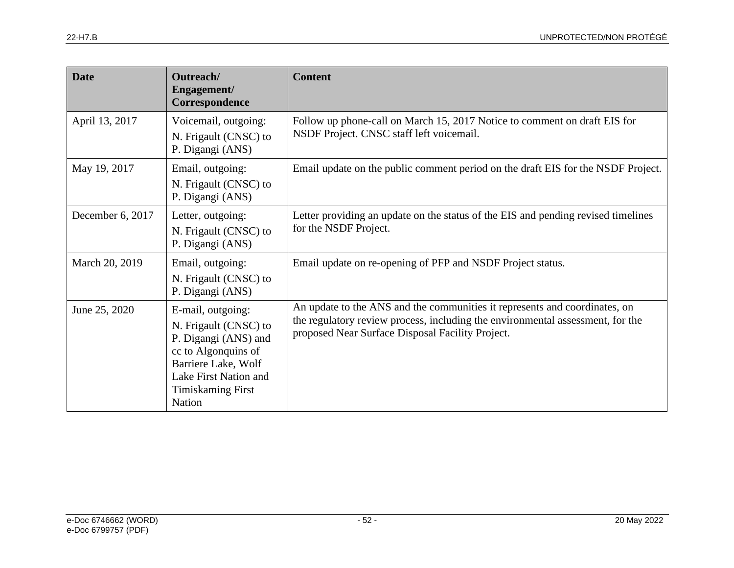| Date | Outreach/ Engagement/ Correspondence | Content |
|---|---|---|
| April 13, 2017 | Voicemail, outgoing: N. Frigault (CNSC) to P. Digangi (ANS) | Follow up phone-call on March 15, 2017 Notice to comment on draft EIS for NSDF Project. CNSC staff left voicemail. |
| May 19, 2017 | Email, outgoing: N. Frigault (CNSC) to P. Digangi (ANS) | Email update on the public comment period on the draft EIS for the NSDF Project. |
| December 6, 2017 | Letter, outgoing: N. Frigault (CNSC) to P. Digangi (ANS) | Letter providing an update on the status of the EIS and pending revised timelines for the NSDF Project. |
| March 20, 2019 | Email, outgoing: N. Frigault (CNSC) to P. Digangi (ANS) | Email update on re-opening of PFP and NSDF Project status. |
| June 25, 2020 | E-mail, outgoing: N. Frigault (CNSC) to P. Digangi (ANS) and cc to Algonquins of Barriere Lake, Wolf Lake First Nation and Timiskaming First Nation | An update to the ANS and the communities it represents and coordinates, on the regulatory review process, including the environmental assessment, for the proposed Near Surface Disposal Facility Project. |